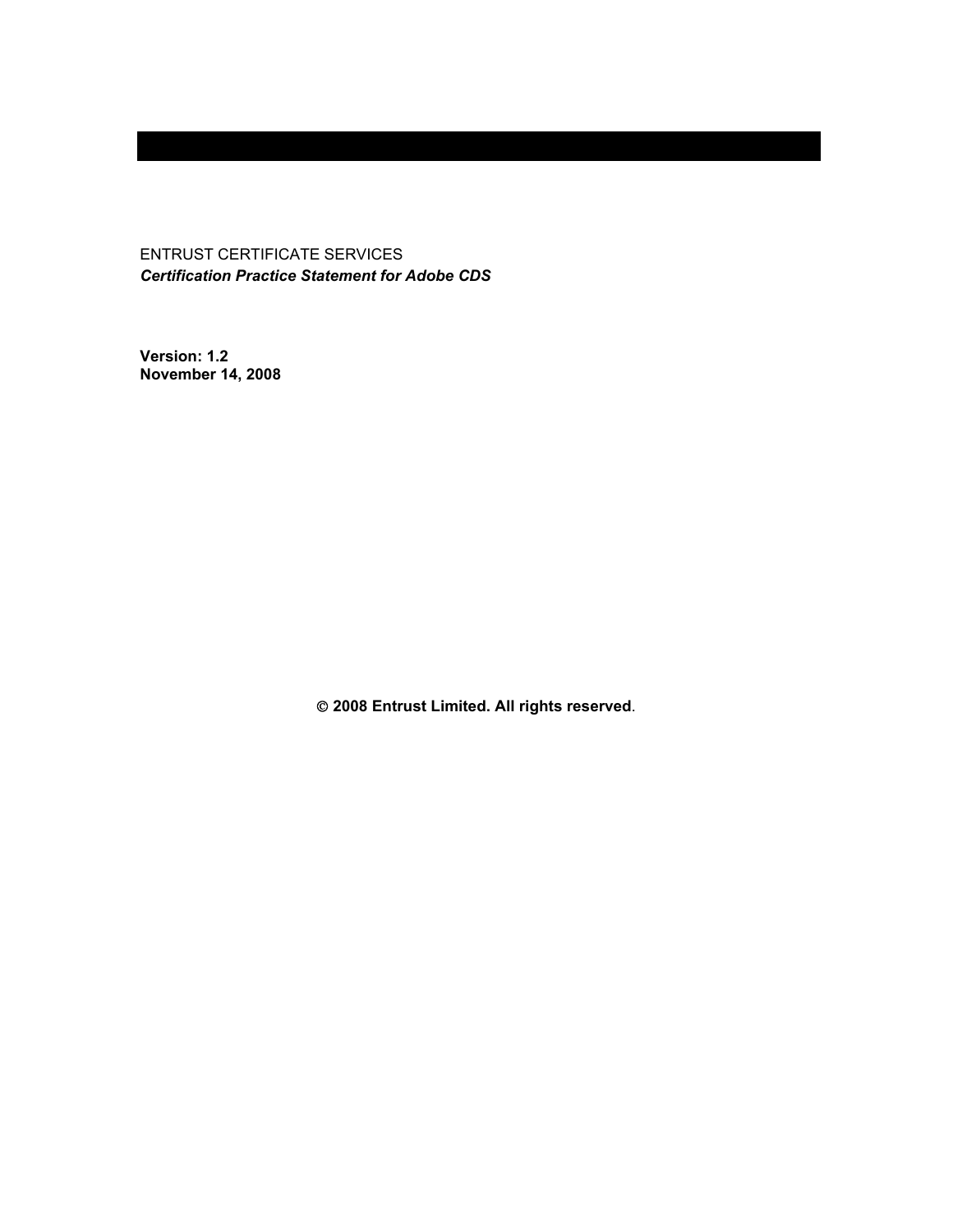ENTRUST CERTIFICATE SERVICES

***Certification Practice Statement for Adobe CDS***

**Version: 1.2**
**November 14, 2008**

**© 2008 Entrust Limited. All rights reserved**.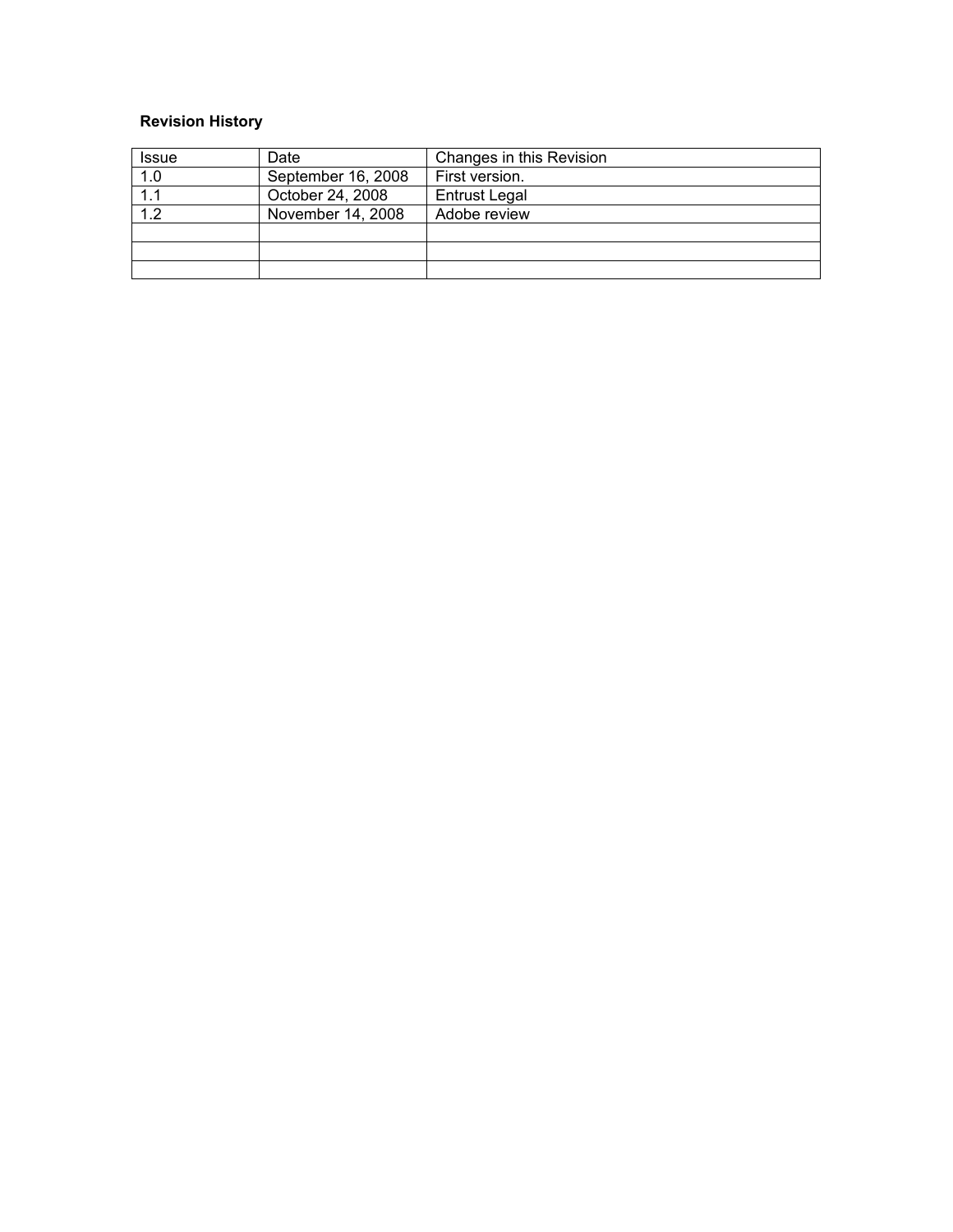**Revision History**

| Issue | Date | Changes in this Revision |
|---|---|---|
| 1.0 | September 16, 2008 | First version. |
| 1.1 | October 24, 2008 | Entrust Legal |
| 1.2 | November 14, 2008 | Adobe review |
| | | |
| | | |
| | | |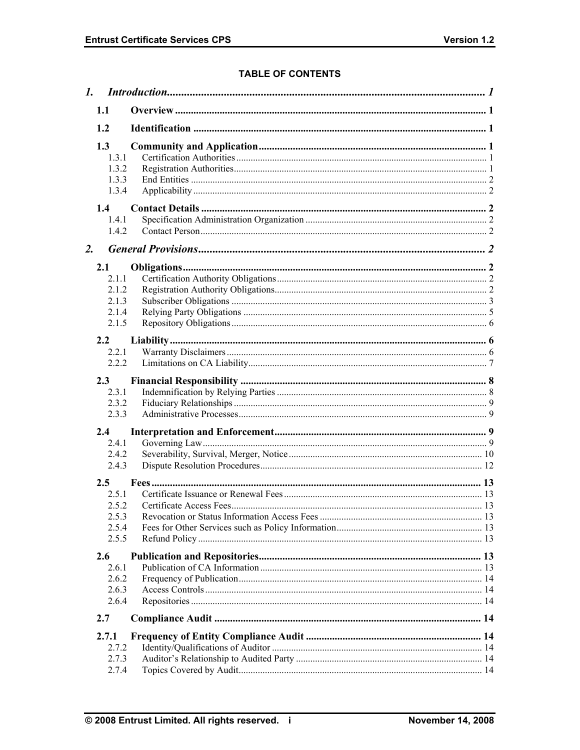**TABLE OF CONTENTS**

- *1. Introduction* ..... 1
  - **1.1 Overview** ..... 1
  - **1.2 Identification** ..... 1
  - **1.3 Community and Application** ..... 1
    - 1.3.1 Certification Authorities ..... 1
    - 1.3.2 Registration Authorities ..... 1
    - 1.3.3 End Entities ..... 2
    - 1.3.4 Applicability ..... 2
  - **1.4 Contact Details** ..... 2
    - 1.4.1 Specification Administration Organization ..... 2
    - 1.4.2 Contact Person ..... 2
- *2. General Provisions* ..... 2
  - **2.1 Obligations** ..... 2
    - 2.1.1 Certification Authority Obligations ..... 2
    - 2.1.2 Registration Authority Obligations ..... 2
    - 2.1.3 Subscriber Obligations ..... 3
    - 2.1.4 Relying Party Obligations ..... 5
    - 2.1.5 Repository Obligations ..... 6
  - **2.2 Liability** ..... 6
    - 2.2.1 Warranty Disclaimers ..... 6
    - 2.2.2 Limitations on CA Liability ..... 7
  - **2.3 Financial Responsibility** ..... 8
    - 2.3.1 Indemnification by Relying Parties ..... 8
    - 2.3.2 Fiduciary Relationships ..... 9
    - 2.3.3 Administrative Processes ..... 9
  - **2.4 Interpretation and Enforcement** ..... 9
    - 2.4.1 Governing Law ..... 9
    - 2.4.2 Severability, Survival, Merger, Notice ..... 10
    - 2.4.3 Dispute Resolution Procedures ..... 12
  - **2.5 Fees** ..... 13
    - 2.5.1 Certificate Issuance or Renewal Fees ..... 13
    - 2.5.2 Certificate Access Fees ..... 13
    - 2.5.3 Revocation or Status Information Access Fees ..... 13
    - 2.5.4 Fees for Other Services such as Policy Information ..... 13
    - 2.5.5 Refund Policy ..... 13
  - **2.6 Publication and Repositories** ..... 13
    - 2.6.1 Publication of CA Information ..... 13
    - 2.6.2 Frequency of Publication ..... 14
    - 2.6.3 Access Controls ..... 14
    - 2.6.4 Repositories ..... 14
  - **2.7 Compliance Audit** ..... 14
  - **2.7.1 Frequency of Entity Compliance Audit** ..... 14
    - 2.7.2 Identity/Qualifications of Auditor ..... 14
    - 2.7.3 Auditor's Relationship to Audited Party ..... 14
    - 2.7.4 Topics Covered by Audit ..... 14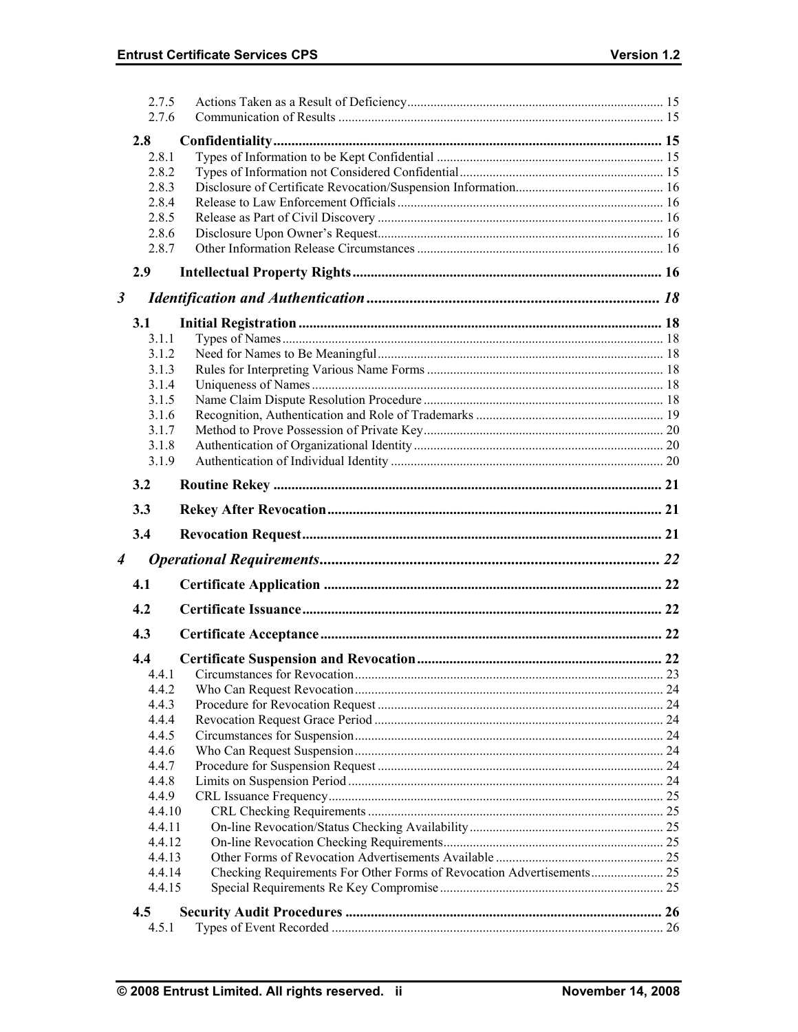2.7.5 Actions Taken as a Result of Deficiency ... 15
2.7.6 Communication of Results ... 15

**2.8 Confidentiality ... 15**

2.8.1 Types of Information to be Kept Confidential ... 15
2.8.2 Types of Information not Considered Confidential ... 15
2.8.3 Disclosure of Certificate Revocation/Suspension Information ... 16
2.8.4 Release to Law Enforcement Officials ... 16
2.8.5 Release as Part of Civil Discovery ... 16
2.8.6 Disclosure Upon Owner's Request ... 16
2.8.7 Other Information Release Circumstances ... 16

**2.9 Intellectual Property Rights ... 16**

***3 Identification and Authentication ... 18***

**3.1 Initial Registration ... 18**

3.1.1 Types of Names ... 18
3.1.2 Need for Names to Be Meaningful ... 18
3.1.3 Rules for Interpreting Various Name Forms ... 18
3.1.4 Uniqueness of Names ... 18
3.1.5 Name Claim Dispute Resolution Procedure ... 18
3.1.6 Recognition, Authentication and Role of Trademarks ... 19
3.1.7 Method to Prove Possession of Private Key ... 20
3.1.8 Authentication of Organizational Identity ... 20
3.1.9 Authentication of Individual Identity ... 20

**3.2 Routine Rekey ... 21**

**3.3 Rekey After Revocation ... 21**

**3.4 Revocation Request ... 21**

***4 Operational Requirements ... 22***

**4.1 Certificate Application ... 22**

**4.2 Certificate Issuance ... 22**

**4.3 Certificate Acceptance ... 22**

**4.4 Certificate Suspension and Revocation ... 22**

4.4.1 Circumstances for Revocation ... 23
4.4.2 Who Can Request Revocation ... 24
4.4.3 Procedure for Revocation Request ... 24
4.4.4 Revocation Request Grace Period ... 24
4.4.5 Circumstances for Suspension ... 24
4.4.6 Who Can Request Suspension ... 24
4.4.7 Procedure for Suspension Request ... 24
4.4.8 Limits on Suspension Period ... 24
4.4.9 CRL Issuance Frequency ... 25
4.4.10 CRL Checking Requirements ... 25
4.4.11 On-line Revocation/Status Checking Availability ... 25
4.4.12 On-line Revocation Checking Requirements ... 25
4.4.13 Other Forms of Revocation Advertisements Available ... 25
4.4.14 Checking Requirements For Other Forms of Revocation Advertisements ... 25
4.4.15 Special Requirements Re Key Compromise ... 25

**4.5 Security Audit Procedures ... 26**

4.5.1 Types of Event Recorded ... 26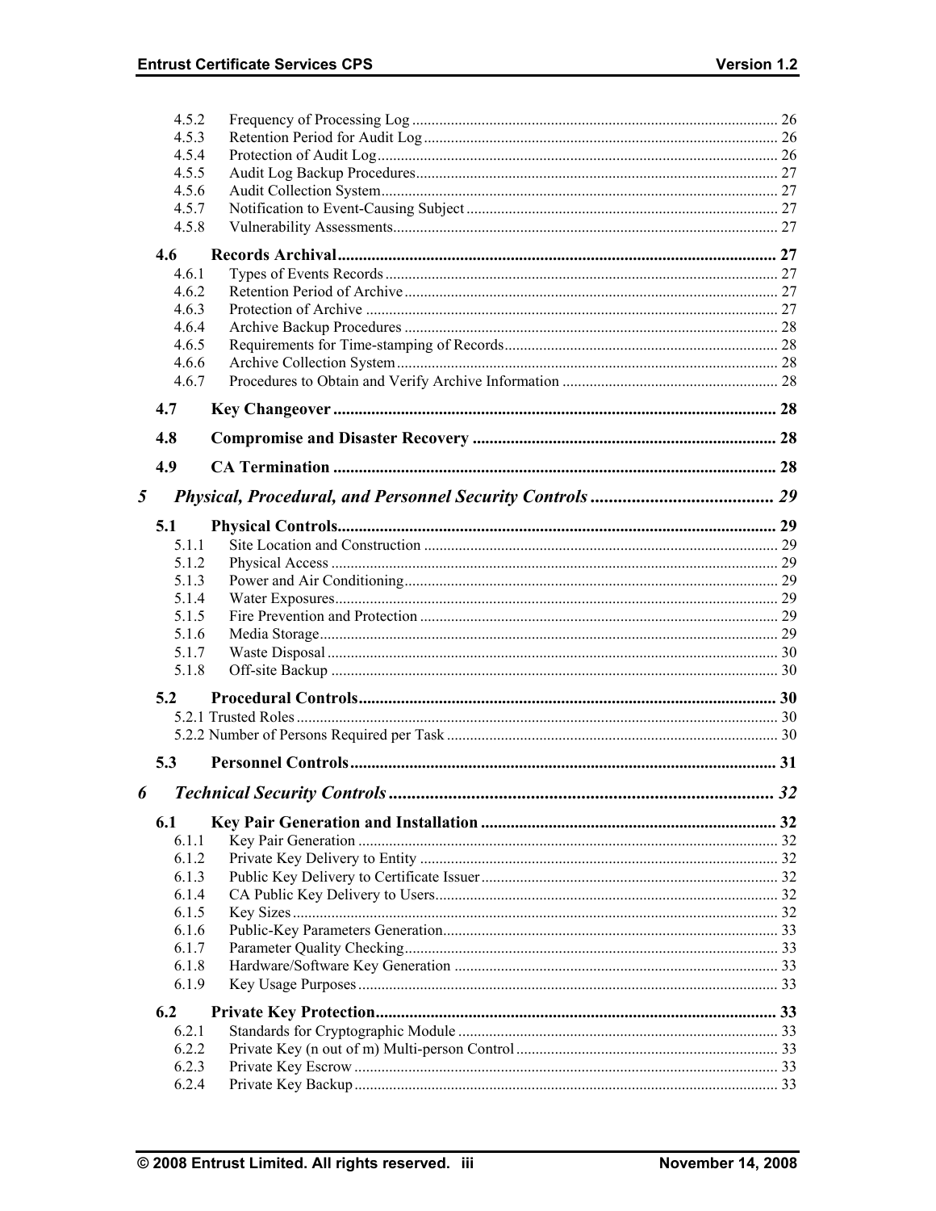4.5.2 Frequency of Processing Log ..... 26
4.5.3 Retention Period for Audit Log ..... 26
4.5.4 Protection of Audit Log ..... 26
4.5.5 Audit Log Backup Procedures ..... 27
4.5.6 Audit Collection System ..... 27
4.5.7 Notification to Event-Causing Subject ..... 27
4.5.8 Vulnerability Assessments ..... 27

**4.6 Records Archival ..... 27**

4.6.1 Types of Events Records ..... 27
4.6.2 Retention Period of Archive ..... 27
4.6.3 Protection of Archive ..... 27
4.6.4 Archive Backup Procedures ..... 28
4.6.5 Requirements for Time-stamping of Records ..... 28
4.6.6 Archive Collection System ..... 28
4.6.7 Procedures to Obtain and Verify Archive Information ..... 28

**4.7 Key Changeover ..... 28**

**4.8 Compromise and Disaster Recovery ..... 28**

**4.9 CA Termination ..... 28**

***5 Physical, Procedural, and Personnel Security Controls ..... 29***

**5.1 Physical Controls ..... 29**

5.1.1 Site Location and Construction ..... 29
5.1.2 Physical Access ..... 29
5.1.3 Power and Air Conditioning ..... 29
5.1.4 Water Exposures ..... 29
5.1.5 Fire Prevention and Protection ..... 29
5.1.6 Media Storage ..... 29
5.1.7 Waste Disposal ..... 30
5.1.8 Off-site Backup ..... 30

**5.2 Procedural Controls ..... 30**

5.2.1 Trusted Roles ..... 30
5.2.2 Number of Persons Required per Task ..... 30

**5.3 Personnel Controls ..... 31**

***6 Technical Security Controls ..... 32***

**6.1 Key Pair Generation and Installation ..... 32**

6.1.1 Key Pair Generation ..... 32
6.1.2 Private Key Delivery to Entity ..... 32
6.1.3 Public Key Delivery to Certificate Issuer ..... 32
6.1.4 CA Public Key Delivery to Users ..... 32
6.1.5 Key Sizes ..... 32
6.1.6 Public-Key Parameters Generation ..... 33
6.1.7 Parameter Quality Checking ..... 33
6.1.8 Hardware/Software Key Generation ..... 33
6.1.9 Key Usage Purposes ..... 33

**6.2 Private Key Protection ..... 33**

6.2.1 Standards for Cryptographic Module ..... 33
6.2.2 Private Key (n out of m) Multi-person Control ..... 33
6.2.3 Private Key Escrow ..... 33
6.2.4 Private Key Backup ..... 33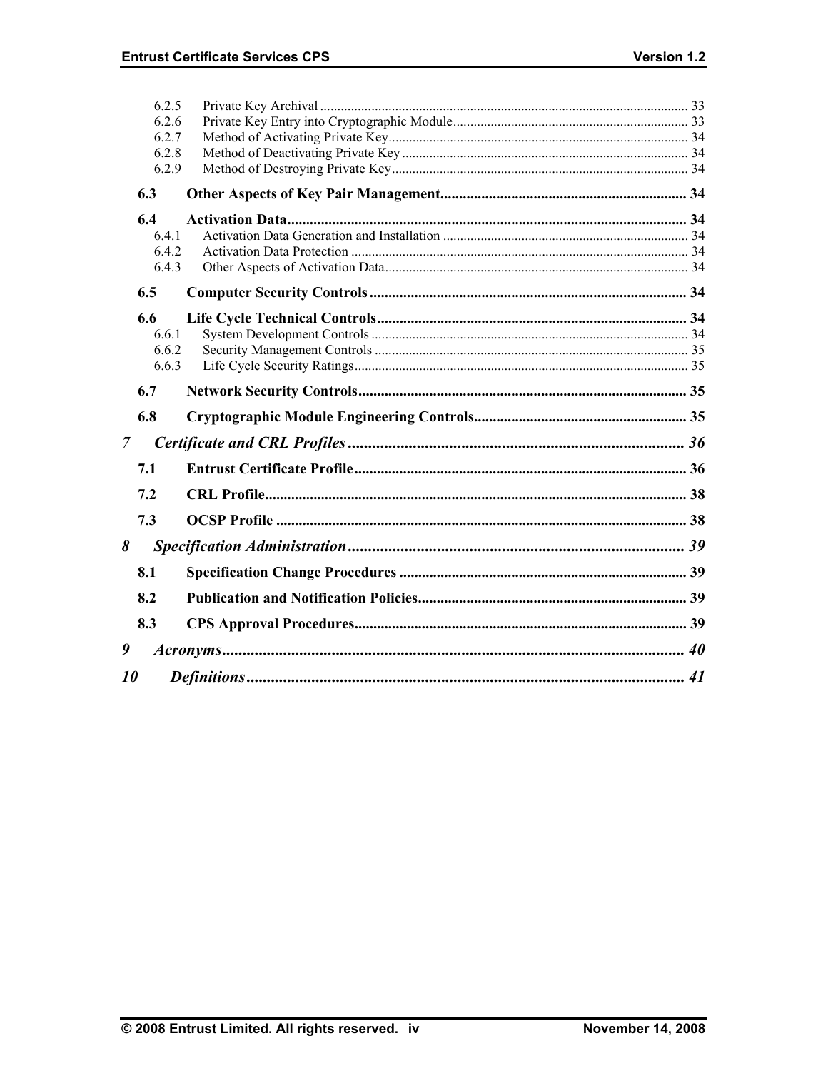6.2.5 Private Key Archival ........................................................................................................... 33
6.2.6 Private Key Entry into Cryptographic Module .................................................................... 33
6.2.7 Method of Activating Private Key ....................................................................................... 34
6.2.8 Method of Deactivating Private Key ................................................................................... 34
6.2.9 Method of Destroying Private Key ...................................................................................... 34

**6.3 Other Aspects of Key Pair Management .................................................................. 34**

**6.4 Activation Data ........................................................................................................... 34**

6.4.1 Activation Data Generation and Installation ....................................................................... 34
6.4.2 Activation Data Protection .................................................................................................. 34
6.4.3 Other Aspects of Activation Data ........................................................................................ 34

**6.5 Computer Security Controls ..................................................................................... 34**

**6.6 Life Cycle Technical Controls ................................................................................... 34**

6.6.1 System Development Controls ............................................................................................ 34
6.6.2 Security Management Controls ........................................................................................... 35
6.6.3 Life Cycle Security Ratings ................................................................................................. 35

**6.7 Network Security Controls ....................................................................................... 35**

**6.8 Cryptographic Module Engineering Controls ......................................................... 35**

***7 Certificate and CRL Profiles ..................................................................................... 36***

**7.1 Entrust Certificate Profile ......................................................................................... 36**

**7.2 CRL Profile .................................................................................................................. 38**

**7.3 OCSP Profile .............................................................................................................. 38**

***8 Specification Administration ..................................................................................... 39***

**8.1 Specification Change Procedures ............................................................................. 39**

**8.2 Publication and Notification Policies ........................................................................ 39**

**8.3 CPS Approval Procedures .......................................................................................... 39**

***9 Acronyms .................................................................................................................... 40***

***10 Definitions ................................................................................................................. 41***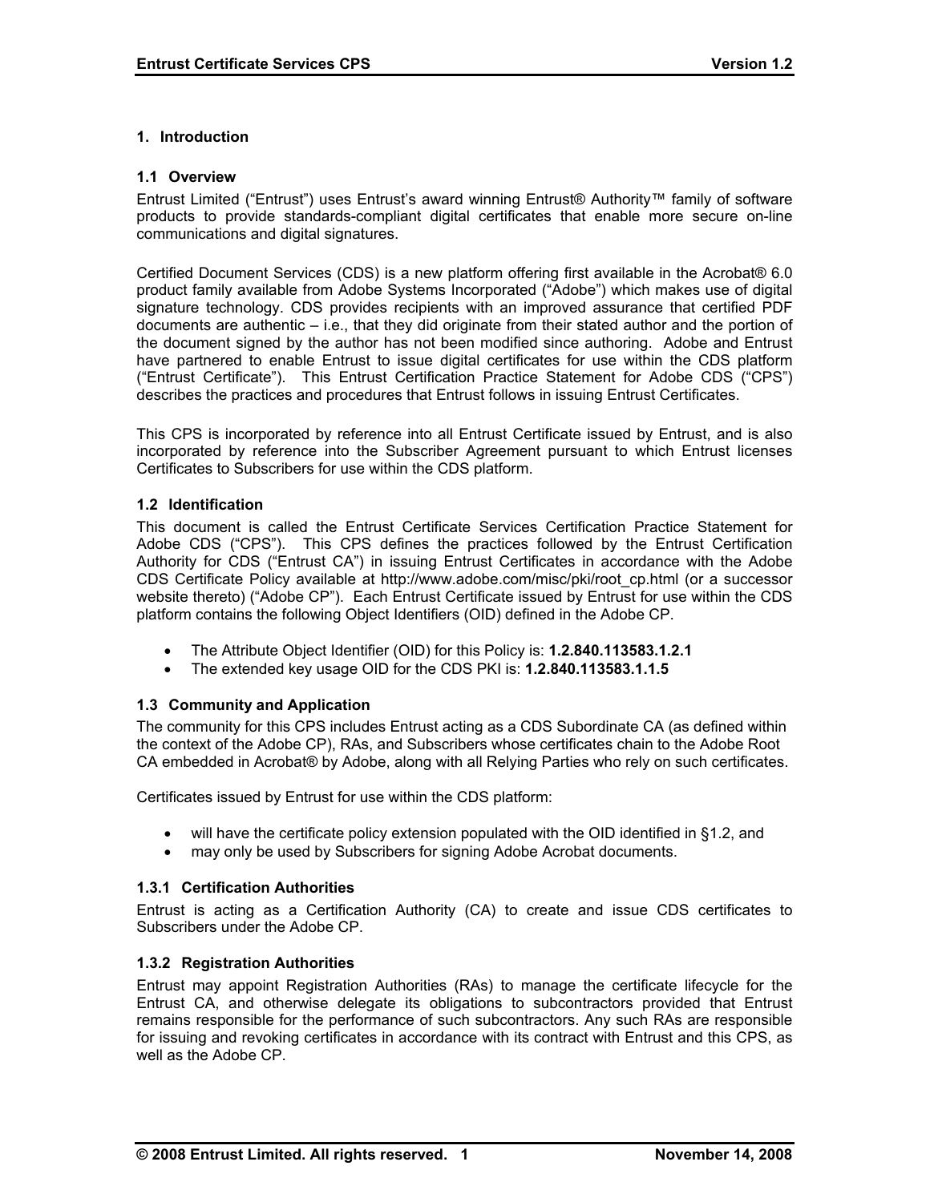# 1. Introduction

## 1.1 Overview

Entrust Limited ("Entrust") uses Entrust's award winning Entrust® Authority™ family of software products to provide standards-compliant digital certificates that enable more secure on-line communications and digital signatures.

Certified Document Services (CDS) is a new platform offering first available in the Acrobat® 6.0 product family available from Adobe Systems Incorporated ("Adobe") which makes use of digital signature technology. CDS provides recipients with an improved assurance that certified PDF documents are authentic – i.e., that they did originate from their stated author and the portion of the document signed by the author has not been modified since authoring. Adobe and Entrust have partnered to enable Entrust to issue digital certificates for use within the CDS platform ("Entrust Certificate"). This Entrust Certification Practice Statement for Adobe CDS ("CPS") describes the practices and procedures that Entrust follows in issuing Entrust Certificates.

This CPS is incorporated by reference into all Entrust Certificate issued by Entrust, and is also incorporated by reference into the Subscriber Agreement pursuant to which Entrust licenses Certificates to Subscribers for use within the CDS platform.

## 1.2 Identification

This document is called the Entrust Certificate Services Certification Practice Statement for Adobe CDS ("CPS"). This CPS defines the practices followed by the Entrust Certification Authority for CDS ("Entrust CA") in issuing Entrust Certificates in accordance with the Adobe CDS Certificate Policy available at http://www.adobe.com/misc/pki/root_cp.html (or a successor website thereto) ("Adobe CP"). Each Entrust Certificate issued by Entrust for use within the CDS platform contains the following Object Identifiers (OID) defined in the Adobe CP.

- The Attribute Object Identifier (OID) for this Policy is: **1.2.840.113583.1.2.1**
- The extended key usage OID for the CDS PKI is: **1.2.840.113583.1.1.5**

## 1.3 Community and Application

The community for this CPS includes Entrust acting as a CDS Subordinate CA (as defined within the context of the Adobe CP), RAs, and Subscribers whose certificates chain to the Adobe Root CA embedded in Acrobat® by Adobe, along with all Relying Parties who rely on such certificates.

Certificates issued by Entrust for use within the CDS platform:

- will have the certificate policy extension populated with the OID identified in §1.2, and
- may only be used by Subscribers for signing Adobe Acrobat documents.

### 1.3.1 Certification Authorities

Entrust is acting as a Certification Authority (CA) to create and issue CDS certificates to Subscribers under the Adobe CP.

### 1.3.2 Registration Authorities

Entrust may appoint Registration Authorities (RAs) to manage the certificate lifecycle for the Entrust CA, and otherwise delegate its obligations to subcontractors provided that Entrust remains responsible for the performance of such subcontractors. Any such RAs are responsible for issuing and revoking certificates in accordance with its contract with Entrust and this CPS, as well as the Adobe CP.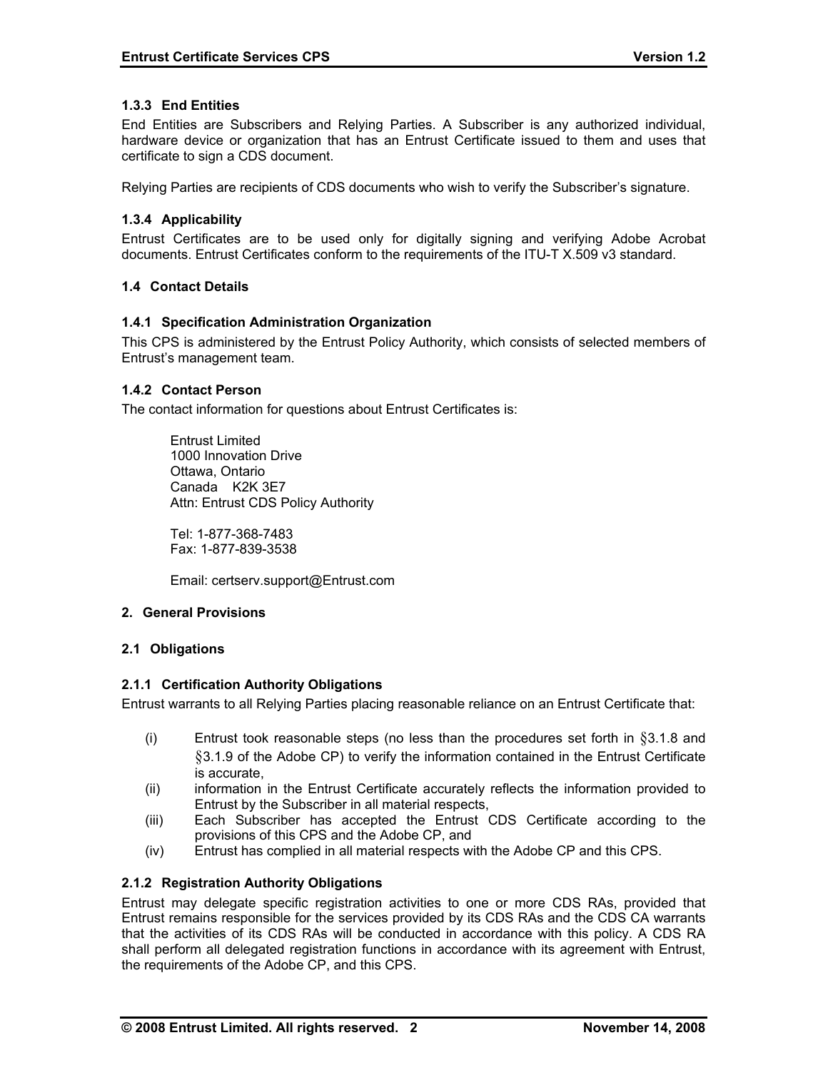### 1.3.3 End Entities

End Entities are Subscribers and Relying Parties. A Subscriber is any authorized individual, hardware device or organization that has an Entrust Certificate issued to them and uses that certificate to sign a CDS document.

Relying Parties are recipients of CDS documents who wish to verify the Subscriber's signature.

### 1.3.4 Applicability

Entrust Certificates are to be used only for digitally signing and verifying Adobe Acrobat documents. Entrust Certificates conform to the requirements of the ITU-T X.509 v3 standard.

## 1.4 Contact Details

### 1.4.1 Specification Administration Organization

This CPS is administered by the Entrust Policy Authority, which consists of selected members of Entrust's management team.

### 1.4.2 Contact Person

The contact information for questions about Entrust Certificates is:

Entrust Limited
1000 Innovation Drive
Ottawa, Ontario
Canada K2K 3E7
Attn: Entrust CDS Policy Authority

Tel: 1-877-368-7483
Fax: 1-877-839-3538

Email: certserv.support@Entrust.com

# 2. General Provisions

## 2.1 Obligations

### 2.1.1 Certification Authority Obligations

Entrust warrants to all Relying Parties placing reasonable reliance on an Entrust Certificate that:

(i) Entrust took reasonable steps (no less than the procedures set forth in §3.1.8 and §3.1.9 of the Adobe CP) to verify the information contained in the Entrust Certificate is accurate,
(ii) information in the Entrust Certificate accurately reflects the information provided to Entrust by the Subscriber in all material respects,
(iii) Each Subscriber has accepted the Entrust CDS Certificate according to the provisions of this CPS and the Adobe CP, and
(iv) Entrust has complied in all material respects with the Adobe CP and this CPS.

### 2.1.2 Registration Authority Obligations

Entrust may delegate specific registration activities to one or more CDS RAs, provided that Entrust remains responsible for the services provided by its CDS RAs and the CDS CA warrants that the activities of its CDS RAs will be conducted in accordance with this policy. A CDS RA shall perform all delegated registration functions in accordance with its agreement with Entrust, the requirements of the Adobe CP, and this CPS.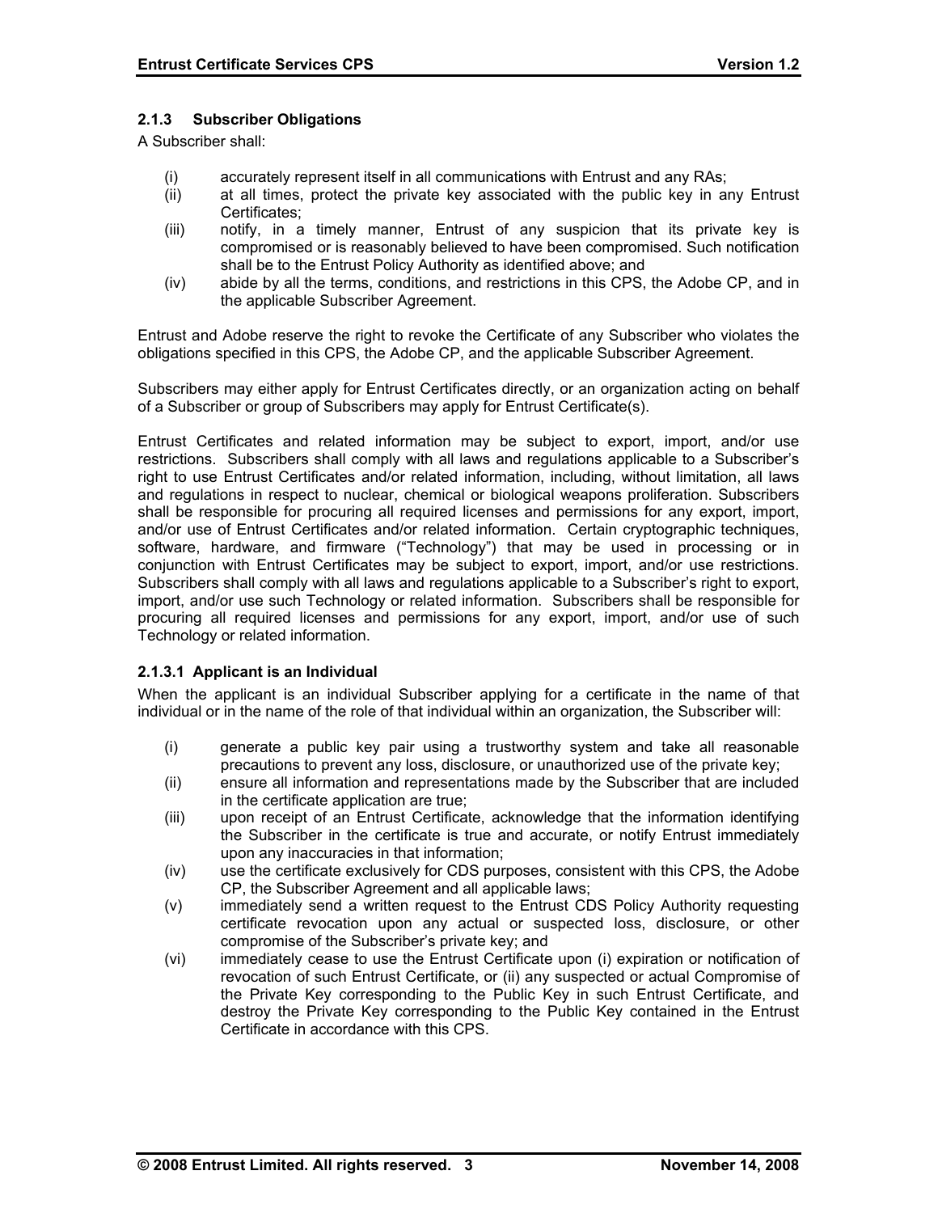### 2.1.3 Subscriber Obligations

A Subscriber shall:

(i) accurately represent itself in all communications with Entrust and any RAs;

(ii) at all times, protect the private key associated with the public key in any Entrust Certificates;

(iii) notify, in a timely manner, Entrust of any suspicion that its private key is compromised or is reasonably believed to have been compromised. Such notification shall be to the Entrust Policy Authority as identified above; and

(iv) abide by all the terms, conditions, and restrictions in this CPS, the Adobe CP, and in the applicable Subscriber Agreement.

Entrust and Adobe reserve the right to revoke the Certificate of any Subscriber who violates the obligations specified in this CPS, the Adobe CP, and the applicable Subscriber Agreement.

Subscribers may either apply for Entrust Certificates directly, or an organization acting on behalf of a Subscriber or group of Subscribers may apply for Entrust Certificate(s).

Entrust Certificates and related information may be subject to export, import, and/or use restrictions. Subscribers shall comply with all laws and regulations applicable to a Subscriber's right to use Entrust Certificates and/or related information, including, without limitation, all laws and regulations in respect to nuclear, chemical or biological weapons proliferation. Subscribers shall be responsible for procuring all required licenses and permissions for any export, import, and/or use of Entrust Certificates and/or related information. Certain cryptographic techniques, software, hardware, and firmware ("Technology") that may be used in processing or in conjunction with Entrust Certificates may be subject to export, import, and/or use restrictions. Subscribers shall comply with all laws and regulations applicable to a Subscriber's right to export, import, and/or use such Technology or related information. Subscribers shall be responsible for procuring all required licenses and permissions for any export, import, and/or use of such Technology or related information.

#### 2.1.3.1 Applicant is an Individual

When the applicant is an individual Subscriber applying for a certificate in the name of that individual or in the name of the role of that individual within an organization, the Subscriber will:

(i) generate a public key pair using a trustworthy system and take all reasonable precautions to prevent any loss, disclosure, or unauthorized use of the private key;

(ii) ensure all information and representations made by the Subscriber that are included in the certificate application are true;

(iii) upon receipt of an Entrust Certificate, acknowledge that the information identifying the Subscriber in the certificate is true and accurate, or notify Entrust immediately upon any inaccuracies in that information;

(iv) use the certificate exclusively for CDS purposes, consistent with this CPS, the Adobe CP, the Subscriber Agreement and all applicable laws;

(v) immediately send a written request to the Entrust CDS Policy Authority requesting certificate revocation upon any actual or suspected loss, disclosure, or other compromise of the Subscriber's private key; and

(vi) immediately cease to use the Entrust Certificate upon (i) expiration or notification of revocation of such Entrust Certificate, or (ii) any suspected or actual Compromise of the Private Key corresponding to the Public Key in such Entrust Certificate, and destroy the Private Key corresponding to the Public Key contained in the Entrust Certificate in accordance with this CPS.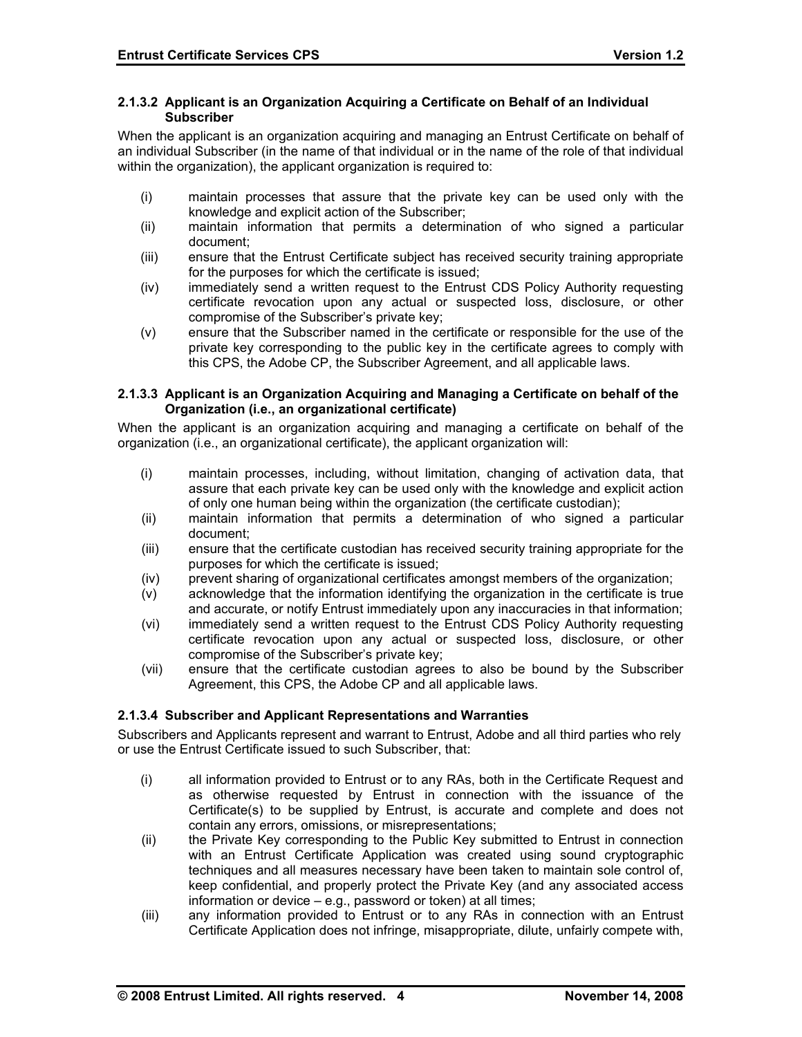#### 2.1.3.2 Applicant is an Organization Acquiring a Certificate on Behalf of an Individual Subscriber

When the applicant is an organization acquiring and managing an Entrust Certificate on behalf of an individual Subscriber (in the name of that individual or in the name of the role of that individual within the organization), the applicant organization is required to:

(i) maintain processes that assure that the private key can be used only with the knowledge and explicit action of the Subscriber;
(ii) maintain information that permits a determination of who signed a particular document;
(iii) ensure that the Entrust Certificate subject has received security training appropriate for the purposes for which the certificate is issued;
(iv) immediately send a written request to the Entrust CDS Policy Authority requesting certificate revocation upon any actual or suspected loss, disclosure, or other compromise of the Subscriber's private key;
(v) ensure that the Subscriber named in the certificate or responsible for the use of the private key corresponding to the public key in the certificate agrees to comply with this CPS, the Adobe CP, the Subscriber Agreement, and all applicable laws.

#### 2.1.3.3 Applicant is an Organization Acquiring and Managing a Certificate on behalf of the Organization (i.e., an organizational certificate)

When the applicant is an organization acquiring and managing a certificate on behalf of the organization (i.e., an organizational certificate), the applicant organization will:

(i) maintain processes, including, without limitation, changing of activation data, that assure that each private key can be used only with the knowledge and explicit action of only one human being within the organization (the certificate custodian);
(ii) maintain information that permits a determination of who signed a particular document;
(iii) ensure that the certificate custodian has received security training appropriate for the purposes for which the certificate is issued;
(iv) prevent sharing of organizational certificates amongst members of the organization;
(v) acknowledge that the information identifying the organization in the certificate is true and accurate, or notify Entrust immediately upon any inaccuracies in that information;
(vi) immediately send a written request to the Entrust CDS Policy Authority requesting certificate revocation upon any actual or suspected loss, disclosure, or other compromise of the Subscriber's private key;
(vii) ensure that the certificate custodian agrees to also be bound by the Subscriber Agreement, this CPS, the Adobe CP and all applicable laws.

#### 2.1.3.4 Subscriber and Applicant Representations and Warranties

Subscribers and Applicants represent and warrant to Entrust, Adobe and all third parties who rely or use the Entrust Certificate issued to such Subscriber, that:

(i) all information provided to Entrust or to any RAs, both in the Certificate Request and as otherwise requested by Entrust in connection with the issuance of the Certificate(s) to be supplied by Entrust, is accurate and complete and does not contain any errors, omissions, or misrepresentations;
(ii) the Private Key corresponding to the Public Key submitted to Entrust in connection with an Entrust Certificate Application was created using sound cryptographic techniques and all measures necessary have been taken to maintain sole control of, keep confidential, and properly protect the Private Key (and any associated access information or device – e.g., password or token) at all times;
(iii) any information provided to Entrust or to any RAs in connection with an Entrust Certificate Application does not infringe, misappropriate, dilute, unfairly compete with,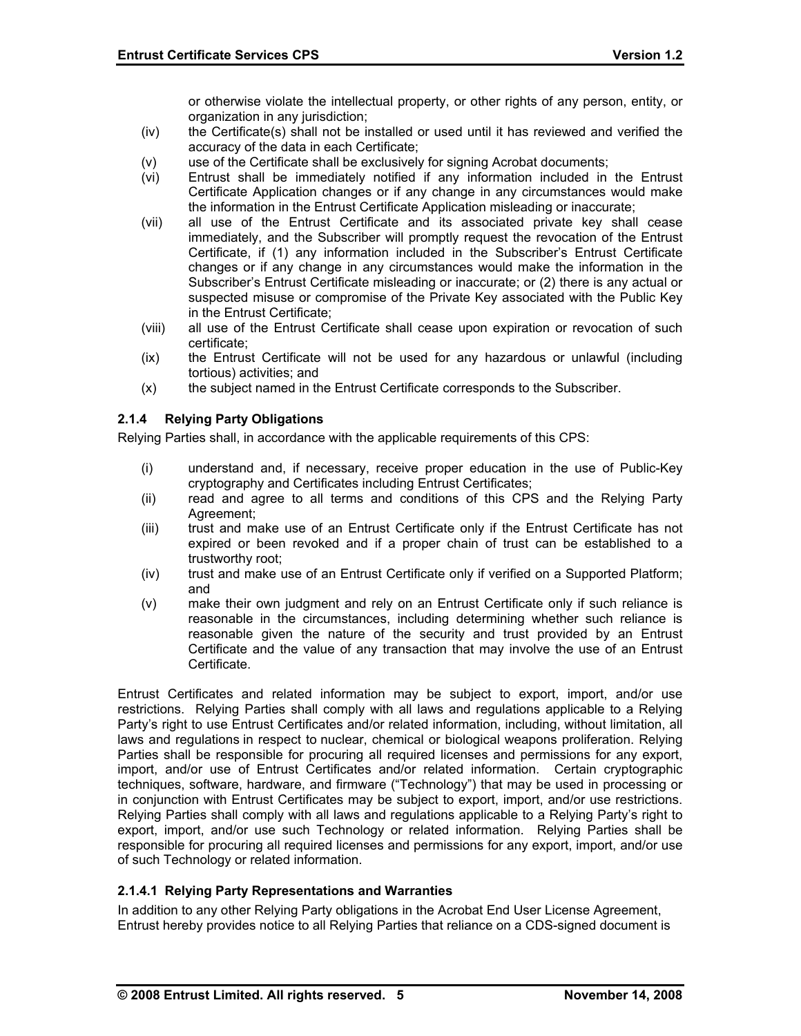or otherwise violate the intellectual property, or other rights of any person, entity, or organization in any jurisdiction;

(iv) the Certificate(s) shall not be installed or used until it has reviewed and verified the accuracy of the data in each Certificate;

(v) use of the Certificate shall be exclusively for signing Acrobat documents;

(vi) Entrust shall be immediately notified if any information included in the Entrust Certificate Application changes or if any change in any circumstances would make the information in the Entrust Certificate Application misleading or inaccurate;

(vii) all use of the Entrust Certificate and its associated private key shall cease immediately, and the Subscriber will promptly request the revocation of the Entrust Certificate, if (1) any information included in the Subscriber's Entrust Certificate changes or if any change in any circumstances would make the information in the Subscriber's Entrust Certificate misleading or inaccurate; or (2) there is any actual or suspected misuse or compromise of the Private Key associated with the Public Key in the Entrust Certificate;

(viii) all use of the Entrust Certificate shall cease upon expiration or revocation of such certificate;

(ix) the Entrust Certificate will not be used for any hazardous or unlawful (including tortious) activities; and

(x) the subject named in the Entrust Certificate corresponds to the Subscriber.

### 2.1.4 Relying Party Obligations

Relying Parties shall, in accordance with the applicable requirements of this CPS:

(i) understand and, if necessary, receive proper education in the use of Public-Key cryptography and Certificates including Entrust Certificates;

(ii) read and agree to all terms and conditions of this CPS and the Relying Party Agreement;

(iii) trust and make use of an Entrust Certificate only if the Entrust Certificate has not expired or been revoked and if a proper chain of trust can be established to a trustworthy root;

(iv) trust and make use of an Entrust Certificate only if verified on a Supported Platform; and

(v) make their own judgment and rely on an Entrust Certificate only if such reliance is reasonable in the circumstances, including determining whether such reliance is reasonable given the nature of the security and trust provided by an Entrust Certificate and the value of any transaction that may involve the use of an Entrust Certificate.

Entrust Certificates and related information may be subject to export, import, and/or use restrictions. Relying Parties shall comply with all laws and regulations applicable to a Relying Party's right to use Entrust Certificates and/or related information, including, without limitation, all laws and regulations in respect to nuclear, chemical or biological weapons proliferation. Relying Parties shall be responsible for procuring all required licenses and permissions for any export, import, and/or use of Entrust Certificates and/or related information. Certain cryptographic techniques, software, hardware, and firmware ("Technology") that may be used in processing or in conjunction with Entrust Certificates may be subject to export, import, and/or use restrictions. Relying Parties shall comply with all laws and regulations applicable to a Relying Party's right to export, import, and/or use such Technology or related information. Relying Parties shall be responsible for procuring all required licenses and permissions for any export, import, and/or use of such Technology or related information.

#### 2.1.4.1 Relying Party Representations and Warranties

In addition to any other Relying Party obligations in the Acrobat End User License Agreement, Entrust hereby provides notice to all Relying Parties that reliance on a CDS-signed document is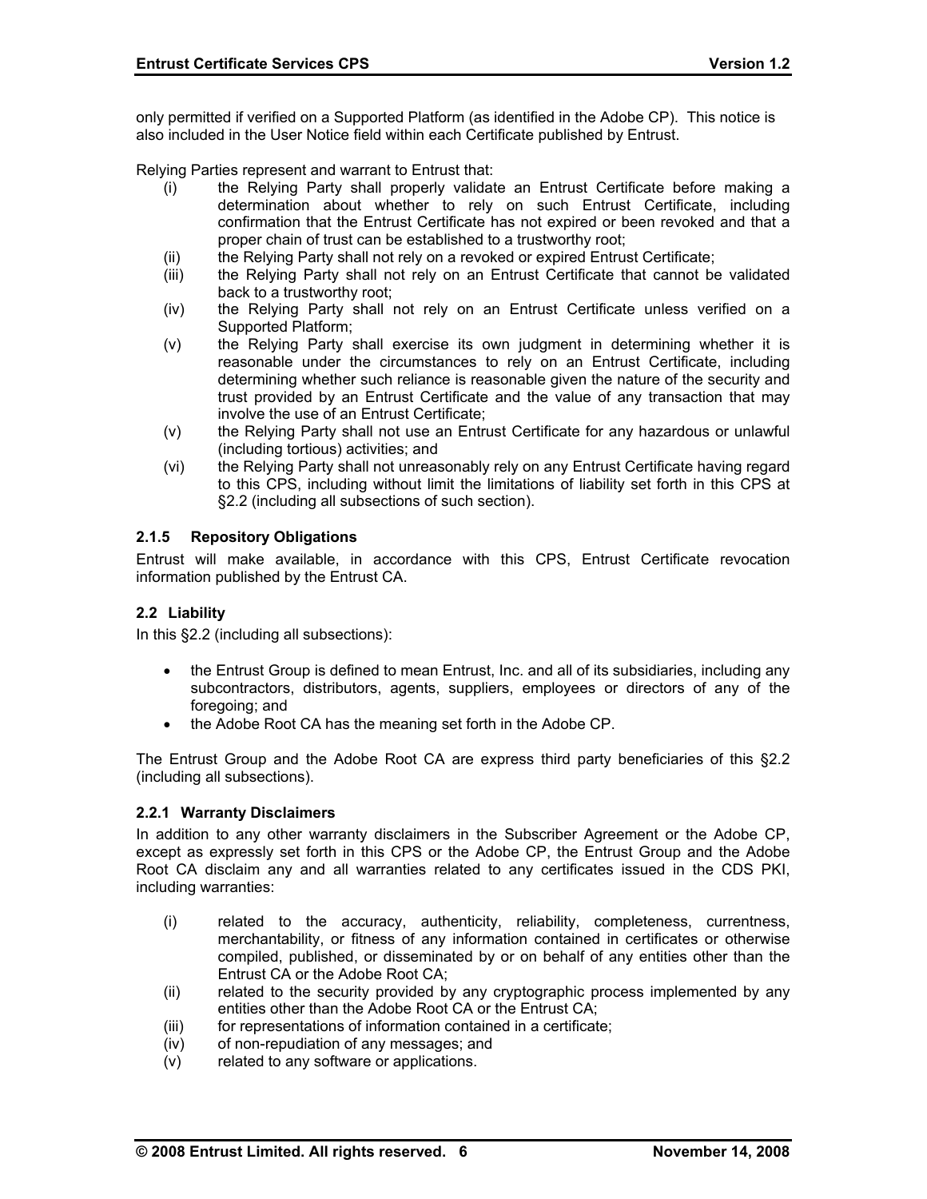only permitted if verified on a Supported Platform (as identified in the Adobe CP). This notice is also included in the User Notice field within each Certificate published by Entrust.

Relying Parties represent and warrant to Entrust that:

- (i) the Relying Party shall properly validate an Entrust Certificate before making a determination about whether to rely on such Entrust Certificate, including confirmation that the Entrust Certificate has not expired or been revoked and that a proper chain of trust can be established to a trustworthy root;
- (ii) the Relying Party shall not rely on a revoked or expired Entrust Certificate;
- (iii) the Relying Party shall not rely on an Entrust Certificate that cannot be validated back to a trustworthy root;
- (iv) the Relying Party shall not rely on an Entrust Certificate unless verified on a Supported Platform;
- (v) the Relying Party shall exercise its own judgment in determining whether it is reasonable under the circumstances to rely on an Entrust Certificate, including determining whether such reliance is reasonable given the nature of the security and trust provided by an Entrust Certificate and the value of any transaction that may involve the use of an Entrust Certificate;
- (v) the Relying Party shall not use an Entrust Certificate for any hazardous or unlawful (including tortious) activities; and
- (vi) the Relying Party shall not unreasonably rely on any Entrust Certificate having regard to this CPS, including without limit the limitations of liability set forth in this CPS at §2.2 (including all subsections of such section).

#### 2.1.5 Repository Obligations

Entrust will make available, in accordance with this CPS, Entrust Certificate revocation information published by the Entrust CA.

### 2.2 Liability

In this §2.2 (including all subsections):

- the Entrust Group is defined to mean Entrust, Inc. and all of its subsidiaries, including any subcontractors, distributors, agents, suppliers, employees or directors of any of the foregoing; and
- the Adobe Root CA has the meaning set forth in the Adobe CP.

The Entrust Group and the Adobe Root CA are express third party beneficiaries of this §2.2 (including all subsections).

#### 2.2.1 Warranty Disclaimers

In addition to any other warranty disclaimers in the Subscriber Agreement or the Adobe CP, except as expressly set forth in this CPS or the Adobe CP, the Entrust Group and the Adobe Root CA disclaim any and all warranties related to any certificates issued in the CDS PKI, including warranties:

- (i) related to the accuracy, authenticity, reliability, completeness, currentness, merchantability, or fitness of any information contained in certificates or otherwise compiled, published, or disseminated by or on behalf of any entities other than the Entrust CA or the Adobe Root CA;
- (ii) related to the security provided by any cryptographic process implemented by any entities other than the Adobe Root CA or the Entrust CA;
- (iii) for representations of information contained in a certificate;
- (iv) of non-repudiation of any messages; and
- (v) related to any software or applications.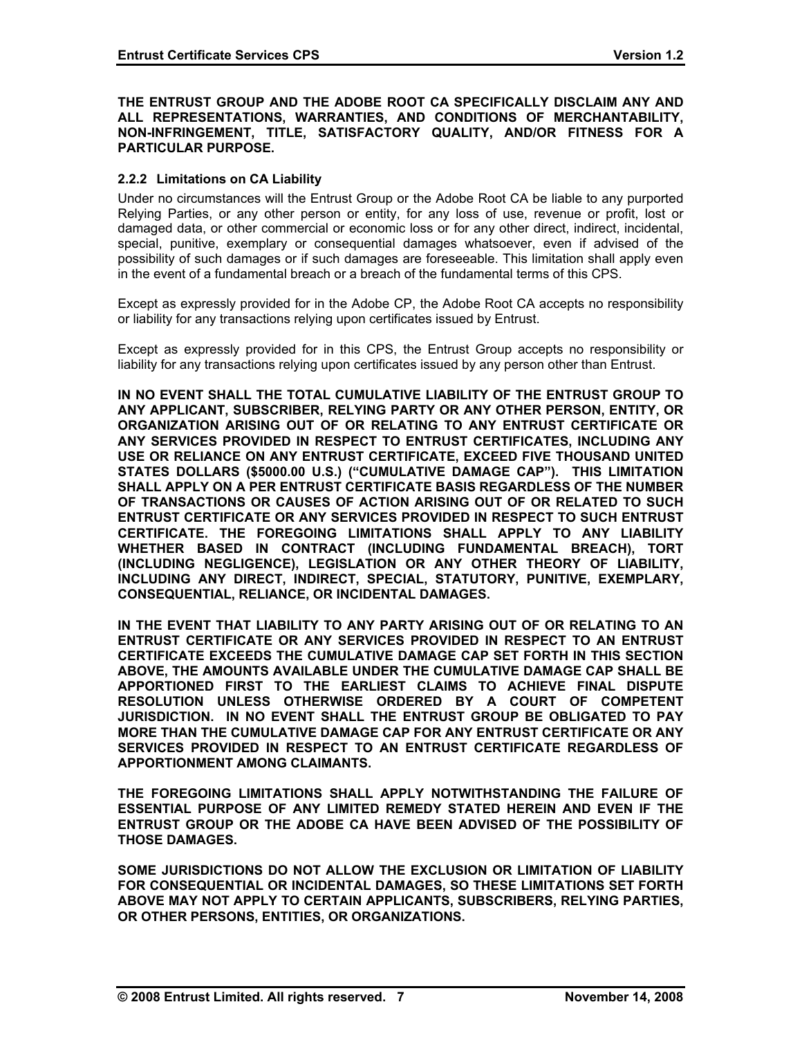**THE ENTRUST GROUP AND THE ADOBE ROOT CA SPECIFICALLY DISCLAIM ANY AND ALL REPRESENTATIONS, WARRANTIES, AND CONDITIONS OF MERCHANTABILITY, NON-INFRINGEMENT, TITLE, SATISFACTORY QUALITY, AND/OR FITNESS FOR A PARTICULAR PURPOSE.**

### 2.2.2 Limitations on CA Liability

Under no circumstances will the Entrust Group or the Adobe Root CA be liable to any purported Relying Parties, or any other person or entity, for any loss of use, revenue or profit, lost or damaged data, or other commercial or economic loss or for any other direct, indirect, incidental, special, punitive, exemplary or consequential damages whatsoever, even if advised of the possibility of such damages or if such damages are foreseeable. This limitation shall apply even in the event of a fundamental breach or a breach of the fundamental terms of this CPS.

Except as expressly provided for in the Adobe CP, the Adobe Root CA accepts no responsibility or liability for any transactions relying upon certificates issued by Entrust.

Except as expressly provided for in this CPS, the Entrust Group accepts no responsibility or liability for any transactions relying upon certificates issued by any person other than Entrust.

**IN NO EVENT SHALL THE TOTAL CUMULATIVE LIABILITY OF THE ENTRUST GROUP TO ANY APPLICANT, SUBSCRIBER, RELYING PARTY OR ANY OTHER PERSON, ENTITY, OR ORGANIZATION ARISING OUT OF OR RELATING TO ANY ENTRUST CERTIFICATE OR ANY SERVICES PROVIDED IN RESPECT TO ENTRUST CERTIFICATES, INCLUDING ANY USE OR RELIANCE ON ANY ENTRUST CERTIFICATE, EXCEED FIVE THOUSAND UNITED STATES DOLLARS ($5000.00 U.S.) ("CUMULATIVE DAMAGE CAP"). THIS LIMITATION SHALL APPLY ON A PER ENTRUST CERTIFICATE BASIS REGARDLESS OF THE NUMBER OF TRANSACTIONS OR CAUSES OF ACTION ARISING OUT OF OR RELATED TO SUCH ENTRUST CERTIFICATE OR ANY SERVICES PROVIDED IN RESPECT TO SUCH ENTRUST CERTIFICATE. THE FOREGOING LIMITATIONS SHALL APPLY TO ANY LIABILITY WHETHER BASED IN CONTRACT (INCLUDING FUNDAMENTAL BREACH), TORT (INCLUDING NEGLIGENCE), LEGISLATION OR ANY OTHER THEORY OF LIABILITY, INCLUDING ANY DIRECT, INDIRECT, SPECIAL, STATUTORY, PUNITIVE, EXEMPLARY, CONSEQUENTIAL, RELIANCE, OR INCIDENTAL DAMAGES.**

**IN THE EVENT THAT LIABILITY TO ANY PARTY ARISING OUT OF OR RELATING TO AN ENTRUST CERTIFICATE OR ANY SERVICES PROVIDED IN RESPECT TO AN ENTRUST CERTIFICATE EXCEEDS THE CUMULATIVE DAMAGE CAP SET FORTH IN THIS SECTION ABOVE, THE AMOUNTS AVAILABLE UNDER THE CUMULATIVE DAMAGE CAP SHALL BE APPORTIONED FIRST TO THE EARLIEST CLAIMS TO ACHIEVE FINAL DISPUTE RESOLUTION UNLESS OTHERWISE ORDERED BY A COURT OF COMPETENT JURISDICTION. IN NO EVENT SHALL THE ENTRUST GROUP BE OBLIGATED TO PAY MORE THAN THE CUMULATIVE DAMAGE CAP FOR ANY ENTRUST CERTIFICATE OR ANY SERVICES PROVIDED IN RESPECT TO AN ENTRUST CERTIFICATE REGARDLESS OF APPORTIONMENT AMONG CLAIMANTS.**

**THE FOREGOING LIMITATIONS SHALL APPLY NOTWITHSTANDING THE FAILURE OF ESSENTIAL PURPOSE OF ANY LIMITED REMEDY STATED HEREIN AND EVEN IF THE ENTRUST GROUP OR THE ADOBE CA HAVE BEEN ADVISED OF THE POSSIBILITY OF THOSE DAMAGES.**

**SOME JURISDICTIONS DO NOT ALLOW THE EXCLUSION OR LIMITATION OF LIABILITY FOR CONSEQUENTIAL OR INCIDENTAL DAMAGES, SO THESE LIMITATIONS SET FORTH ABOVE MAY NOT APPLY TO CERTAIN APPLICANTS, SUBSCRIBERS, RELYING PARTIES, OR OTHER PERSONS, ENTITIES, OR ORGANIZATIONS.**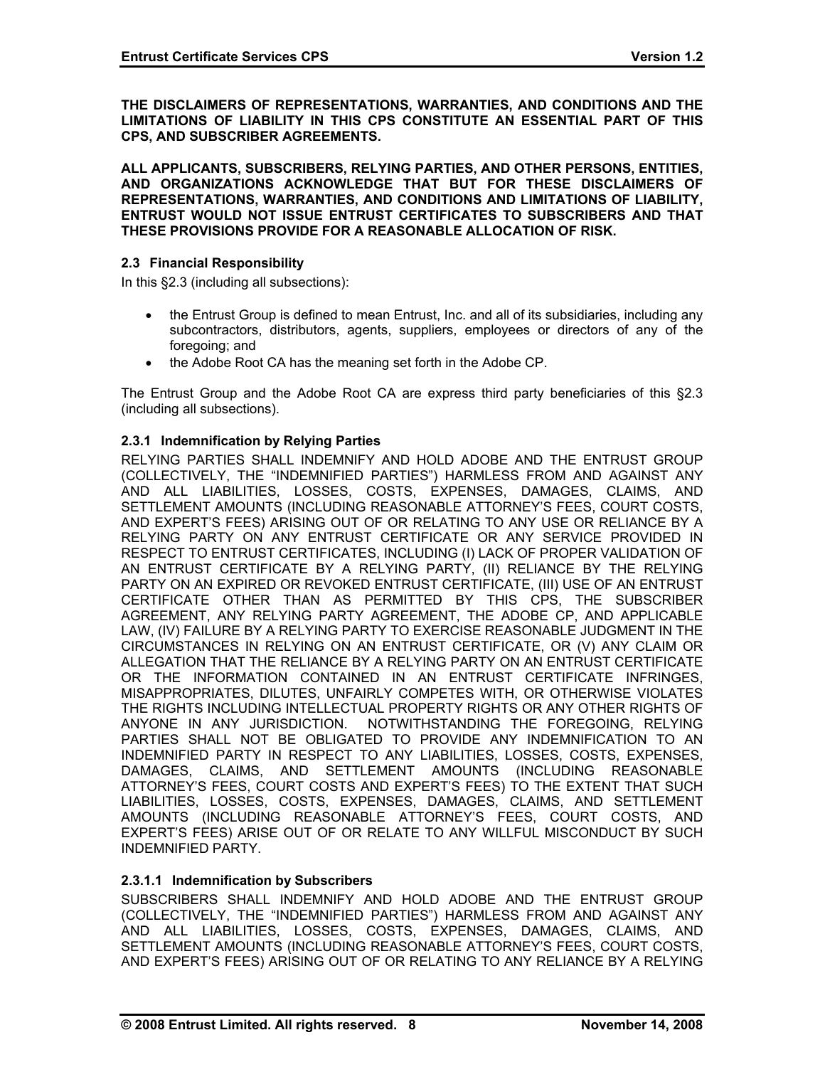**THE DISCLAIMERS OF REPRESENTATIONS, WARRANTIES, AND CONDITIONS AND THE LIMITATIONS OF LIABILITY IN THIS CPS CONSTITUTE AN ESSENTIAL PART OF THIS CPS, AND SUBSCRIBER AGREEMENTS.**

**ALL APPLICANTS, SUBSCRIBERS, RELYING PARTIES, AND OTHER PERSONS, ENTITIES, AND ORGANIZATIONS ACKNOWLEDGE THAT BUT FOR THESE DISCLAIMERS OF REPRESENTATIONS, WARRANTIES, AND CONDITIONS AND LIMITATIONS OF LIABILITY, ENTRUST WOULD NOT ISSUE ENTRUST CERTIFICATES TO SUBSCRIBERS AND THAT THESE PROVISIONS PROVIDE FOR A REASONABLE ALLOCATION OF RISK.**

### 2.3 Financial Responsibility

In this §2.3 (including all subsections):

- the Entrust Group is defined to mean Entrust, Inc. and all of its subsidiaries, including any subcontractors, distributors, agents, suppliers, employees or directors of any of the foregoing; and
- the Adobe Root CA has the meaning set forth in the Adobe CP.

The Entrust Group and the Adobe Root CA are express third party beneficiaries of this §2.3 (including all subsections).

#### 2.3.1 Indemnification by Relying Parties

RELYING PARTIES SHALL INDEMNIFY AND HOLD ADOBE AND THE ENTRUST GROUP (COLLECTIVELY, THE "INDEMNIFIED PARTIES") HARMLESS FROM AND AGAINST ANY AND ALL LIABILITIES, LOSSES, COSTS, EXPENSES, DAMAGES, CLAIMS, AND SETTLEMENT AMOUNTS (INCLUDING REASONABLE ATTORNEY'S FEES, COURT COSTS, AND EXPERT'S FEES) ARISING OUT OF OR RELATING TO ANY USE OR RELIANCE BY A RELYING PARTY ON ANY ENTRUST CERTIFICATE OR ANY SERVICE PROVIDED IN RESPECT TO ENTRUST CERTIFICATES, INCLUDING (I) LACK OF PROPER VALIDATION OF AN ENTRUST CERTIFICATE BY A RELYING PARTY, (II) RELIANCE BY THE RELYING PARTY ON AN EXPIRED OR REVOKED ENTRUST CERTIFICATE, (III) USE OF AN ENTRUST CERTIFICATE OTHER THAN AS PERMITTED BY THIS CPS, THE SUBSCRIBER AGREEMENT, ANY RELYING PARTY AGREEMENT, THE ADOBE CP, AND APPLICABLE LAW, (IV) FAILURE BY A RELYING PARTY TO EXERCISE REASONABLE JUDGMENT IN THE CIRCUMSTANCES IN RELYING ON AN ENTRUST CERTIFICATE, OR (V) ANY CLAIM OR ALLEGATION THAT THE RELIANCE BY A RELYING PARTY ON AN ENTRUST CERTIFICATE OR THE INFORMATION CONTAINED IN AN ENTRUST CERTIFICATE INFRINGES, MISAPPROPRIATES, DILUTES, UNFAIRLY COMPETES WITH, OR OTHERWISE VIOLATES THE RIGHTS INCLUDING INTELLECTUAL PROPERTY RIGHTS OR ANY OTHER RIGHTS OF ANYONE IN ANY JURISDICTION. NOTWITHSTANDING THE FOREGOING, RELYING PARTIES SHALL NOT BE OBLIGATED TO PROVIDE ANY INDEMNIFICATION TO AN INDEMNIFIED PARTY IN RESPECT TO ANY LIABILITIES, LOSSES, COSTS, EXPENSES, DAMAGES, CLAIMS, AND SETTLEMENT AMOUNTS (INCLUDING REASONABLE ATTORNEY'S FEES, COURT COSTS AND EXPERT'S FEES) TO THE EXTENT THAT SUCH LIABILITIES, LOSSES, COSTS, EXPENSES, DAMAGES, CLAIMS, AND SETTLEMENT AMOUNTS (INCLUDING REASONABLE ATTORNEY'S FEES, COURT COSTS, AND EXPERT'S FEES) ARISE OUT OF OR RELATE TO ANY WILLFUL MISCONDUCT BY SUCH INDEMNIFIED PARTY.

##### 2.3.1.1 Indemnification by Subscribers

SUBSCRIBERS SHALL INDEMNIFY AND HOLD ADOBE AND THE ENTRUST GROUP (COLLECTIVELY, THE "INDEMNIFIED PARTIES") HARMLESS FROM AND AGAINST ANY AND ALL LIABILITIES, LOSSES, COSTS, EXPENSES, DAMAGES, CLAIMS, AND SETTLEMENT AMOUNTS (INCLUDING REASONABLE ATTORNEY'S FEES, COURT COSTS, AND EXPERT'S FEES) ARISING OUT OF OR RELATING TO ANY RELIANCE BY A RELYING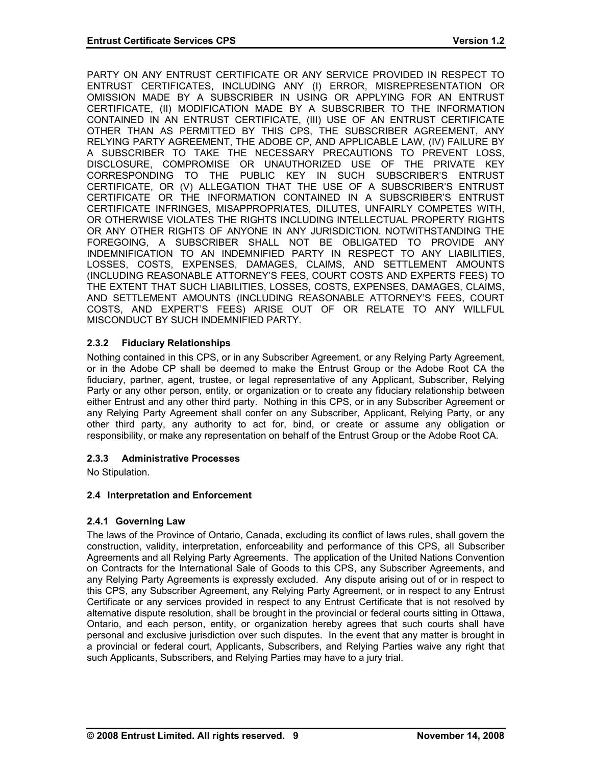PARTY ON ANY ENTRUST CERTIFICATE OR ANY SERVICE PROVIDED IN RESPECT TO ENTRUST CERTIFICATES, INCLUDING ANY (I) ERROR, MISREPRESENTATION OR OMISSION MADE BY A SUBSCRIBER IN USING OR APPLYING FOR AN ENTRUST CERTIFICATE, (II) MODIFICATION MADE BY A SUBSCRIBER TO THE INFORMATION CONTAINED IN AN ENTRUST CERTIFICATE, (III) USE OF AN ENTRUST CERTIFICATE OTHER THAN AS PERMITTED BY THIS CPS, THE SUBSCRIBER AGREEMENT, ANY RELYING PARTY AGREEMENT, THE ADOBE CP, AND APPLICABLE LAW, (IV) FAILURE BY A SUBSCRIBER TO TAKE THE NECESSARY PRECAUTIONS TO PREVENT LOSS, DISCLOSURE, COMPROMISE OR UNAUTHORIZED USE OF THE PRIVATE KEY CORRESPONDING TO THE PUBLIC KEY IN SUCH SUBSCRIBER'S ENTRUST CERTIFICATE, OR (V) ALLEGATION THAT THE USE OF A SUBSCRIBER'S ENTRUST CERTIFICATE OR THE INFORMATION CONTAINED IN A SUBSCRIBER'S ENTRUST CERTIFICATE INFRINGES, MISAPPROPRIATES, DILUTES, UNFAIRLY COMPETES WITH, OR OTHERWISE VIOLATES THE RIGHTS INCLUDING INTELLECTUAL PROPERTY RIGHTS OR ANY OTHER RIGHTS OF ANYONE IN ANY JURISDICTION. NOTWITHSTANDING THE FOREGOING, A SUBSCRIBER SHALL NOT BE OBLIGATED TO PROVIDE ANY INDEMNIFICATION TO AN INDEMNIFIED PARTY IN RESPECT TO ANY LIABILITIES, LOSSES, COSTS, EXPENSES, DAMAGES, CLAIMS, AND SETTLEMENT AMOUNTS (INCLUDING REASONABLE ATTORNEY'S FEES, COURT COSTS AND EXPERTS FEES) TO THE EXTENT THAT SUCH LIABILITIES, LOSSES, COSTS, EXPENSES, DAMAGES, CLAIMS, AND SETTLEMENT AMOUNTS (INCLUDING REASONABLE ATTORNEY'S FEES, COURT COSTS, AND EXPERT'S FEES) ARISE OUT OF OR RELATE TO ANY WILLFUL MISCONDUCT BY SUCH INDEMNIFIED PARTY.

### 2.3.2 Fiduciary Relationships

Nothing contained in this CPS, or in any Subscriber Agreement, or any Relying Party Agreement, or in the Adobe CP shall be deemed to make the Entrust Group or the Adobe Root CA the fiduciary, partner, agent, trustee, or legal representative of any Applicant, Subscriber, Relying Party or any other person, entity, or organization or to create any fiduciary relationship between either Entrust and any other third party. Nothing in this CPS, or in any Subscriber Agreement or any Relying Party Agreement shall confer on any Subscriber, Applicant, Relying Party, or any other third party, any authority to act for, bind, or create or assume any obligation or responsibility, or make any representation on behalf of the Entrust Group or the Adobe Root CA.

### 2.3.3 Administrative Processes

No Stipulation.

## 2.4 Interpretation and Enforcement

### 2.4.1 Governing Law

The laws of the Province of Ontario, Canada, excluding its conflict of laws rules, shall govern the construction, validity, interpretation, enforceability and performance of this CPS, all Subscriber Agreements and all Relying Party Agreements. The application of the United Nations Convention on Contracts for the International Sale of Goods to this CPS, any Subscriber Agreements, and any Relying Party Agreements is expressly excluded. Any dispute arising out of or in respect to this CPS, any Subscriber Agreement, any Relying Party Agreement, or in respect to any Entrust Certificate or any services provided in respect to any Entrust Certificate that is not resolved by alternative dispute resolution, shall be brought in the provincial or federal courts sitting in Ottawa, Ontario, and each person, entity, or organization hereby agrees that such courts shall have personal and exclusive jurisdiction over such disputes. In the event that any matter is brought in a provincial or federal court, Applicants, Subscribers, and Relying Parties waive any right that such Applicants, Subscribers, and Relying Parties may have to a jury trial.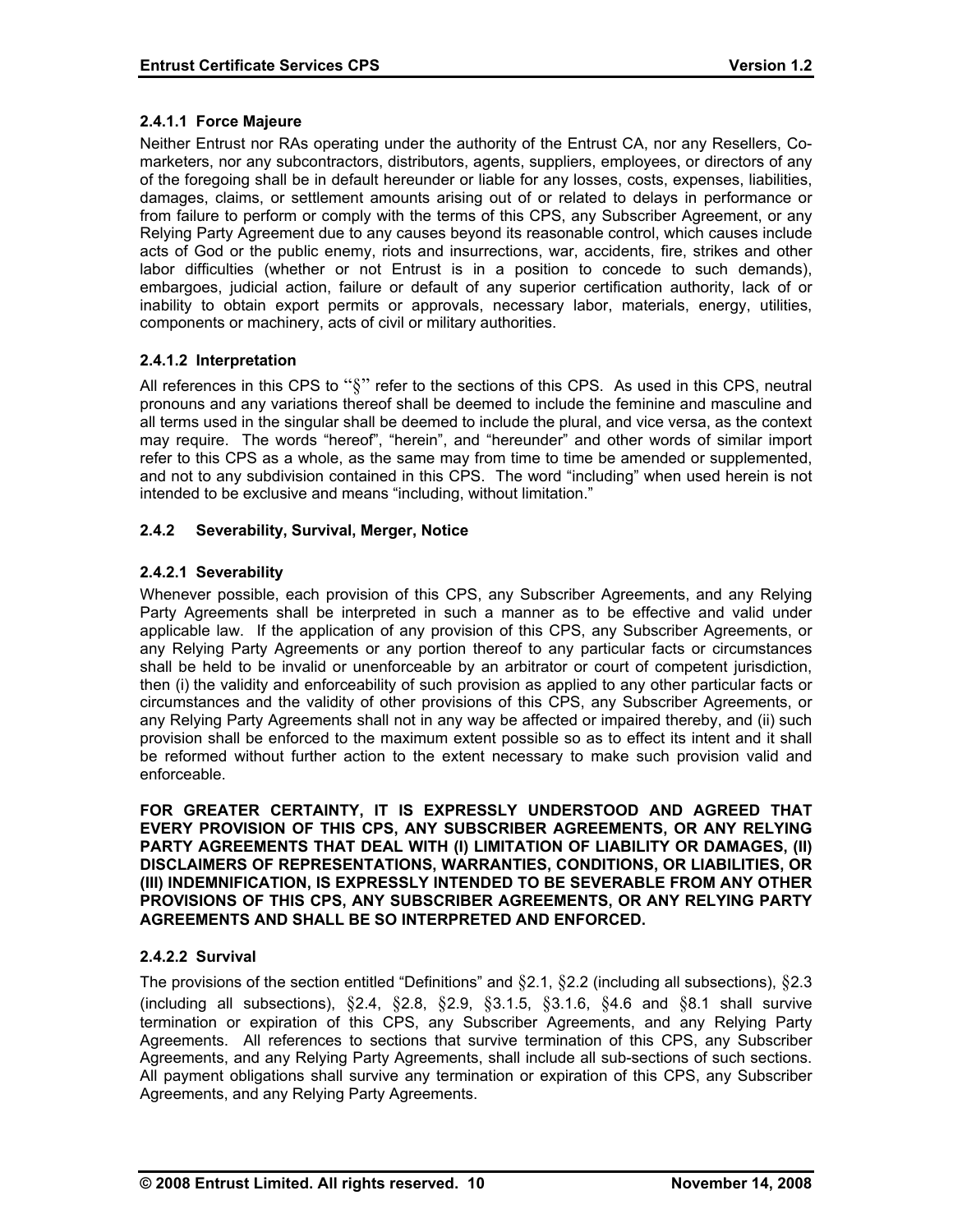#### 2.4.1.1 Force Majeure

Neither Entrust nor RAs operating under the authority of the Entrust CA, nor any Resellers, Co-marketers, nor any subcontractors, distributors, agents, suppliers, employees, or directors of any of the foregoing shall be in default hereunder or liable for any losses, costs, expenses, liabilities, damages, claims, or settlement amounts arising out of or related to delays in performance or from failure to perform or comply with the terms of this CPS, any Subscriber Agreement, or any Relying Party Agreement due to any causes beyond its reasonable control, which causes include acts of God or the public enemy, riots and insurrections, war, accidents, fire, strikes and other labor difficulties (whether or not Entrust is in a position to concede to such demands), embargoes, judicial action, failure or default of any superior certification authority, lack of or inability to obtain export permits or approvals, necessary labor, materials, energy, utilities, components or machinery, acts of civil or military authorities.

#### 2.4.1.2 Interpretation

All references in this CPS to "§" refer to the sections of this CPS. As used in this CPS, neutral pronouns and any variations thereof shall be deemed to include the feminine and masculine and all terms used in the singular shall be deemed to include the plural, and vice versa, as the context may require. The words "hereof", "herein", and "hereunder" and other words of similar import refer to this CPS as a whole, as the same may from time to time be amended or supplemented, and not to any subdivision contained in this CPS. The word "including" when used herein is not intended to be exclusive and means "including, without limitation."

### 2.4.2 Severability, Survival, Merger, Notice

#### 2.4.2.1 Severability

Whenever possible, each provision of this CPS, any Subscriber Agreements, and any Relying Party Agreements shall be interpreted in such a manner as to be effective and valid under applicable law. If the application of any provision of this CPS, any Subscriber Agreements, or any Relying Party Agreements or any portion thereof to any particular facts or circumstances shall be held to be invalid or unenforceable by an arbitrator or court of competent jurisdiction, then (i) the validity and enforceability of such provision as applied to any other particular facts or circumstances and the validity of other provisions of this CPS, any Subscriber Agreements, or any Relying Party Agreements shall not in any way be affected or impaired thereby, and (ii) such provision shall be enforced to the maximum extent possible so as to effect its intent and it shall be reformed without further action to the extent necessary to make such provision valid and enforceable.

**FOR GREATER CERTAINTY, IT IS EXPRESSLY UNDERSTOOD AND AGREED THAT EVERY PROVISION OF THIS CPS, ANY SUBSCRIBER AGREEMENTS, OR ANY RELYING PARTY AGREEMENTS THAT DEAL WITH (I) LIMITATION OF LIABILITY OR DAMAGES, (II) DISCLAIMERS OF REPRESENTATIONS, WARRANTIES, CONDITIONS, OR LIABILITIES, OR (III) INDEMNIFICATION, IS EXPRESSLY INTENDED TO BE SEVERABLE FROM ANY OTHER PROVISIONS OF THIS CPS, ANY SUBSCRIBER AGREEMENTS, OR ANY RELYING PARTY AGREEMENTS AND SHALL BE SO INTERPRETED AND ENFORCED.**

#### 2.4.2.2 Survival

The provisions of the section entitled "Definitions" and §2.1, §2.2 (including all subsections), §2.3 (including all subsections), §2.4, §2.8, §2.9, §3.1.5, §3.1.6, §4.6 and §8.1 shall survive termination or expiration of this CPS, any Subscriber Agreements, and any Relying Party Agreements. All references to sections that survive termination of this CPS, any Subscriber Agreements, and any Relying Party Agreements, shall include all sub-sections of such sections. All payment obligations shall survive any termination or expiration of this CPS, any Subscriber Agreements, and any Relying Party Agreements.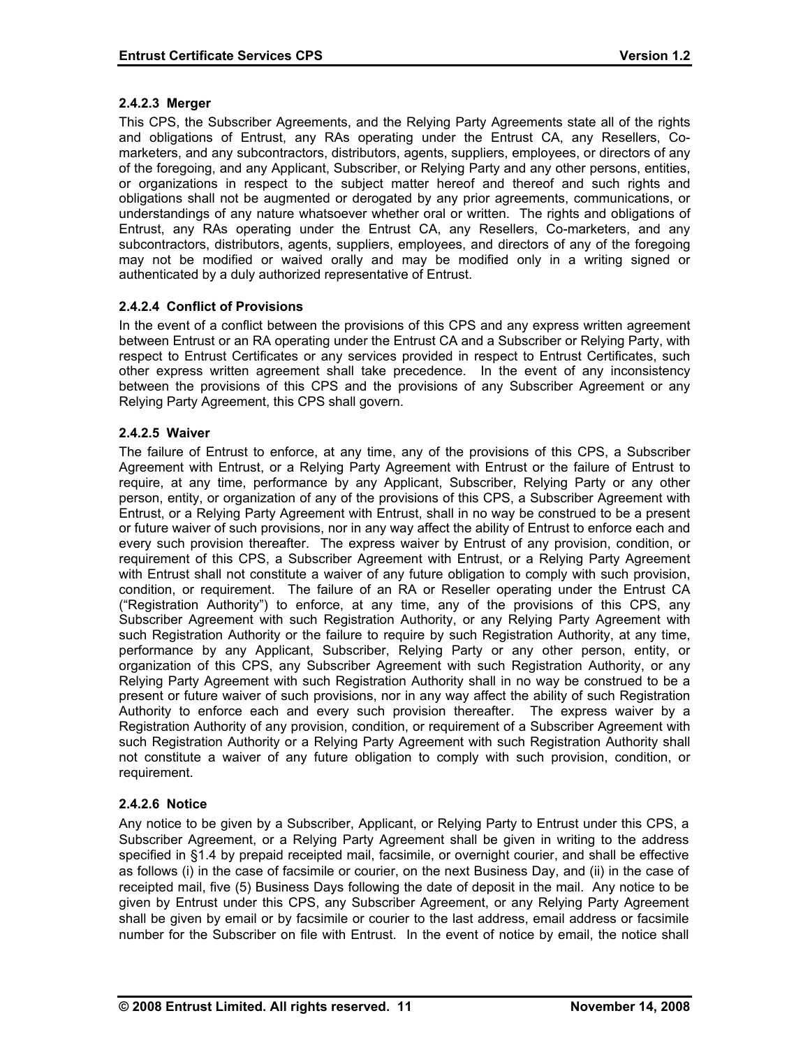#### 2.4.2.3 Merger

This CPS, the Subscriber Agreements, and the Relying Party Agreements state all of the rights and obligations of Entrust, any RAs operating under the Entrust CA, any Resellers, Co-marketers, and any subcontractors, distributors, agents, suppliers, employees, or directors of any of the foregoing, and any Applicant, Subscriber, or Relying Party and any other persons, entities, or organizations in respect to the subject matter hereof and thereof and such rights and obligations shall not be augmented or derogated by any prior agreements, communications, or understandings of any nature whatsoever whether oral or written. The rights and obligations of Entrust, any RAs operating under the Entrust CA, any Resellers, Co-marketers, and any subcontractors, distributors, agents, suppliers, employees, and directors of any of the foregoing may not be modified or waived orally and may be modified only in a writing signed or authenticated by a duly authorized representative of Entrust.

#### 2.4.2.4 Conflict of Provisions

In the event of a conflict between the provisions of this CPS and any express written agreement between Entrust or an RA operating under the Entrust CA and a Subscriber or Relying Party, with respect to Entrust Certificates or any services provided in respect to Entrust Certificates, such other express written agreement shall take precedence. In the event of any inconsistency between the provisions of this CPS and the provisions of any Subscriber Agreement or any Relying Party Agreement, this CPS shall govern.

#### 2.4.2.5 Waiver

The failure of Entrust to enforce, at any time, any of the provisions of this CPS, a Subscriber Agreement with Entrust, or a Relying Party Agreement with Entrust or the failure of Entrust to require, at any time, performance by any Applicant, Subscriber, Relying Party or any other person, entity, or organization of any of the provisions of this CPS, a Subscriber Agreement with Entrust, or a Relying Party Agreement with Entrust, shall in no way be construed to be a present or future waiver of such provisions, nor in any way affect the ability of Entrust to enforce each and every such provision thereafter. The express waiver by Entrust of any provision, condition, or requirement of this CPS, a Subscriber Agreement with Entrust, or a Relying Party Agreement with Entrust shall not constitute a waiver of any future obligation to comply with such provision, condition, or requirement. The failure of an RA or Reseller operating under the Entrust CA ("Registration Authority") to enforce, at any time, any of the provisions of this CPS, any Subscriber Agreement with such Registration Authority, or any Relying Party Agreement with such Registration Authority or the failure to require by such Registration Authority, at any time, performance by any Applicant, Subscriber, Relying Party or any other person, entity, or organization of this CPS, any Subscriber Agreement with such Registration Authority, or any Relying Party Agreement with such Registration Authority shall in no way be construed to be a present or future waiver of such provisions, nor in any way affect the ability of such Registration Authority to enforce each and every such provision thereafter. The express waiver by a Registration Authority of any provision, condition, or requirement of a Subscriber Agreement with such Registration Authority or a Relying Party Agreement with such Registration Authority shall not constitute a waiver of any future obligation to comply with such provision, condition, or requirement.

#### 2.4.2.6 Notice

Any notice to be given by a Subscriber, Applicant, or Relying Party to Entrust under this CPS, a Subscriber Agreement, or a Relying Party Agreement shall be given in writing to the address specified in §1.4 by prepaid receipted mail, facsimile, or overnight courier, and shall be effective as follows (i) in the case of facsimile or courier, on the next Business Day, and (ii) in the case of receipted mail, five (5) Business Days following the date of deposit in the mail. Any notice to be given by Entrust under this CPS, any Subscriber Agreement, or any Relying Party Agreement shall be given by email or by facsimile or courier to the last address, email address or facsimile number for the Subscriber on file with Entrust. In the event of notice by email, the notice shall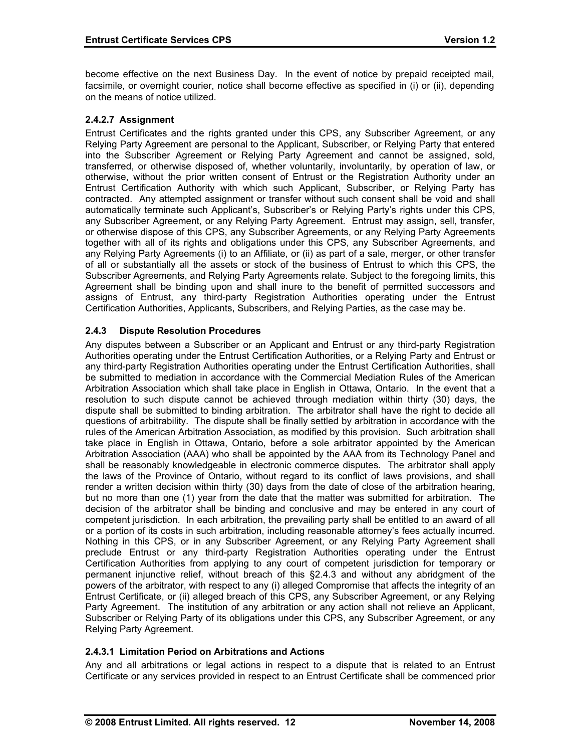become effective on the next Business Day. In the event of notice by prepaid receipted mail, facsimile, or overnight courier, notice shall become effective as specified in (i) or (ii), depending on the means of notice utilized.

#### 2.4.2.7 Assignment

Entrust Certificates and the rights granted under this CPS, any Subscriber Agreement, or any Relying Party Agreement are personal to the Applicant, Subscriber, or Relying Party that entered into the Subscriber Agreement or Relying Party Agreement and cannot be assigned, sold, transferred, or otherwise disposed of, whether voluntarily, involuntarily, by operation of law, or otherwise, without the prior written consent of Entrust or the Registration Authority under an Entrust Certification Authority with which such Applicant, Subscriber, or Relying Party has contracted. Any attempted assignment or transfer without such consent shall be void and shall automatically terminate such Applicant's, Subscriber's or Relying Party's rights under this CPS, any Subscriber Agreement, or any Relying Party Agreement. Entrust may assign, sell, transfer, or otherwise dispose of this CPS, any Subscriber Agreements, or any Relying Party Agreements together with all of its rights and obligations under this CPS, any Subscriber Agreements, and any Relying Party Agreements (i) to an Affiliate, or (ii) as part of a sale, merger, or other transfer of all or substantially all the assets or stock of the business of Entrust to which this CPS, the Subscriber Agreements, and Relying Party Agreements relate. Subject to the foregoing limits, this Agreement shall be binding upon and shall inure to the benefit of permitted successors and assigns of Entrust, any third-party Registration Authorities operating under the Entrust Certification Authorities, Applicants, Subscribers, and Relying Parties, as the case may be.

### 2.4.3 Dispute Resolution Procedures

Any disputes between a Subscriber or an Applicant and Entrust or any third-party Registration Authorities operating under the Entrust Certification Authorities, or a Relying Party and Entrust or any third-party Registration Authorities operating under the Entrust Certification Authorities, shall be submitted to mediation in accordance with the Commercial Mediation Rules of the American Arbitration Association which shall take place in English in Ottawa, Ontario. In the event that a resolution to such dispute cannot be achieved through mediation within thirty (30) days, the dispute shall be submitted to binding arbitration. The arbitrator shall have the right to decide all questions of arbitrability. The dispute shall be finally settled by arbitration in accordance with the rules of the American Arbitration Association, as modified by this provision. Such arbitration shall take place in English in Ottawa, Ontario, before a sole arbitrator appointed by the American Arbitration Association (AAA) who shall be appointed by the AAA from its Technology Panel and shall be reasonably knowledgeable in electronic commerce disputes. The arbitrator shall apply the laws of the Province of Ontario, without regard to its conflict of laws provisions, and shall render a written decision within thirty (30) days from the date of close of the arbitration hearing, but no more than one (1) year from the date that the matter was submitted for arbitration. The decision of the arbitrator shall be binding and conclusive and may be entered in any court of competent jurisdiction. In each arbitration, the prevailing party shall be entitled to an award of all or a portion of its costs in such arbitration, including reasonable attorney's fees actually incurred. Nothing in this CPS, or in any Subscriber Agreement, or any Relying Party Agreement shall preclude Entrust or any third-party Registration Authorities operating under the Entrust Certification Authorities from applying to any court of competent jurisdiction for temporary or permanent injunctive relief, without breach of this §2.4.3 and without any abridgment of the powers of the arbitrator, with respect to any (i) alleged Compromise that affects the integrity of an Entrust Certificate, or (ii) alleged breach of this CPS, any Subscriber Agreement, or any Relying Party Agreement. The institution of any arbitration or any action shall not relieve an Applicant, Subscriber or Relying Party of its obligations under this CPS, any Subscriber Agreement, or any Relying Party Agreement.

#### 2.4.3.1 Limitation Period on Arbitrations and Actions

Any and all arbitrations or legal actions in respect to a dispute that is related to an Entrust Certificate or any services provided in respect to an Entrust Certificate shall be commenced prior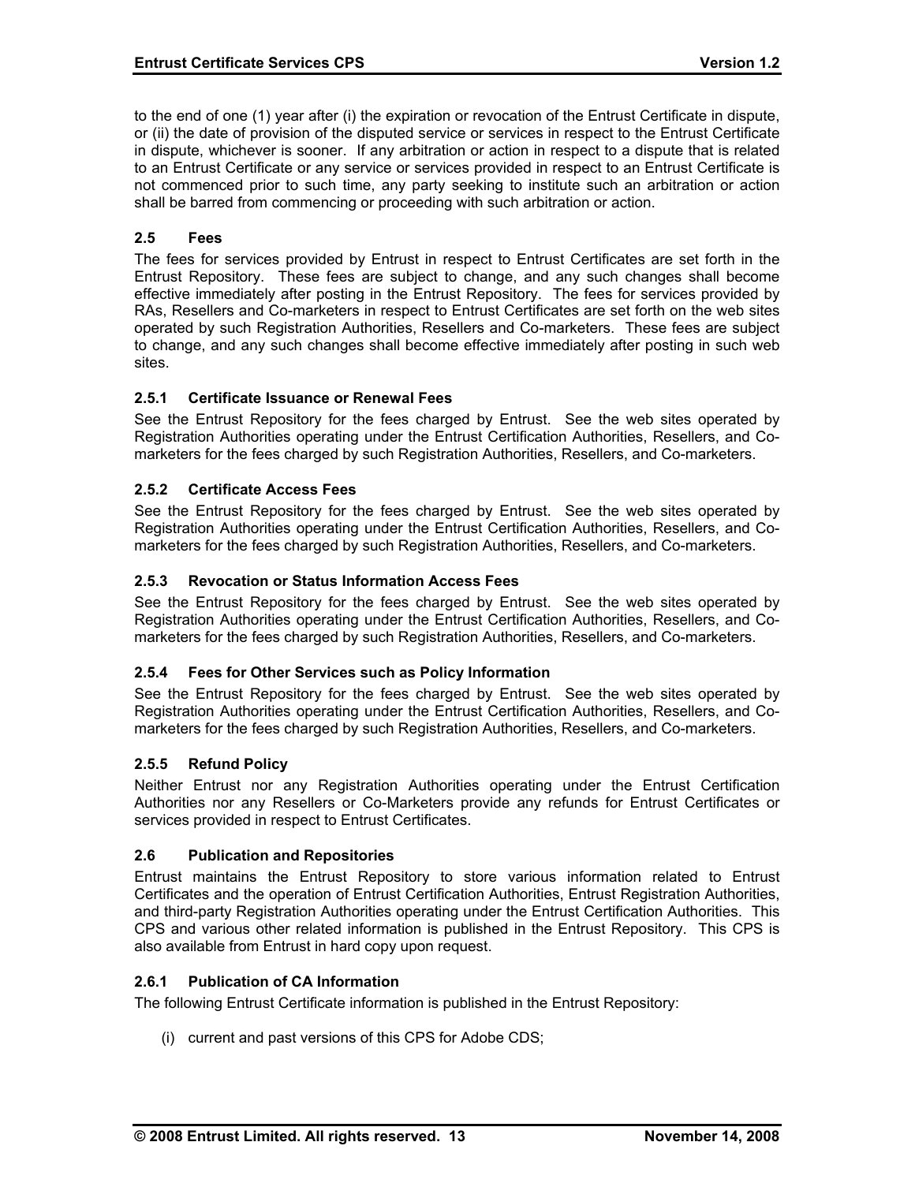to the end of one (1) year after (i) the expiration or revocation of the Entrust Certificate in dispute, or (ii) the date of provision of the disputed service or services in respect to the Entrust Certificate in dispute, whichever is sooner. If any arbitration or action in respect to a dispute that is related to an Entrust Certificate or any service or services provided in respect to an Entrust Certificate is not commenced prior to such time, any party seeking to institute such an arbitration or action shall be barred from commencing or proceeding with such arbitration or action.

### 2.5 Fees

The fees for services provided by Entrust in respect to Entrust Certificates are set forth in the Entrust Repository. These fees are subject to change, and any such changes shall become effective immediately after posting in the Entrust Repository. The fees for services provided by RAs, Resellers and Co-marketers in respect to Entrust Certificates are set forth on the web sites operated by such Registration Authorities, Resellers and Co-marketers. These fees are subject to change, and any such changes shall become effective immediately after posting in such web sites.

#### 2.5.1 Certificate Issuance or Renewal Fees

See the Entrust Repository for the fees charged by Entrust. See the web sites operated by Registration Authorities operating under the Entrust Certification Authorities, Resellers, and Co-marketers for the fees charged by such Registration Authorities, Resellers, and Co-marketers.

#### 2.5.2 Certificate Access Fees

See the Entrust Repository for the fees charged by Entrust. See the web sites operated by Registration Authorities operating under the Entrust Certification Authorities, Resellers, and Co-marketers for the fees charged by such Registration Authorities, Resellers, and Co-marketers.

#### 2.5.3 Revocation or Status Information Access Fees

See the Entrust Repository for the fees charged by Entrust. See the web sites operated by Registration Authorities operating under the Entrust Certification Authorities, Resellers, and Co-marketers for the fees charged by such Registration Authorities, Resellers, and Co-marketers.

#### 2.5.4 Fees for Other Services such as Policy Information

See the Entrust Repository for the fees charged by Entrust. See the web sites operated by Registration Authorities operating under the Entrust Certification Authorities, Resellers, and Co-marketers for the fees charged by such Registration Authorities, Resellers, and Co-marketers.

#### 2.5.5 Refund Policy

Neither Entrust nor any Registration Authorities operating under the Entrust Certification Authorities nor any Resellers or Co-Marketers provide any refunds for Entrust Certificates or services provided in respect to Entrust Certificates.

### 2.6 Publication and Repositories

Entrust maintains the Entrust Repository to store various information related to Entrust Certificates and the operation of Entrust Certification Authorities, Entrust Registration Authorities, and third-party Registration Authorities operating under the Entrust Certification Authorities. This CPS and various other related information is published in the Entrust Repository. This CPS is also available from Entrust in hard copy upon request.

#### 2.6.1 Publication of CA Information

The following Entrust Certificate information is published in the Entrust Repository:

(i) current and past versions of this CPS for Adobe CDS;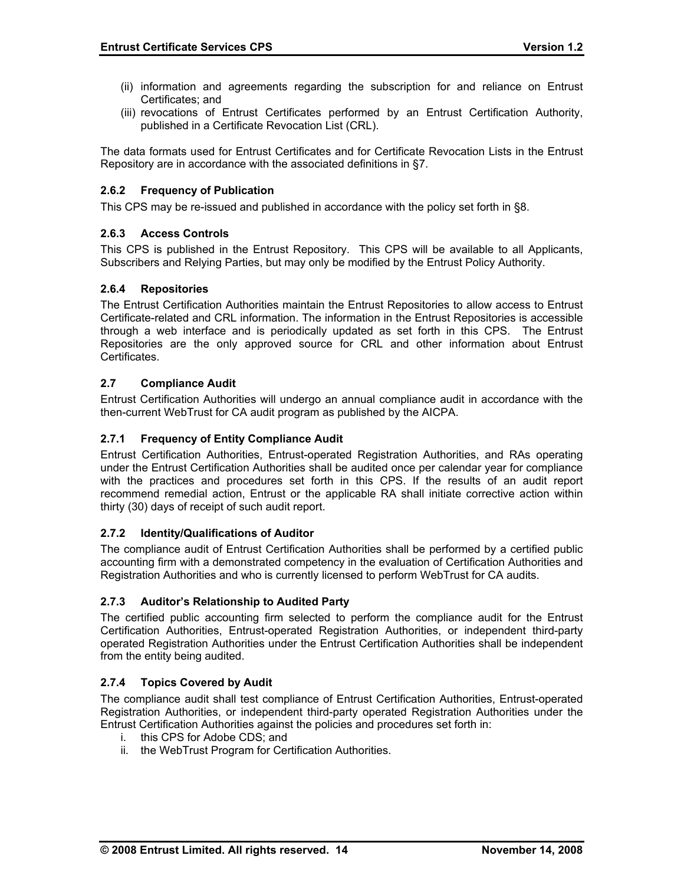(ii) information and agreements regarding the subscription for and reliance on Entrust Certificates; and
(iii) revocations of Entrust Certificates performed by an Entrust Certification Authority, published in a Certificate Revocation List (CRL).

The data formats used for Entrust Certificates and for Certificate Revocation Lists in the Entrust Repository are in accordance with the associated definitions in §7.

### 2.6.2 Frequency of Publication

This CPS may be re-issued and published in accordance with the policy set forth in §8.

### 2.6.3 Access Controls

This CPS is published in the Entrust Repository. This CPS will be available to all Applicants, Subscribers and Relying Parties, but may only be modified by the Entrust Policy Authority.

### 2.6.4 Repositories

The Entrust Certification Authorities maintain the Entrust Repositories to allow access to Entrust Certificate-related and CRL information. The information in the Entrust Repositories is accessible through a web interface and is periodically updated as set forth in this CPS. The Entrust Repositories are the only approved source for CRL and other information about Entrust Certificates.

## 2.7 Compliance Audit

Entrust Certification Authorities will undergo an annual compliance audit in accordance with the then-current WebTrust for CA audit program as published by the AICPA.

### 2.7.1 Frequency of Entity Compliance Audit

Entrust Certification Authorities, Entrust-operated Registration Authorities, and RAs operating under the Entrust Certification Authorities shall be audited once per calendar year for compliance with the practices and procedures set forth in this CPS. If the results of an audit report recommend remedial action, Entrust or the applicable RA shall initiate corrective action within thirty (30) days of receipt of such audit report.

### 2.7.2 Identity/Qualifications of Auditor

The compliance audit of Entrust Certification Authorities shall be performed by a certified public accounting firm with a demonstrated competency in the evaluation of Certification Authorities and Registration Authorities and who is currently licensed to perform WebTrust for CA audits.

### 2.7.3 Auditor's Relationship to Audited Party

The certified public accounting firm selected to perform the compliance audit for the Entrust Certification Authorities, Entrust-operated Registration Authorities, or independent third-party operated Registration Authorities under the Entrust Certification Authorities shall be independent from the entity being audited.

### 2.7.4 Topics Covered by Audit

The compliance audit shall test compliance of Entrust Certification Authorities, Entrust-operated Registration Authorities, or independent third-party operated Registration Authorities under the Entrust Certification Authorities against the policies and procedures set forth in:

i. this CPS for Adobe CDS; and
ii. the WebTrust Program for Certification Authorities.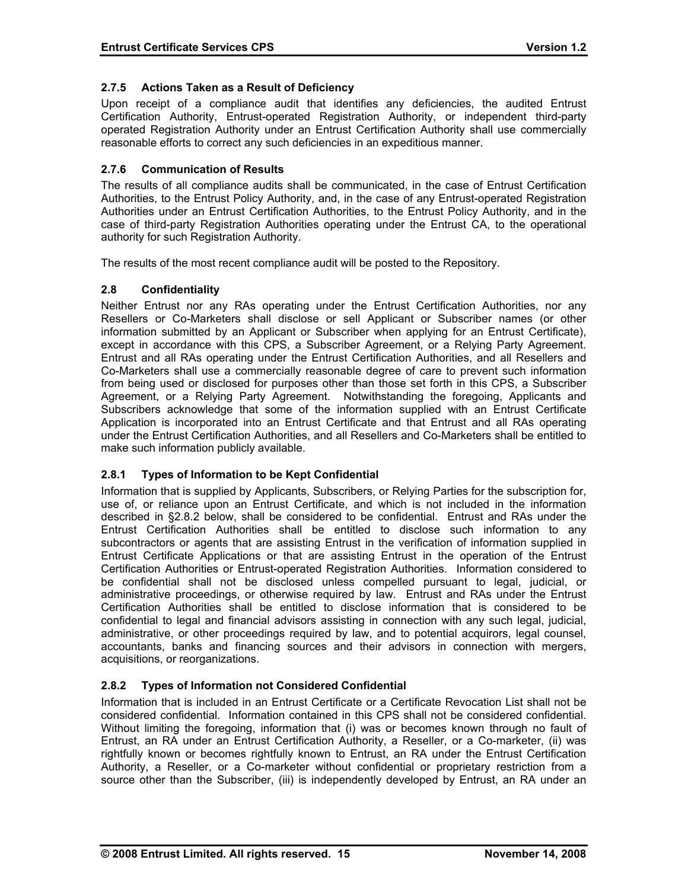### 2.7.5 Actions Taken as a Result of Deficiency

Upon receipt of a compliance audit that identifies any deficiencies, the audited Entrust Certification Authority, Entrust-operated Registration Authority, or independent third-party operated Registration Authority under an Entrust Certification Authority shall use commercially reasonable efforts to correct any such deficiencies in an expeditious manner.

### 2.7.6 Communication of Results

The results of all compliance audits shall be communicated, in the case of Entrust Certification Authorities, to the Entrust Policy Authority, and, in the case of any Entrust-operated Registration Authorities under an Entrust Certification Authorities, to the Entrust Policy Authority, and in the case of third-party Registration Authorities operating under the Entrust CA, to the operational authority for such Registration Authority.

The results of the most recent compliance audit will be posted to the Repository.

## 2.8 Confidentiality

Neither Entrust nor any RAs operating under the Entrust Certification Authorities, nor any Resellers or Co-Marketers shall disclose or sell Applicant or Subscriber names (or other information submitted by an Applicant or Subscriber when applying for an Entrust Certificate), except in accordance with this CPS, a Subscriber Agreement, or a Relying Party Agreement. Entrust and all RAs operating under the Entrust Certification Authorities, and all Resellers and Co-Marketers shall use a commercially reasonable degree of care to prevent such information from being used or disclosed for purposes other than those set forth in this CPS, a Subscriber Agreement, or a Relying Party Agreement. Notwithstanding the foregoing, Applicants and Subscribers acknowledge that some of the information supplied with an Entrust Certificate Application is incorporated into an Entrust Certificate and that Entrust and all RAs operating under the Entrust Certification Authorities, and all Resellers and Co-Marketers shall be entitled to make such information publicly available.

### 2.8.1 Types of Information to be Kept Confidential

Information that is supplied by Applicants, Subscribers, or Relying Parties for the subscription for, use of, or reliance upon an Entrust Certificate, and which is not included in the information described in §2.8.2 below, shall be considered to be confidential. Entrust and RAs under the Entrust Certification Authorities shall be entitled to disclose such information to any subcontractors or agents that are assisting Entrust in the verification of information supplied in Entrust Certificate Applications or that are assisting Entrust in the operation of the Entrust Certification Authorities or Entrust-operated Registration Authorities. Information considered to be confidential shall not be disclosed unless compelled pursuant to legal, judicial, or administrative proceedings, or otherwise required by law. Entrust and RAs under the Entrust Certification Authorities shall be entitled to disclose information that is considered to be confidential to legal and financial advisors assisting in connection with any such legal, judicial, administrative, or other proceedings required by law, and to potential acquirors, legal counsel, accountants, banks and financing sources and their advisors in connection with mergers, acquisitions, or reorganizations.

### 2.8.2 Types of Information not Considered Confidential

Information that is included in an Entrust Certificate or a Certificate Revocation List shall not be considered confidential. Information contained in this CPS shall not be considered confidential. Without limiting the foregoing, information that (i) was or becomes known through no fault of Entrust, an RA under an Entrust Certification Authority, a Reseller, or a Co-marketer, (ii) was rightfully known or becomes rightfully known to Entrust, an RA under the Entrust Certification Authority, a Reseller, or a Co-marketer without confidential or proprietary restriction from a source other than the Subscriber, (iii) is independently developed by Entrust, an RA under an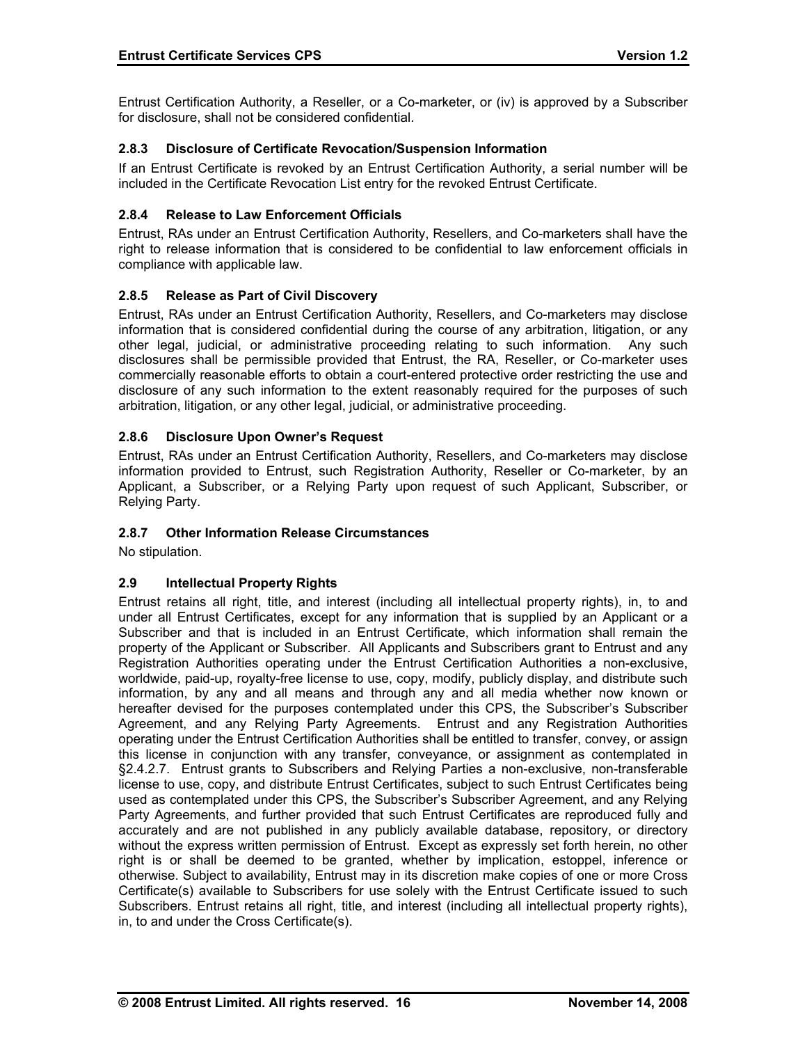Entrust Certification Authority, a Reseller, or a Co-marketer, or (iv) is approved by a Subscriber for disclosure, shall not be considered confidential.

### 2.8.3 Disclosure of Certificate Revocation/Suspension Information

If an Entrust Certificate is revoked by an Entrust Certification Authority, a serial number will be included in the Certificate Revocation List entry for the revoked Entrust Certificate.

### 2.8.4 Release to Law Enforcement Officials

Entrust, RAs under an Entrust Certification Authority, Resellers, and Co-marketers shall have the right to release information that is considered to be confidential to law enforcement officials in compliance with applicable law.

### 2.8.5 Release as Part of Civil Discovery

Entrust, RAs under an Entrust Certification Authority, Resellers, and Co-marketers may disclose information that is considered confidential during the course of any arbitration, litigation, or any other legal, judicial, or administrative proceeding relating to such information. Any such disclosures shall be permissible provided that Entrust, the RA, Reseller, or Co-marketer uses commercially reasonable efforts to obtain a court-entered protective order restricting the use and disclosure of any such information to the extent reasonably required for the purposes of such arbitration, litigation, or any other legal, judicial, or administrative proceeding.

### 2.8.6 Disclosure Upon Owner's Request

Entrust, RAs under an Entrust Certification Authority, Resellers, and Co-marketers may disclose information provided to Entrust, such Registration Authority, Reseller or Co-marketer, by an Applicant, a Subscriber, or a Relying Party upon request of such Applicant, Subscriber, or Relying Party.

### 2.8.7 Other Information Release Circumstances

No stipulation.

## 2.9 Intellectual Property Rights

Entrust retains all right, title, and interest (including all intellectual property rights), in, to and under all Entrust Certificates, except for any information that is supplied by an Applicant or a Subscriber and that is included in an Entrust Certificate, which information shall remain the property of the Applicant or Subscriber. All Applicants and Subscribers grant to Entrust and any Registration Authorities operating under the Entrust Certification Authorities a non-exclusive, worldwide, paid-up, royalty-free license to use, copy, modify, publicly display, and distribute such information, by any and all means and through any and all media whether now known or hereafter devised for the purposes contemplated under this CPS, the Subscriber's Subscriber Agreement, and any Relying Party Agreements. Entrust and any Registration Authorities operating under the Entrust Certification Authorities shall be entitled to transfer, convey, or assign this license in conjunction with any transfer, conveyance, or assignment as contemplated in §2.4.2.7. Entrust grants to Subscribers and Relying Parties a non-exclusive, non-transferable license to use, copy, and distribute Entrust Certificates, subject to such Entrust Certificates being used as contemplated under this CPS, the Subscriber's Subscriber Agreement, and any Relying Party Agreements, and further provided that such Entrust Certificates are reproduced fully and accurately and are not published in any publicly available database, repository, or directory without the express written permission of Entrust. Except as expressly set forth herein, no other right is or shall be deemed to be granted, whether by implication, estoppel, inference or otherwise. Subject to availability, Entrust may in its discretion make copies of one or more Cross Certificate(s) available to Subscribers for use solely with the Entrust Certificate issued to such Subscribers. Entrust retains all right, title, and interest (including all intellectual property rights), in, to and under the Cross Certificate(s).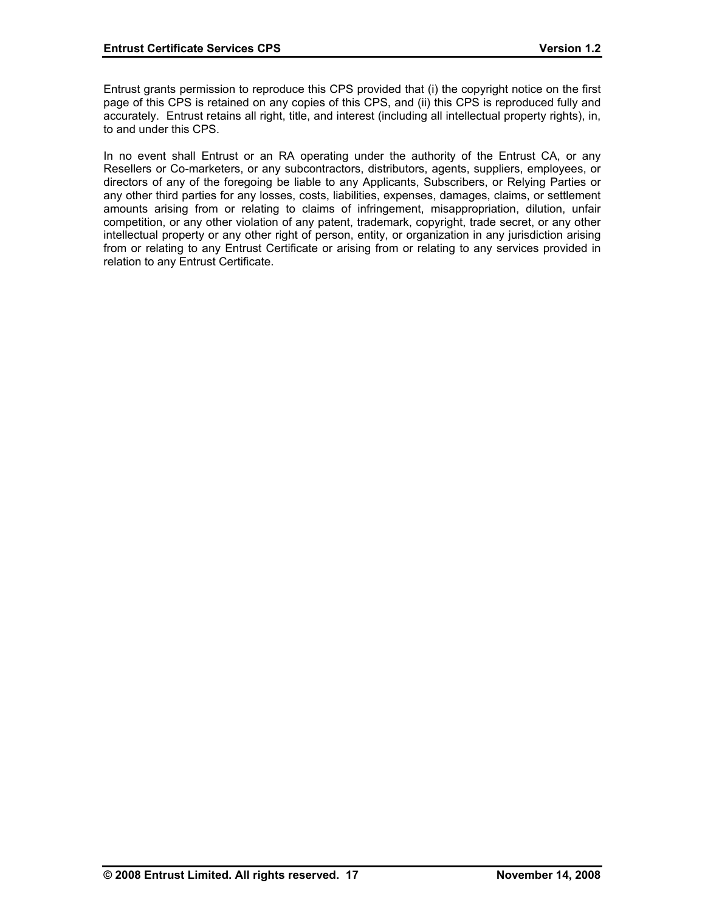Entrust grants permission to reproduce this CPS provided that (i) the copyright notice on the first page of this CPS is retained on any copies of this CPS, and (ii) this CPS is reproduced fully and accurately. Entrust retains all right, title, and interest (including all intellectual property rights), in, to and under this CPS.

In no event shall Entrust or an RA operating under the authority of the Entrust CA, or any Resellers or Co-marketers, or any subcontractors, distributors, agents, suppliers, employees, or directors of any of the foregoing be liable to any Applicants, Subscribers, or Relying Parties or any other third parties for any losses, costs, liabilities, expenses, damages, claims, or settlement amounts arising from or relating to claims of infringement, misappropriation, dilution, unfair competition, or any other violation of any patent, trademark, copyright, trade secret, or any other intellectual property or any other right of person, entity, or organization in any jurisdiction arising from or relating to any Entrust Certificate or arising from or relating to any services provided in relation to any Entrust Certificate.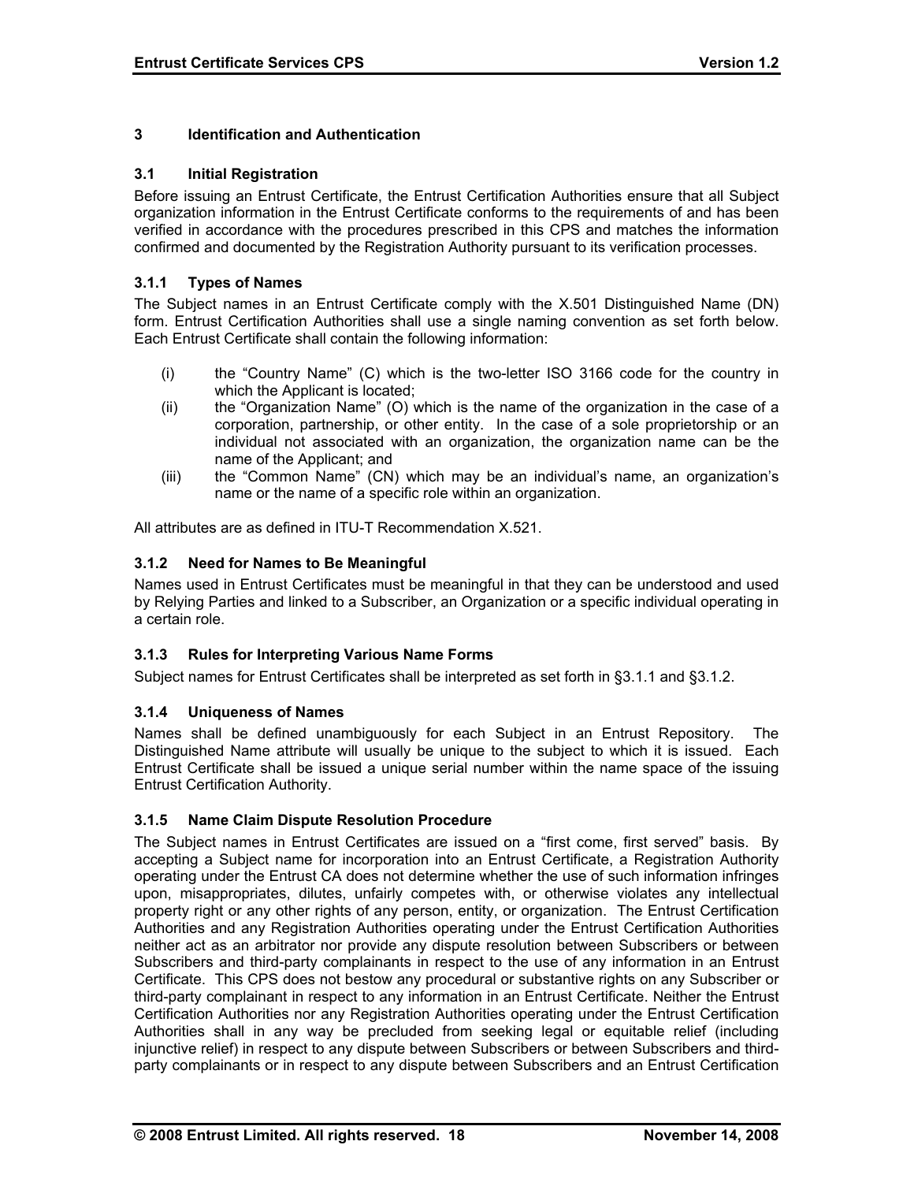# 3 Identification and Authentication

## 3.1 Initial Registration

Before issuing an Entrust Certificate, the Entrust Certification Authorities ensure that all Subject organization information in the Entrust Certificate conforms to the requirements of and has been verified in accordance with the procedures prescribed in this CPS and matches the information confirmed and documented by the Registration Authority pursuant to its verification processes.

### 3.1.1 Types of Names

The Subject names in an Entrust Certificate comply with the X.501 Distinguished Name (DN) form. Entrust Certification Authorities shall use a single naming convention as set forth below. Each Entrust Certificate shall contain the following information:

- (i) the "Country Name" (C) which is the two-letter ISO 3166 code for the country in which the Applicant is located;
- (ii) the "Organization Name" (O) which is the name of the organization in the case of a corporation, partnership, or other entity. In the case of a sole proprietorship or an individual not associated with an organization, the organization name can be the name of the Applicant; and
- (iii) the "Common Name" (CN) which may be an individual's name, an organization's name or the name of a specific role within an organization.

All attributes are as defined in ITU-T Recommendation X.521.

### 3.1.2 Need for Names to Be Meaningful

Names used in Entrust Certificates must be meaningful in that they can be understood and used by Relying Parties and linked to a Subscriber, an Organization or a specific individual operating in a certain role.

### 3.1.3 Rules for Interpreting Various Name Forms

Subject names for Entrust Certificates shall be interpreted as set forth in §3.1.1 and §3.1.2.

### 3.1.4 Uniqueness of Names

Names shall be defined unambiguously for each Subject in an Entrust Repository. The Distinguished Name attribute will usually be unique to the subject to which it is issued. Each Entrust Certificate shall be issued a unique serial number within the name space of the issuing Entrust Certification Authority.

### 3.1.5 Name Claim Dispute Resolution Procedure

The Subject names in Entrust Certificates are issued on a "first come, first served" basis. By accepting a Subject name for incorporation into an Entrust Certificate, a Registration Authority operating under the Entrust CA does not determine whether the use of such information infringes upon, misappropriates, dilutes, unfairly competes with, or otherwise violates any intellectual property right or any other rights of any person, entity, or organization. The Entrust Certification Authorities and any Registration Authorities operating under the Entrust Certification Authorities neither act as an arbitrator nor provide any dispute resolution between Subscribers or between Subscribers and third-party complainants in respect to the use of any information in an Entrust Certificate. This CPS does not bestow any procedural or substantive rights on any Subscriber or third-party complainant in respect to any information in an Entrust Certificate. Neither the Entrust Certification Authorities nor any Registration Authorities operating under the Entrust Certification Authorities shall in any way be precluded from seeking legal or equitable relief (including injunctive relief) in respect to any dispute between Subscribers or between Subscribers and third-party complainants or in respect to any dispute between Subscribers and an Entrust Certification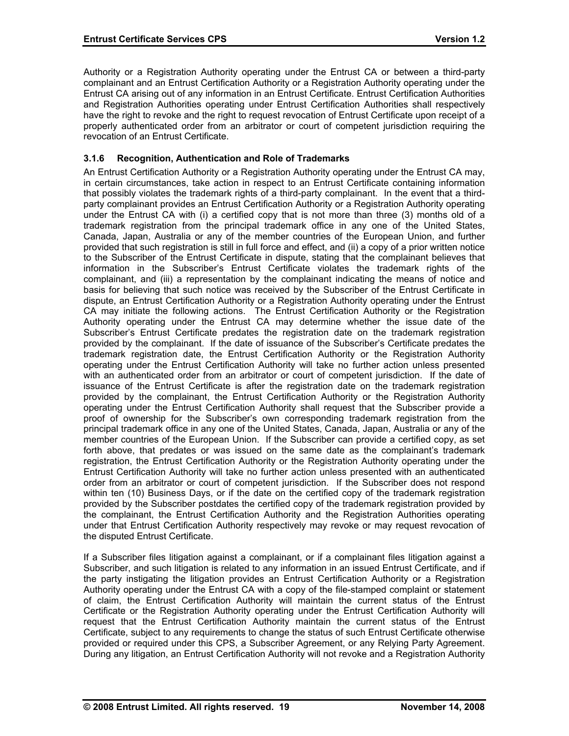Authority or a Registration Authority operating under the Entrust CA or between a third-party complainant and an Entrust Certification Authority or a Registration Authority operating under the Entrust CA arising out of any information in an Entrust Certificate. Entrust Certification Authorities and Registration Authorities operating under Entrust Certification Authorities shall respectively have the right to revoke and the right to request revocation of Entrust Certificate upon receipt of a properly authenticated order from an arbitrator or court of competent jurisdiction requiring the revocation of an Entrust Certificate.

### 3.1.6 Recognition, Authentication and Role of Trademarks

An Entrust Certification Authority or a Registration Authority operating under the Entrust CA may, in certain circumstances, take action in respect to an Entrust Certificate containing information that possibly violates the trademark rights of a third-party complainant. In the event that a third-party complainant provides an Entrust Certification Authority or a Registration Authority operating under the Entrust CA with (i) a certified copy that is not more than three (3) months old of a trademark registration from the principal trademark office in any one of the United States, Canada, Japan, Australia or any of the member countries of the European Union, and further provided that such registration is still in full force and effect, and (ii) a copy of a prior written notice to the Subscriber of the Entrust Certificate in dispute, stating that the complainant believes that information in the Subscriber's Entrust Certificate violates the trademark rights of the complainant, and (iii) a representation by the complainant indicating the means of notice and basis for believing that such notice was received by the Subscriber of the Entrust Certificate in dispute, an Entrust Certification Authority or a Registration Authority operating under the Entrust CA may initiate the following actions. The Entrust Certification Authority or the Registration Authority operating under the Entrust CA may determine whether the issue date of the Subscriber's Entrust Certificate predates the registration date on the trademark registration provided by the complainant. If the date of issuance of the Subscriber's Certificate predates the trademark registration date, the Entrust Certification Authority or the Registration Authority operating under the Entrust Certification Authority will take no further action unless presented with an authenticated order from an arbitrator or court of competent jurisdiction. If the date of issuance of the Entrust Certificate is after the registration date on the trademark registration provided by the complainant, the Entrust Certification Authority or the Registration Authority operating under the Entrust Certification Authority shall request that the Subscriber provide a proof of ownership for the Subscriber's own corresponding trademark registration from the principal trademark office in any one of the United States, Canada, Japan, Australia or any of the member countries of the European Union. If the Subscriber can provide a certified copy, as set forth above, that predates or was issued on the same date as the complainant's trademark registration, the Entrust Certification Authority or the Registration Authority operating under the Entrust Certification Authority will take no further action unless presented with an authenticated order from an arbitrator or court of competent jurisdiction. If the Subscriber does not respond within ten (10) Business Days, or if the date on the certified copy of the trademark registration provided by the Subscriber postdates the certified copy of the trademark registration provided by the complainant, the Entrust Certification Authority and the Registration Authorities operating under that Entrust Certification Authority respectively may revoke or may request revocation of the disputed Entrust Certificate.

If a Subscriber files litigation against a complainant, or if a complainant files litigation against a Subscriber, and such litigation is related to any information in an issued Entrust Certificate, and if the party instigating the litigation provides an Entrust Certification Authority or a Registration Authority operating under the Entrust CA with a copy of the file-stamped complaint or statement of claim, the Entrust Certification Authority will maintain the current status of the Entrust Certificate or the Registration Authority operating under the Entrust Certification Authority will request that the Entrust Certification Authority maintain the current status of the Entrust Certificate, subject to any requirements to change the status of such Entrust Certificate otherwise provided or required under this CPS, a Subscriber Agreement, or any Relying Party Agreement. During any litigation, an Entrust Certification Authority will not revoke and a Registration Authority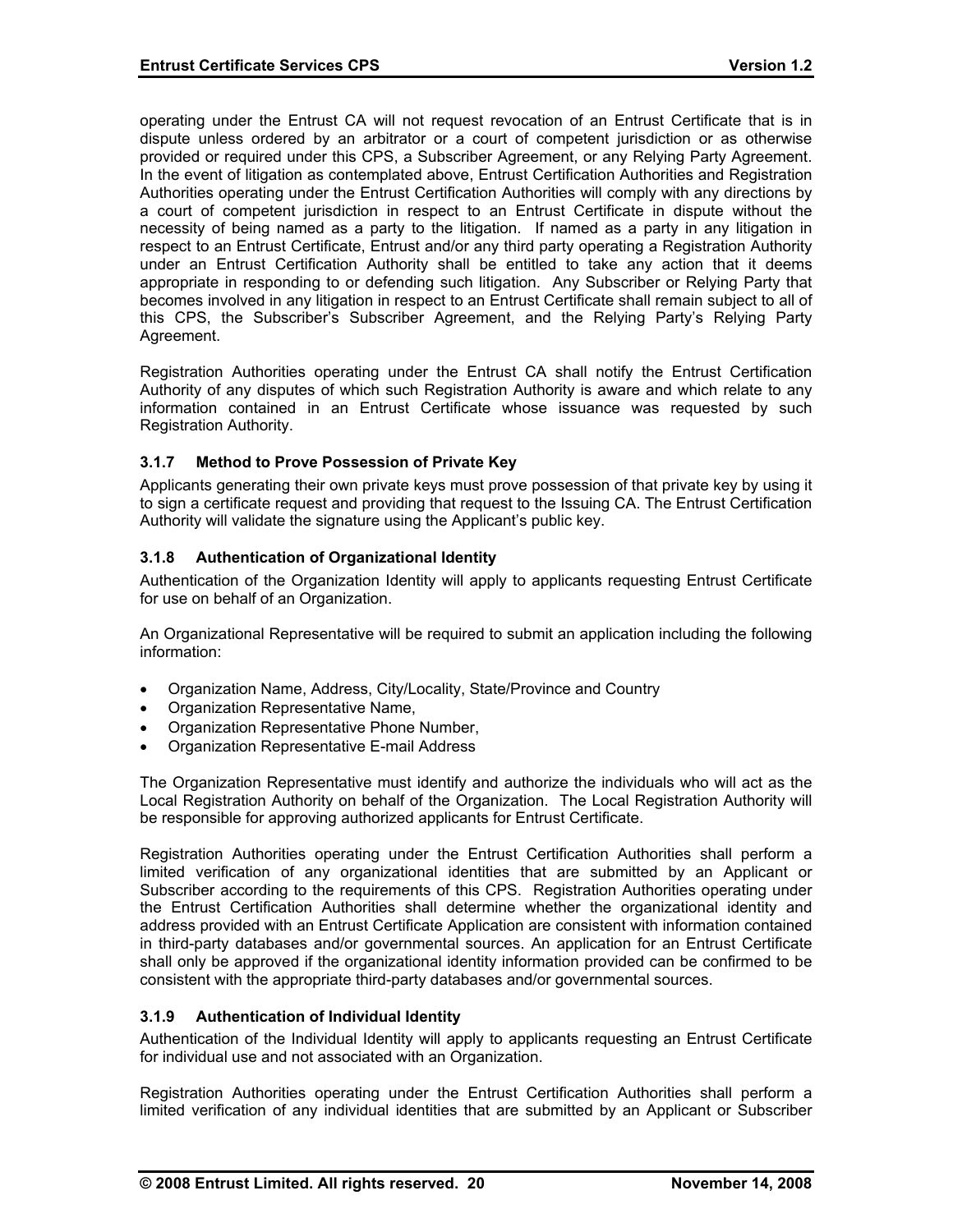operating under the Entrust CA will not request revocation of an Entrust Certificate that is in dispute unless ordered by an arbitrator or a court of competent jurisdiction or as otherwise provided or required under this CPS, a Subscriber Agreement, or any Relying Party Agreement. In the event of litigation as contemplated above, Entrust Certification Authorities and Registration Authorities operating under the Entrust Certification Authorities will comply with any directions by a court of competent jurisdiction in respect to an Entrust Certificate in dispute without the necessity of being named as a party to the litigation. If named as a party in any litigation in respect to an Entrust Certificate, Entrust and/or any third party operating a Registration Authority under an Entrust Certification Authority shall be entitled to take any action that it deems appropriate in responding to or defending such litigation. Any Subscriber or Relying Party that becomes involved in any litigation in respect to an Entrust Certificate shall remain subject to all of this CPS, the Subscriber's Subscriber Agreement, and the Relying Party's Relying Party Agreement.

Registration Authorities operating under the Entrust CA shall notify the Entrust Certification Authority of any disputes of which such Registration Authority is aware and which relate to any information contained in an Entrust Certificate whose issuance was requested by such Registration Authority.

### 3.1.7 Method to Prove Possession of Private Key

Applicants generating their own private keys must prove possession of that private key by using it to sign a certificate request and providing that request to the Issuing CA. The Entrust Certification Authority will validate the signature using the Applicant's public key.

### 3.1.8 Authentication of Organizational Identity

Authentication of the Organization Identity will apply to applicants requesting Entrust Certificate for use on behalf of an Organization.

An Organizational Representative will be required to submit an application including the following information:

- Organization Name, Address, City/Locality, State/Province and Country
- Organization Representative Name,
- Organization Representative Phone Number,
- Organization Representative E-mail Address

The Organization Representative must identify and authorize the individuals who will act as the Local Registration Authority on behalf of the Organization. The Local Registration Authority will be responsible for approving authorized applicants for Entrust Certificate.

Registration Authorities operating under the Entrust Certification Authorities shall perform a limited verification of any organizational identities that are submitted by an Applicant or Subscriber according to the requirements of this CPS. Registration Authorities operating under the Entrust Certification Authorities shall determine whether the organizational identity and address provided with an Entrust Certificate Application are consistent with information contained in third-party databases and/or governmental sources. An application for an Entrust Certificate shall only be approved if the organizational identity information provided can be confirmed to be consistent with the appropriate third-party databases and/or governmental sources.

### 3.1.9 Authentication of Individual Identity

Authentication of the Individual Identity will apply to applicants requesting an Entrust Certificate for individual use and not associated with an Organization.

Registration Authorities operating under the Entrust Certification Authorities shall perform a limited verification of any individual identities that are submitted by an Applicant or Subscriber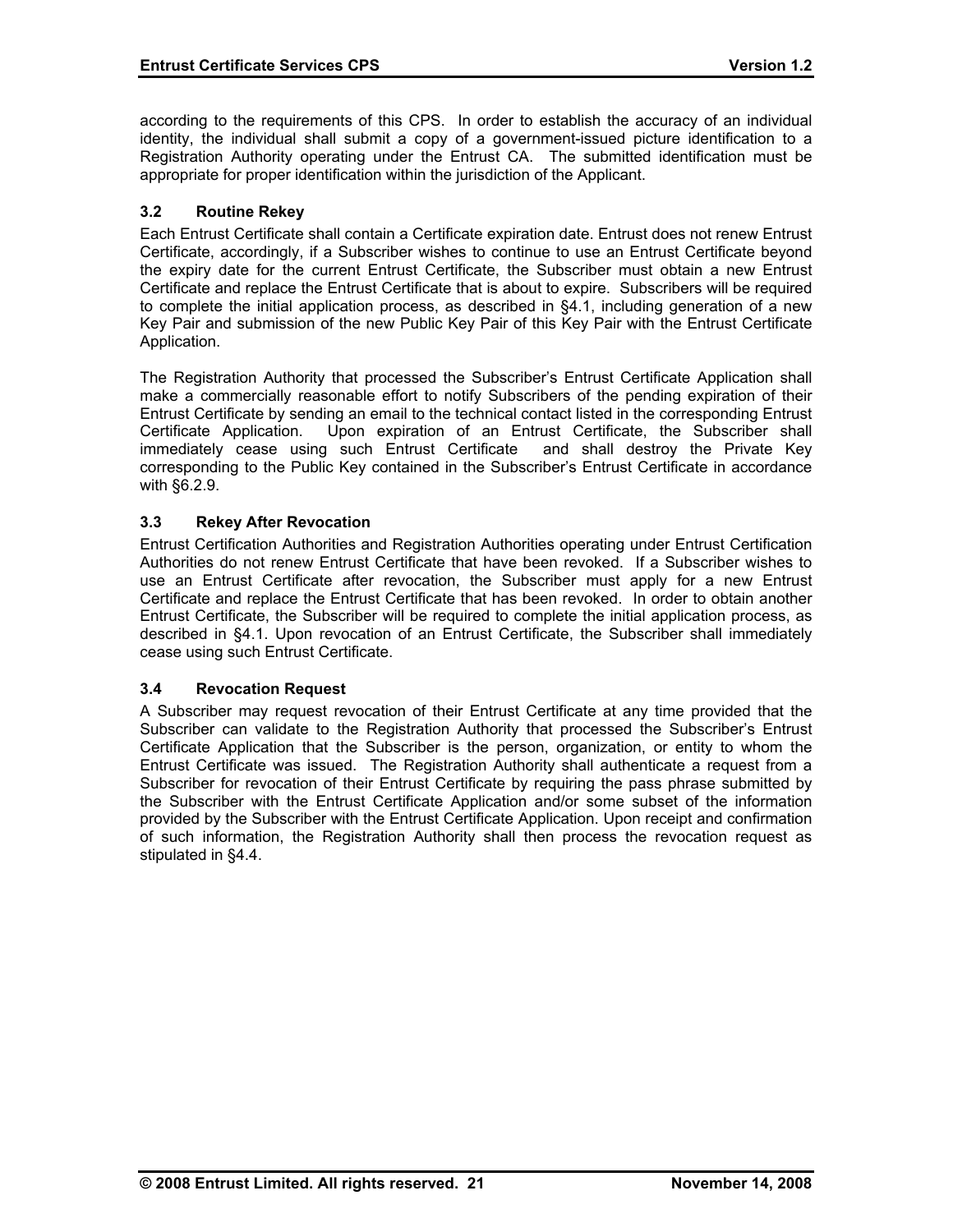according to the requirements of this CPS. In order to establish the accuracy of an individual identity, the individual shall submit a copy of a government-issued picture identification to a Registration Authority operating under the Entrust CA. The submitted identification must be appropriate for proper identification within the jurisdiction of the Applicant.

### 3.2 Routine Rekey

Each Entrust Certificate shall contain a Certificate expiration date. Entrust does not renew Entrust Certificate, accordingly, if a Subscriber wishes to continue to use an Entrust Certificate beyond the expiry date for the current Entrust Certificate, the Subscriber must obtain a new Entrust Certificate and replace the Entrust Certificate that is about to expire. Subscribers will be required to complete the initial application process, as described in §4.1, including generation of a new Key Pair and submission of the new Public Key Pair of this Key Pair with the Entrust Certificate Application.

The Registration Authority that processed the Subscriber's Entrust Certificate Application shall make a commercially reasonable effort to notify Subscribers of the pending expiration of their Entrust Certificate by sending an email to the technical contact listed in the corresponding Entrust Certificate Application. Upon expiration of an Entrust Certificate, the Subscriber shall immediately cease using such Entrust Certificate and shall destroy the Private Key corresponding to the Public Key contained in the Subscriber's Entrust Certificate in accordance with §6.2.9.

### 3.3 Rekey After Revocation

Entrust Certification Authorities and Registration Authorities operating under Entrust Certification Authorities do not renew Entrust Certificate that have been revoked. If a Subscriber wishes to use an Entrust Certificate after revocation, the Subscriber must apply for a new Entrust Certificate and replace the Entrust Certificate that has been revoked. In order to obtain another Entrust Certificate, the Subscriber will be required to complete the initial application process, as described in §4.1. Upon revocation of an Entrust Certificate, the Subscriber shall immediately cease using such Entrust Certificate.

### 3.4 Revocation Request

A Subscriber may request revocation of their Entrust Certificate at any time provided that the Subscriber can validate to the Registration Authority that processed the Subscriber's Entrust Certificate Application that the Subscriber is the person, organization, or entity to whom the Entrust Certificate was issued. The Registration Authority shall authenticate a request from a Subscriber for revocation of their Entrust Certificate by requiring the pass phrase submitted by the Subscriber with the Entrust Certificate Application and/or some subset of the information provided by the Subscriber with the Entrust Certificate Application. Upon receipt and confirmation of such information, the Registration Authority shall then process the revocation request as stipulated in §4.4.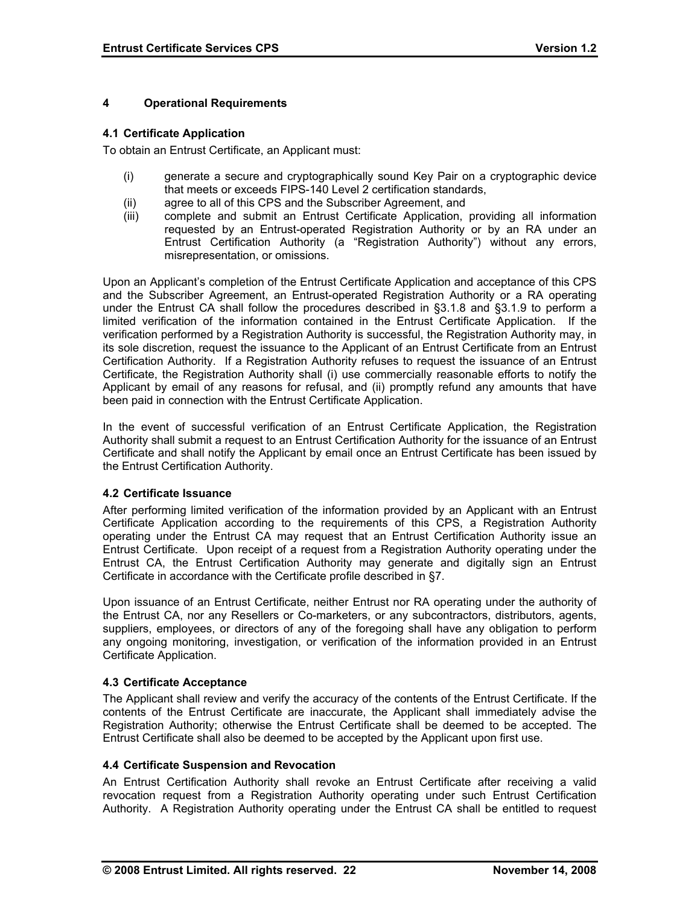# 4 Operational Requirements

## 4.1 Certificate Application

To obtain an Entrust Certificate, an Applicant must:

(i) generate a secure and cryptographically sound Key Pair on a cryptographic device that meets or exceeds FIPS-140 Level 2 certification standards,

(ii) agree to all of this CPS and the Subscriber Agreement, and

(iii) complete and submit an Entrust Certificate Application, providing all information requested by an Entrust-operated Registration Authority or by an RA under an Entrust Certification Authority (a "Registration Authority") without any errors, misrepresentation, or omissions.

Upon an Applicant's completion of the Entrust Certificate Application and acceptance of this CPS and the Subscriber Agreement, an Entrust-operated Registration Authority or a RA operating under the Entrust CA shall follow the procedures described in §3.1.8 and §3.1.9 to perform a limited verification of the information contained in the Entrust Certificate Application. If the verification performed by a Registration Authority is successful, the Registration Authority may, in its sole discretion, request the issuance to the Applicant of an Entrust Certificate from an Entrust Certification Authority. If a Registration Authority refuses to request the issuance of an Entrust Certificate, the Registration Authority shall (i) use commercially reasonable efforts to notify the Applicant by email of any reasons for refusal, and (ii) promptly refund any amounts that have been paid in connection with the Entrust Certificate Application.

In the event of successful verification of an Entrust Certificate Application, the Registration Authority shall submit a request to an Entrust Certification Authority for the issuance of an Entrust Certificate and shall notify the Applicant by email once an Entrust Certificate has been issued by the Entrust Certification Authority.

## 4.2 Certificate Issuance

After performing limited verification of the information provided by an Applicant with an Entrust Certificate Application according to the requirements of this CPS, a Registration Authority operating under the Entrust CA may request that an Entrust Certification Authority issue an Entrust Certificate. Upon receipt of a request from a Registration Authority operating under the Entrust CA, the Entrust Certification Authority may generate and digitally sign an Entrust Certificate in accordance with the Certificate profile described in §7.

Upon issuance of an Entrust Certificate, neither Entrust nor RA operating under the authority of the Entrust CA, nor any Resellers or Co-marketers, or any subcontractors, distributors, agents, suppliers, employees, or directors of any of the foregoing shall have any obligation to perform any ongoing monitoring, investigation, or verification of the information provided in an Entrust Certificate Application.

## 4.3 Certificate Acceptance

The Applicant shall review and verify the accuracy of the contents of the Entrust Certificate. If the contents of the Entrust Certificate are inaccurate, the Applicant shall immediately advise the Registration Authority; otherwise the Entrust Certificate shall be deemed to be accepted. The Entrust Certificate shall also be deemed to be accepted by the Applicant upon first use.

## 4.4 Certificate Suspension and Revocation

An Entrust Certification Authority shall revoke an Entrust Certificate after receiving a valid revocation request from a Registration Authority operating under such Entrust Certification Authority. A Registration Authority operating under the Entrust CA shall be entitled to request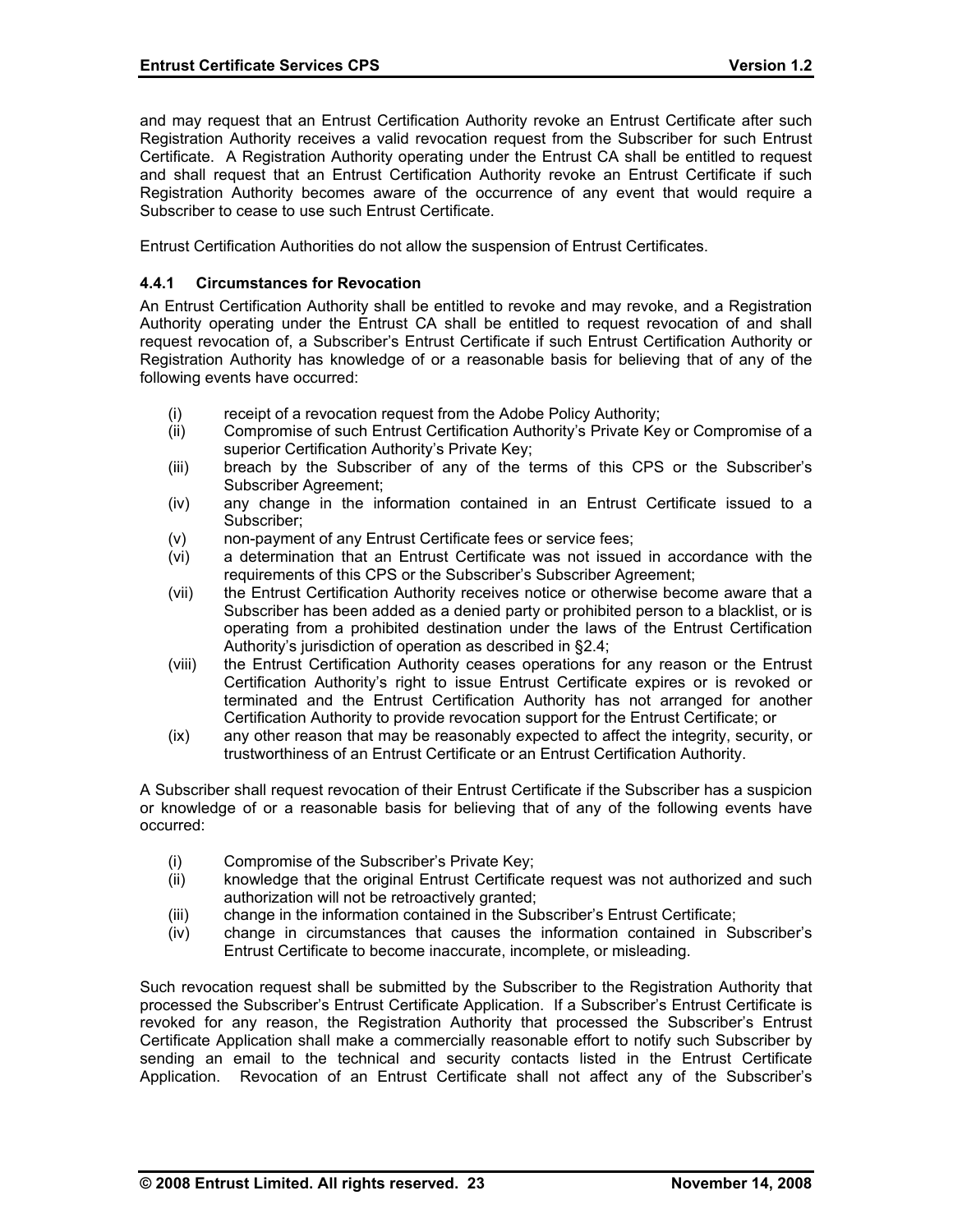and may request that an Entrust Certification Authority revoke an Entrust Certificate after such Registration Authority receives a valid revocation request from the Subscriber for such Entrust Certificate. A Registration Authority operating under the Entrust CA shall be entitled to request and shall request that an Entrust Certification Authority revoke an Entrust Certificate if such Registration Authority becomes aware of the occurrence of any event that would require a Subscriber to cease to use such Entrust Certificate.

Entrust Certification Authorities do not allow the suspension of Entrust Certificates.

### 4.4.1 Circumstances for Revocation

An Entrust Certification Authority shall be entitled to revoke and may revoke, and a Registration Authority operating under the Entrust CA shall be entitled to request revocation of and shall request revocation of, a Subscriber's Entrust Certificate if such Entrust Certification Authority or Registration Authority has knowledge of or a reasonable basis for believing that of any of the following events have occurred:

- (i) receipt of a revocation request from the Adobe Policy Authority;
- (ii) Compromise of such Entrust Certification Authority's Private Key or Compromise of a superior Certification Authority's Private Key;
- (iii) breach by the Subscriber of any of the terms of this CPS or the Subscriber's Subscriber Agreement;
- (iv) any change in the information contained in an Entrust Certificate issued to a Subscriber;
- (v) non-payment of any Entrust Certificate fees or service fees;
- (vi) a determination that an Entrust Certificate was not issued in accordance with the requirements of this CPS or the Subscriber's Subscriber Agreement;
- (vii) the Entrust Certification Authority receives notice or otherwise become aware that a Subscriber has been added as a denied party or prohibited person to a blacklist, or is operating from a prohibited destination under the laws of the Entrust Certification Authority's jurisdiction of operation as described in §2.4;
- (viii) the Entrust Certification Authority ceases operations for any reason or the Entrust Certification Authority's right to issue Entrust Certificate expires or is revoked or terminated and the Entrust Certification Authority has not arranged for another Certification Authority to provide revocation support for the Entrust Certificate; or
- (ix) any other reason that may be reasonably expected to affect the integrity, security, or trustworthiness of an Entrust Certificate or an Entrust Certification Authority.

A Subscriber shall request revocation of their Entrust Certificate if the Subscriber has a suspicion or knowledge of or a reasonable basis for believing that of any of the following events have occurred:

- (i) Compromise of the Subscriber's Private Key;
- (ii) knowledge that the original Entrust Certificate request was not authorized and such authorization will not be retroactively granted;
- (iii) change in the information contained in the Subscriber's Entrust Certificate;
- (iv) change in circumstances that causes the information contained in Subscriber's Entrust Certificate to become inaccurate, incomplete, or misleading.

Such revocation request shall be submitted by the Subscriber to the Registration Authority that processed the Subscriber's Entrust Certificate Application. If a Subscriber's Entrust Certificate is revoked for any reason, the Registration Authority that processed the Subscriber's Entrust Certificate Application shall make a commercially reasonable effort to notify such Subscriber by sending an email to the technical and security contacts listed in the Entrust Certificate Application. Revocation of an Entrust Certificate shall not affect any of the Subscriber's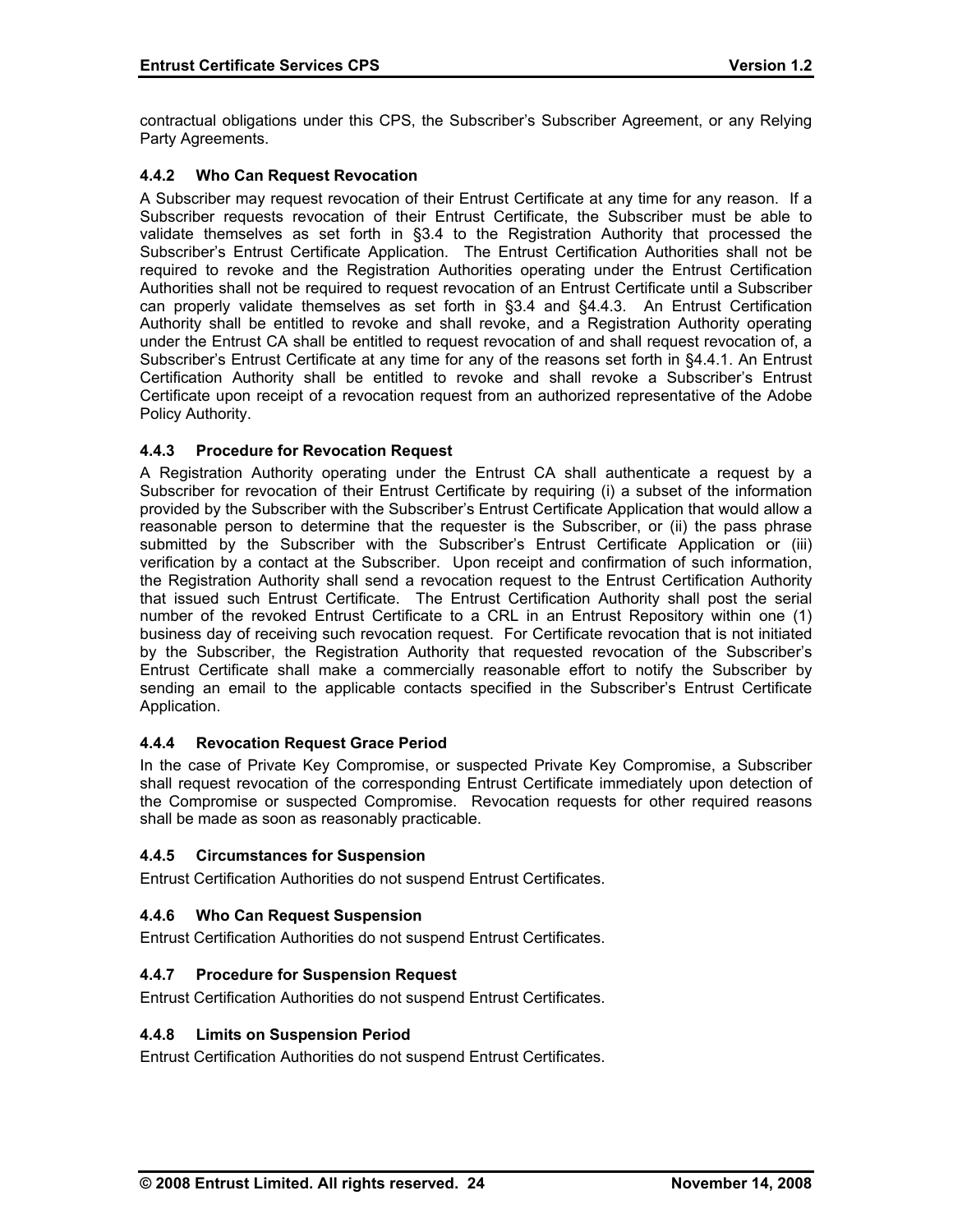contractual obligations under this CPS, the Subscriber's Subscriber Agreement, or any Relying Party Agreements.

### 4.4.2 Who Can Request Revocation

A Subscriber may request revocation of their Entrust Certificate at any time for any reason. If a Subscriber requests revocation of their Entrust Certificate, the Subscriber must be able to validate themselves as set forth in §3.4 to the Registration Authority that processed the Subscriber's Entrust Certificate Application. The Entrust Certification Authorities shall not be required to revoke and the Registration Authorities operating under the Entrust Certification Authorities shall not be required to request revocation of an Entrust Certificate until a Subscriber can properly validate themselves as set forth in §3.4 and §4.4.3. An Entrust Certification Authority shall be entitled to revoke and shall revoke, and a Registration Authority operating under the Entrust CA shall be entitled to request revocation of and shall request revocation of, a Subscriber's Entrust Certificate at any time for any of the reasons set forth in §4.4.1. An Entrust Certification Authority shall be entitled to revoke and shall revoke a Subscriber's Entrust Certificate upon receipt of a revocation request from an authorized representative of the Adobe Policy Authority.

### 4.4.3 Procedure for Revocation Request

A Registration Authority operating under the Entrust CA shall authenticate a request by a Subscriber for revocation of their Entrust Certificate by requiring (i) a subset of the information provided by the Subscriber with the Subscriber's Entrust Certificate Application that would allow a reasonable person to determine that the requester is the Subscriber, or (ii) the pass phrase submitted by the Subscriber with the Subscriber's Entrust Certificate Application or (iii) verification by a contact at the Subscriber. Upon receipt and confirmation of such information, the Registration Authority shall send a revocation request to the Entrust Certification Authority that issued such Entrust Certificate. The Entrust Certification Authority shall post the serial number of the revoked Entrust Certificate to a CRL in an Entrust Repository within one (1) business day of receiving such revocation request. For Certificate revocation that is not initiated by the Subscriber, the Registration Authority that requested revocation of the Subscriber's Entrust Certificate shall make a commercially reasonable effort to notify the Subscriber by sending an email to the applicable contacts specified in the Subscriber's Entrust Certificate Application.

### 4.4.4 Revocation Request Grace Period

In the case of Private Key Compromise, or suspected Private Key Compromise, a Subscriber shall request revocation of the corresponding Entrust Certificate immediately upon detection of the Compromise or suspected Compromise. Revocation requests for other required reasons shall be made as soon as reasonably practicable.

### 4.4.5 Circumstances for Suspension

Entrust Certification Authorities do not suspend Entrust Certificates.

### 4.4.6 Who Can Request Suspension

Entrust Certification Authorities do not suspend Entrust Certificates.

### 4.4.7 Procedure for Suspension Request

Entrust Certification Authorities do not suspend Entrust Certificates.

### 4.4.8 Limits on Suspension Period

Entrust Certification Authorities do not suspend Entrust Certificates.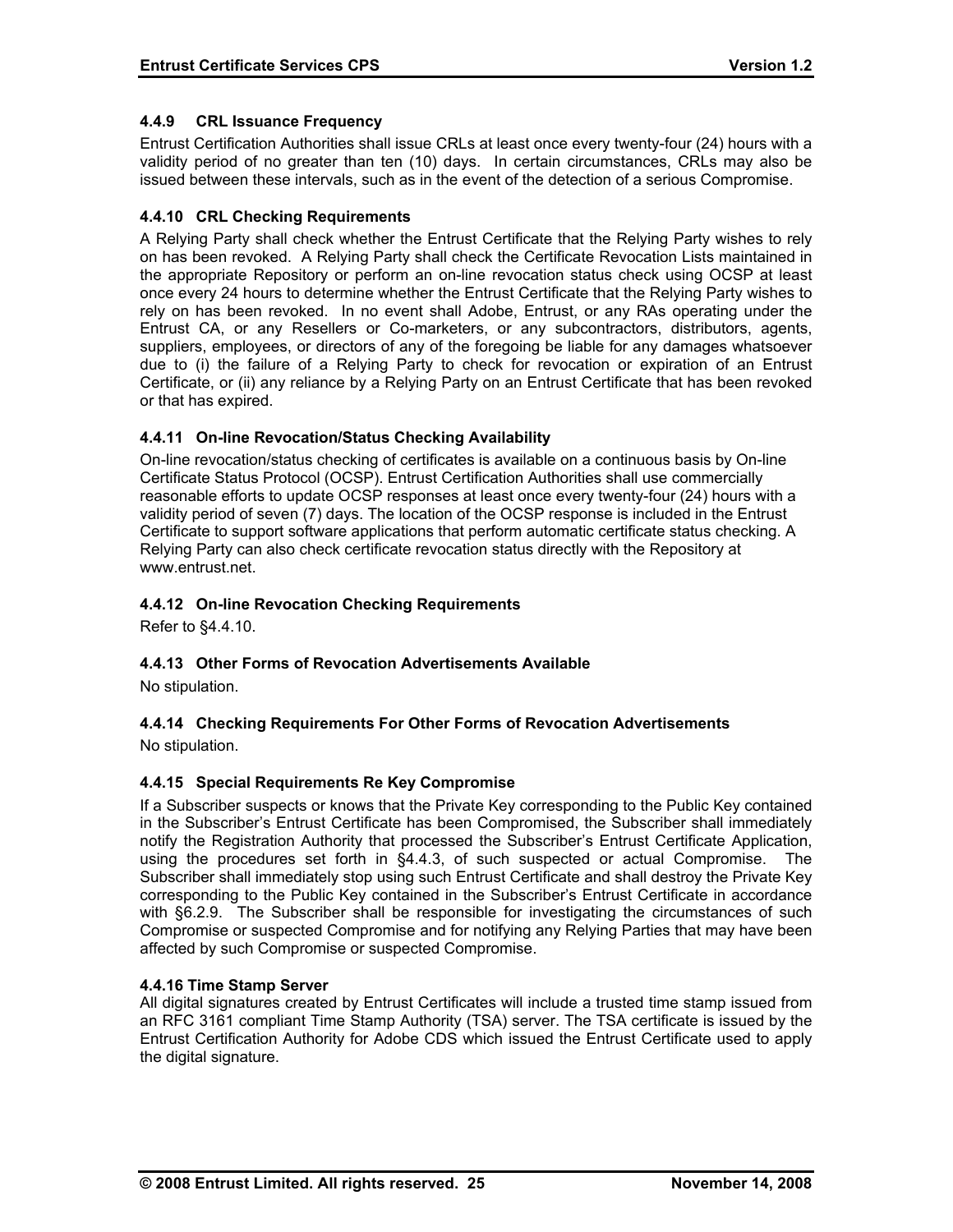#### 4.4.9 CRL Issuance Frequency

Entrust Certification Authorities shall issue CRLs at least once every twenty-four (24) hours with a validity period of no greater than ten (10) days. In certain circumstances, CRLs may also be issued between these intervals, such as in the event of the detection of a serious Compromise.

#### 4.4.10 CRL Checking Requirements

A Relying Party shall check whether the Entrust Certificate that the Relying Party wishes to rely on has been revoked. A Relying Party shall check the Certificate Revocation Lists maintained in the appropriate Repository or perform an on-line revocation status check using OCSP at least once every 24 hours to determine whether the Entrust Certificate that the Relying Party wishes to rely on has been revoked. In no event shall Adobe, Entrust, or any RAs operating under the Entrust CA, or any Resellers or Co-marketers, or any subcontractors, distributors, agents, suppliers, employees, or directors of any of the foregoing be liable for any damages whatsoever due to (i) the failure of a Relying Party to check for revocation or expiration of an Entrust Certificate, or (ii) any reliance by a Relying Party on an Entrust Certificate that has been revoked or that has expired.

#### 4.4.11 On-line Revocation/Status Checking Availability

On-line revocation/status checking of certificates is available on a continuous basis by On-line Certificate Status Protocol (OCSP). Entrust Certification Authorities shall use commercially reasonable efforts to update OCSP responses at least once every twenty-four (24) hours with a validity period of seven (7) days. The location of the OCSP response is included in the Entrust Certificate to support software applications that perform automatic certificate status checking. A Relying Party can also check certificate revocation status directly with the Repository at www.entrust.net.

#### 4.4.12 On-line Revocation Checking Requirements

Refer to §4.4.10.

#### 4.4.13 Other Forms of Revocation Advertisements Available

No stipulation.

#### 4.4.14 Checking Requirements For Other Forms of Revocation Advertisements

No stipulation.

#### 4.4.15 Special Requirements Re Key Compromise

If a Subscriber suspects or knows that the Private Key corresponding to the Public Key contained in the Subscriber's Entrust Certificate has been Compromised, the Subscriber shall immediately notify the Registration Authority that processed the Subscriber's Entrust Certificate Application, using the procedures set forth in §4.4.3, of such suspected or actual Compromise. The Subscriber shall immediately stop using such Entrust Certificate and shall destroy the Private Key corresponding to the Public Key contained in the Subscriber's Entrust Certificate in accordance with §6.2.9. The Subscriber shall be responsible for investigating the circumstances of such Compromise or suspected Compromise and for notifying any Relying Parties that may have been affected by such Compromise or suspected Compromise.

#### 4.4.16 Time Stamp Server

All digital signatures created by Entrust Certificates will include a trusted time stamp issued from an RFC 3161 compliant Time Stamp Authority (TSA) server. The TSA certificate is issued by the Entrust Certification Authority for Adobe CDS which issued the Entrust Certificate used to apply the digital signature.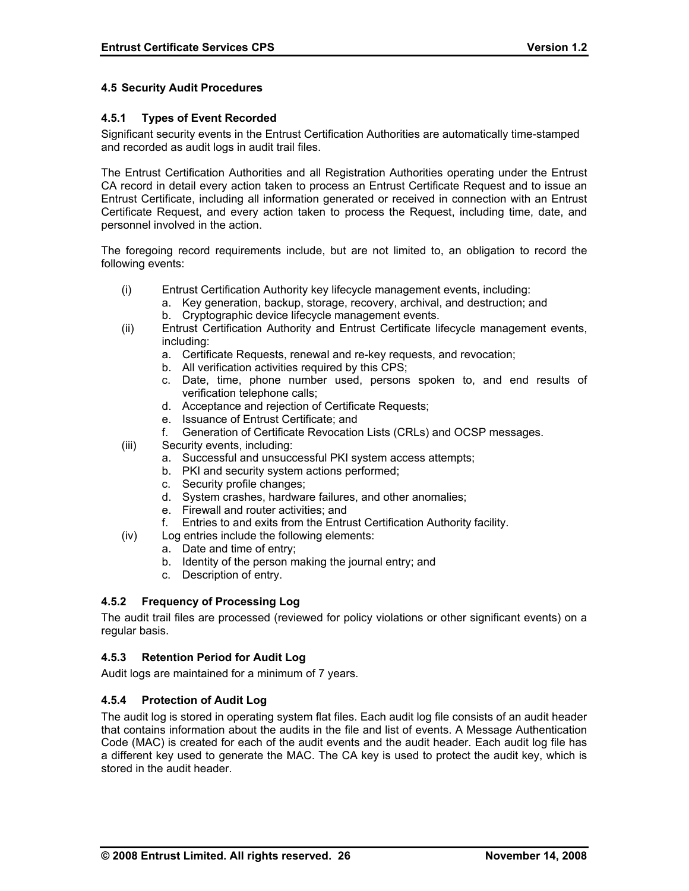### 4.5 Security Audit Procedures

#### 4.5.1 Types of Event Recorded

Significant security events in the Entrust Certification Authorities are automatically time-stamped and recorded as audit logs in audit trail files.

The Entrust Certification Authorities and all Registration Authorities operating under the Entrust CA record in detail every action taken to process an Entrust Certificate Request and to issue an Entrust Certificate, including all information generated or received in connection with an Entrust Certificate Request, and every action taken to process the Request, including time, date, and personnel involved in the action.

The foregoing record requirements include, but are not limited to, an obligation to record the following events:

(i) Entrust Certification Authority key lifecycle management events, including:
   a. Key generation, backup, storage, recovery, archival, and destruction; and
   b. Cryptographic device lifecycle management events.

(ii) Entrust Certification Authority and Entrust Certificate lifecycle management events, including:
   a. Certificate Requests, renewal and re-key requests, and revocation;
   b. All verification activities required by this CPS;
   c. Date, time, phone number used, persons spoken to, and end results of verification telephone calls;
   d. Acceptance and rejection of Certificate Requests;
   e. Issuance of Entrust Certificate; and
   f. Generation of Certificate Revocation Lists (CRLs) and OCSP messages.

(iii) Security events, including:
   a. Successful and unsuccessful PKI system access attempts;
   b. PKI and security system actions performed;
   c. Security profile changes;
   d. System crashes, hardware failures, and other anomalies;
   e. Firewall and router activities; and
   f. Entries to and exits from the Entrust Certification Authority facility.

(iv) Log entries include the following elements:
   a. Date and time of entry;
   b. Identity of the person making the journal entry; and
   c. Description of entry.

#### 4.5.2 Frequency of Processing Log

The audit trail files are processed (reviewed for policy violations or other significant events) on a regular basis.

#### 4.5.3 Retention Period for Audit Log

Audit logs are maintained for a minimum of 7 years.

#### 4.5.4 Protection of Audit Log

The audit log is stored in operating system flat files. Each audit log file consists of an audit header that contains information about the audits in the file and list of events. A Message Authentication Code (MAC) is created for each of the audit events and the audit header. Each audit log file has a different key used to generate the MAC. The CA key is used to protect the audit key, which is stored in the audit header.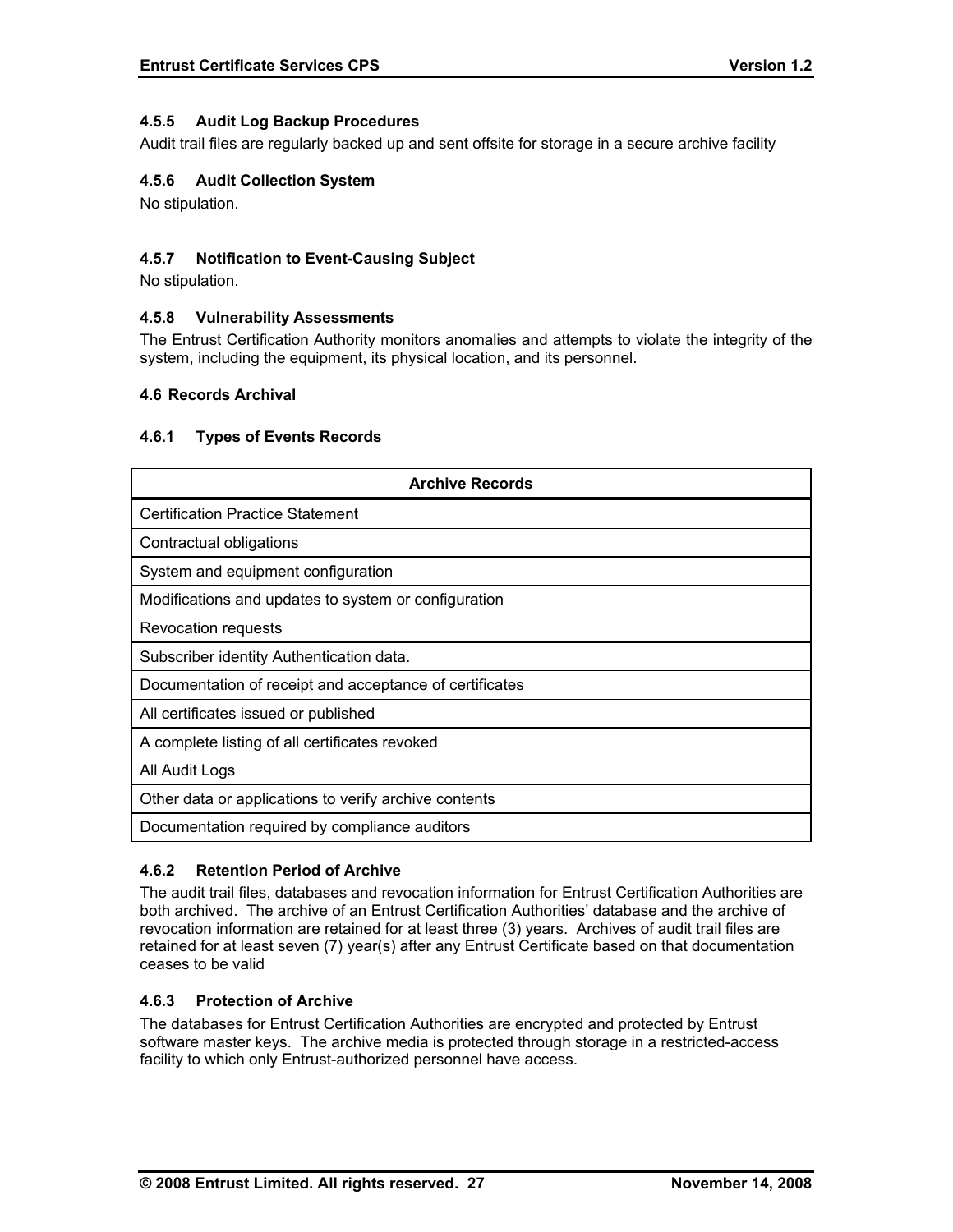### 4.5.5 Audit Log Backup Procedures

Audit trail files are regularly backed up and sent offsite for storage in a secure archive facility

### 4.5.6 Audit Collection System

No stipulation.

### 4.5.7 Notification to Event-Causing Subject

No stipulation.

### 4.5.8 Vulnerability Assessments

The Entrust Certification Authority monitors anomalies and attempts to violate the integrity of the system, including the equipment, its physical location, and its personnel.

## 4.6 Records Archival

### 4.6.1 Types of Events Records

| Archive Records |
|---|
| Certification Practice Statement |
| Contractual obligations |
| System and equipment configuration |
| Modifications and updates to system or configuration |
| Revocation requests |
| Subscriber identity Authentication data. |
| Documentation of receipt and acceptance of certificates |
| All certificates issued or published |
| A complete listing of all certificates revoked |
| All Audit Logs |
| Other data or applications to verify archive contents |
| Documentation required by compliance auditors |

### 4.6.2 Retention Period of Archive

The audit trail files, databases and revocation information for Entrust Certification Authorities are both archived. The archive of an Entrust Certification Authorities' database and the archive of revocation information are retained for at least three (3) years. Archives of audit trail files are retained for at least seven (7) year(s) after any Entrust Certificate based on that documentation ceases to be valid

### 4.6.3 Protection of Archive

The databases for Entrust Certification Authorities are encrypted and protected by Entrust software master keys. The archive media is protected through storage in a restricted-access facility to which only Entrust-authorized personnel have access.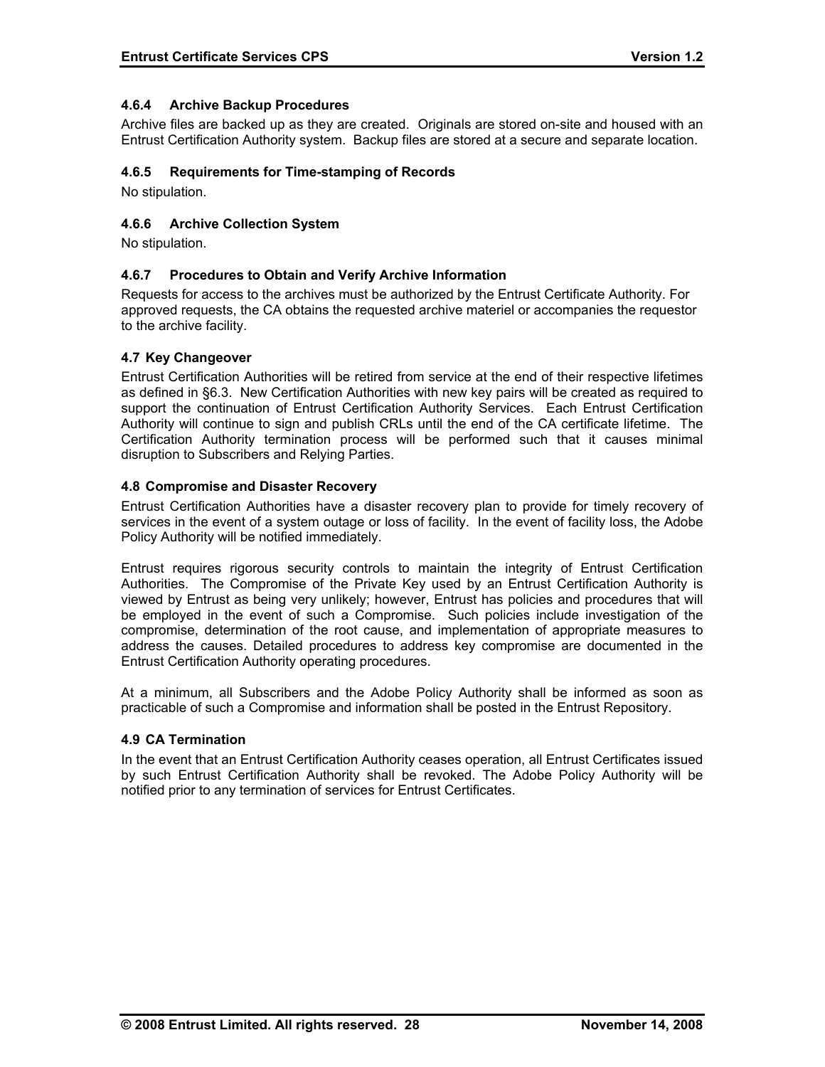#### 4.6.4 Archive Backup Procedures

Archive files are backed up as they are created. Originals are stored on-site and housed with an Entrust Certification Authority system. Backup files are stored at a secure and separate location.

#### 4.6.5 Requirements for Time-stamping of Records

No stipulation.

#### 4.6.6 Archive Collection System

No stipulation.

#### 4.6.7 Procedures to Obtain and Verify Archive Information

Requests for access to the archives must be authorized by the Entrust Certificate Authority. For approved requests, the CA obtains the requested archive materiel or accompanies the requestor to the archive facility.

### 4.7 Key Changeover

Entrust Certification Authorities will be retired from service at the end of their respective lifetimes as defined in §6.3. New Certification Authorities with new key pairs will be created as required to support the continuation of Entrust Certification Authority Services. Each Entrust Certification Authority will continue to sign and publish CRLs until the end of the CA certificate lifetime. The Certification Authority termination process will be performed such that it causes minimal disruption to Subscribers and Relying Parties.

### 4.8 Compromise and Disaster Recovery

Entrust Certification Authorities have a disaster recovery plan to provide for timely recovery of services in the event of a system outage or loss of facility. In the event of facility loss, the Adobe Policy Authority will be notified immediately.

Entrust requires rigorous security controls to maintain the integrity of Entrust Certification Authorities. The Compromise of the Private Key used by an Entrust Certification Authority is viewed by Entrust as being very unlikely; however, Entrust has policies and procedures that will be employed in the event of such a Compromise. Such policies include investigation of the compromise, determination of the root cause, and implementation of appropriate measures to address the causes. Detailed procedures to address key compromise are documented in the Entrust Certification Authority operating procedures.

At a minimum, all Subscribers and the Adobe Policy Authority shall be informed as soon as practicable of such a Compromise and information shall be posted in the Entrust Repository.

### 4.9 CA Termination

In the event that an Entrust Certification Authority ceases operation, all Entrust Certificates issued by such Entrust Certification Authority shall be revoked. The Adobe Policy Authority will be notified prior to any termination of services for Entrust Certificates.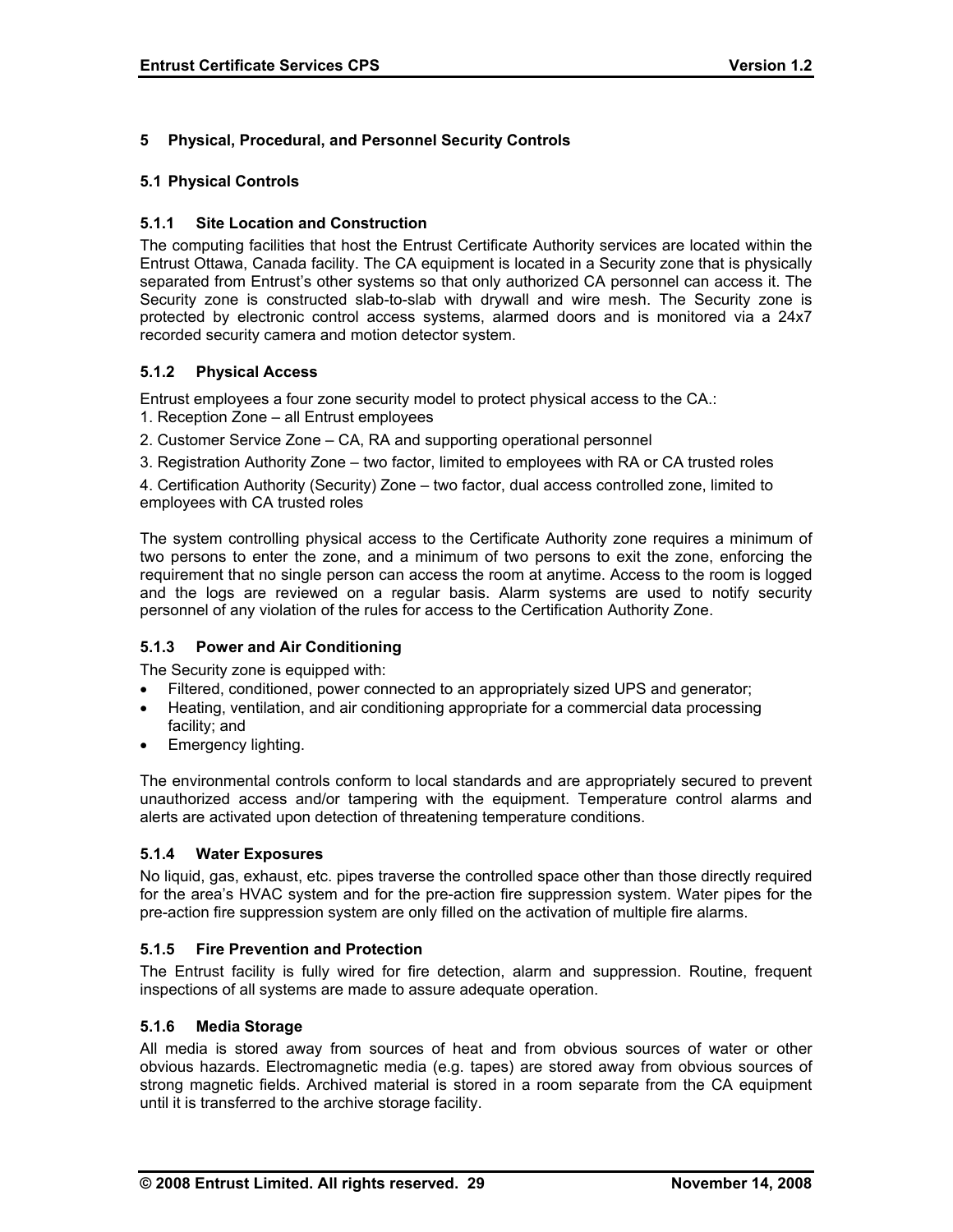# 5 Physical, Procedural, and Personnel Security Controls

## 5.1 Physical Controls

### 5.1.1 Site Location and Construction

The computing facilities that host the Entrust Certificate Authority services are located within the Entrust Ottawa, Canada facility. The CA equipment is located in a Security zone that is physically separated from Entrust's other systems so that only authorized CA personnel can access it. The Security zone is constructed slab-to-slab with drywall and wire mesh. The Security zone is protected by electronic control access systems, alarmed doors and is monitored via a 24x7 recorded security camera and motion detector system.

### 5.1.2 Physical Access

Entrust employees a four zone security model to protect physical access to the CA.:

1. Reception Zone – all Entrust employees
2. Customer Service Zone – CA, RA and supporting operational personnel
3. Registration Authority Zone – two factor, limited to employees with RA or CA trusted roles
4. Certification Authority (Security) Zone – two factor, dual access controlled zone, limited to employees with CA trusted roles

The system controlling physical access to the Certificate Authority zone requires a minimum of two persons to enter the zone, and a minimum of two persons to exit the zone, enforcing the requirement that no single person can access the room at anytime. Access to the room is logged and the logs are reviewed on a regular basis. Alarm systems are used to notify security personnel of any violation of the rules for access to the Certification Authority Zone.

### 5.1.3 Power and Air Conditioning

The Security zone is equipped with:

- Filtered, conditioned, power connected to an appropriately sized UPS and generator;
- Heating, ventilation, and air conditioning appropriate for a commercial data processing facility; and
- Emergency lighting.

The environmental controls conform to local standards and are appropriately secured to prevent unauthorized access and/or tampering with the equipment. Temperature control alarms and alerts are activated upon detection of threatening temperature conditions.

### 5.1.4 Water Exposures

No liquid, gas, exhaust, etc. pipes traverse the controlled space other than those directly required for the area's HVAC system and for the pre-action fire suppression system. Water pipes for the pre-action fire suppression system are only filled on the activation of multiple fire alarms.

### 5.1.5 Fire Prevention and Protection

The Entrust facility is fully wired for fire detection, alarm and suppression. Routine, frequent inspections of all systems are made to assure adequate operation.

### 5.1.6 Media Storage

All media is stored away from sources of heat and from obvious sources of water or other obvious hazards. Electromagnetic media (e.g. tapes) are stored away from obvious sources of strong magnetic fields. Archived material is stored in a room separate from the CA equipment until it is transferred to the archive storage facility.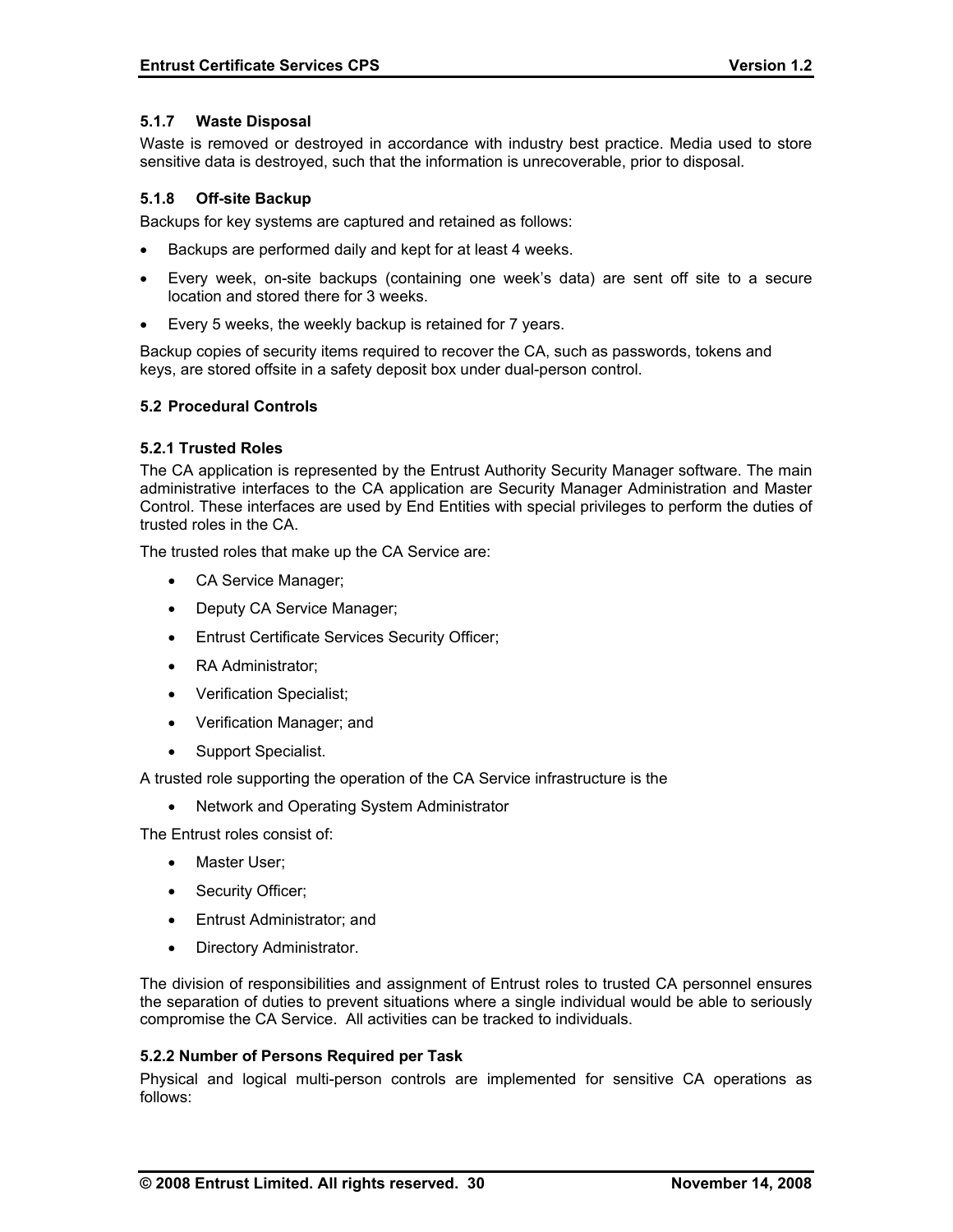### 5.1.7 Waste Disposal

Waste is removed or destroyed in accordance with industry best practice. Media used to store sensitive data is destroyed, such that the information is unrecoverable, prior to disposal.

### 5.1.8 Off-site Backup

Backups for key systems are captured and retained as follows:

- Backups are performed daily and kept for at least 4 weeks.
- Every week, on-site backups (containing one week's data) are sent off site to a secure location and stored there for 3 weeks.
- Every 5 weeks, the weekly backup is retained for 7 years.

Backup copies of security items required to recover the CA, such as passwords, tokens and keys, are stored offsite in a safety deposit box under dual-person control.

## 5.2 Procedural Controls

### 5.2.1 Trusted Roles

The CA application is represented by the Entrust Authority Security Manager software. The main administrative interfaces to the CA application are Security Manager Administration and Master Control. These interfaces are used by End Entities with special privileges to perform the duties of trusted roles in the CA.

The trusted roles that make up the CA Service are:

- CA Service Manager;
- Deputy CA Service Manager;
- Entrust Certificate Services Security Officer;
- RA Administrator;
- Verification Specialist;
- Verification Manager; and
- Support Specialist.

A trusted role supporting the operation of the CA Service infrastructure is the

- Network and Operating System Administrator

The Entrust roles consist of:

- Master User;
- Security Officer;
- Entrust Administrator; and
- Directory Administrator.

The division of responsibilities and assignment of Entrust roles to trusted CA personnel ensures the separation of duties to prevent situations where a single individual would be able to seriously compromise the CA Service. All activities can be tracked to individuals.

### 5.2.2 Number of Persons Required per Task

Physical and logical multi-person controls are implemented for sensitive CA operations as follows: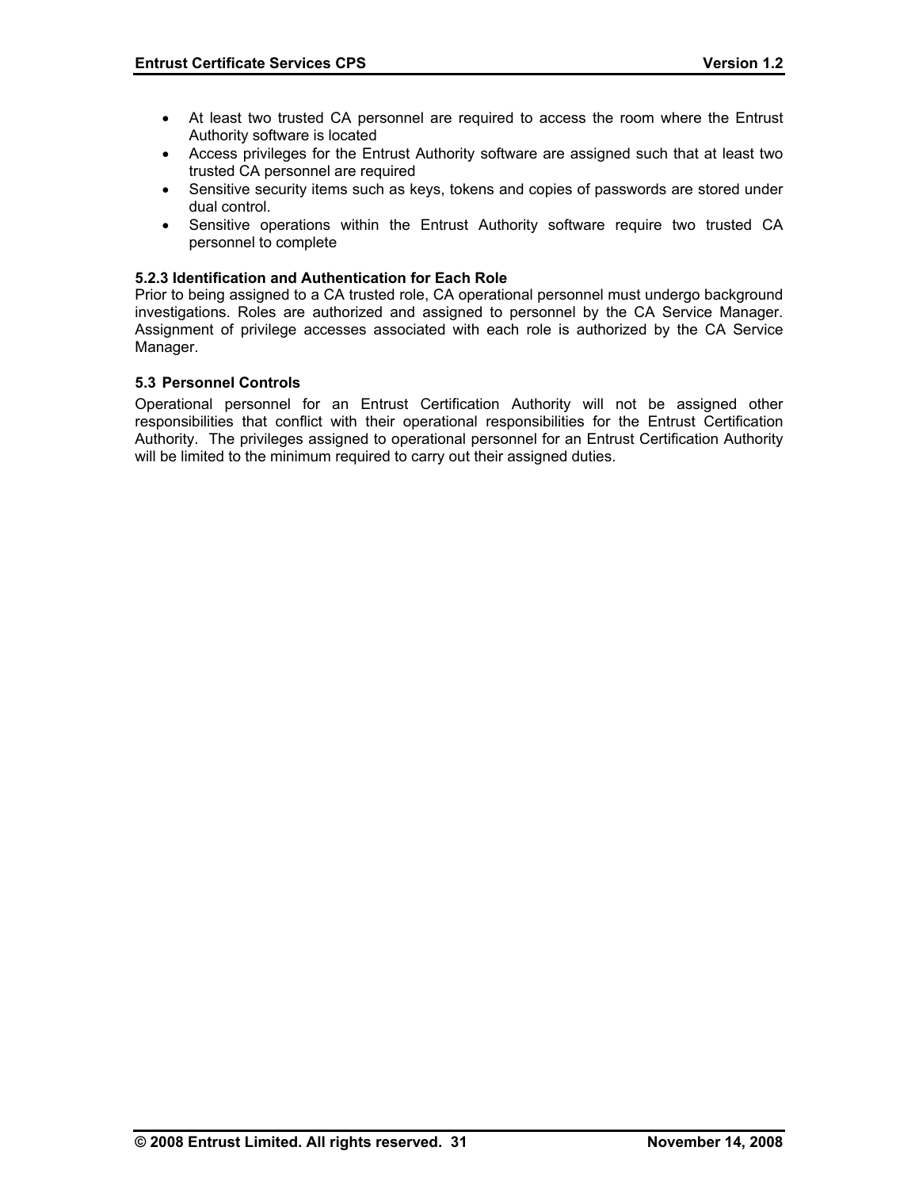- At least two trusted CA personnel are required to access the room where the Entrust Authority software is located
- Access privileges for the Entrust Authority software are assigned such that at least two trusted CA personnel are required
- Sensitive security items such as keys, tokens and copies of passwords are stored under dual control.
- Sensitive operations within the Entrust Authority software require two trusted CA personnel to complete

### 5.2.3 Identification and Authentication for Each Role

Prior to being assigned to a CA trusted role, CA operational personnel must undergo background investigations. Roles are authorized and assigned to personnel by the CA Service Manager. Assignment of privilege accesses associated with each role is authorized by the CA Service Manager.

## 5.3 Personnel Controls

Operational personnel for an Entrust Certification Authority will not be assigned other responsibilities that conflict with their operational responsibilities for the Entrust Certification Authority. The privileges assigned to operational personnel for an Entrust Certification Authority will be limited to the minimum required to carry out their assigned duties.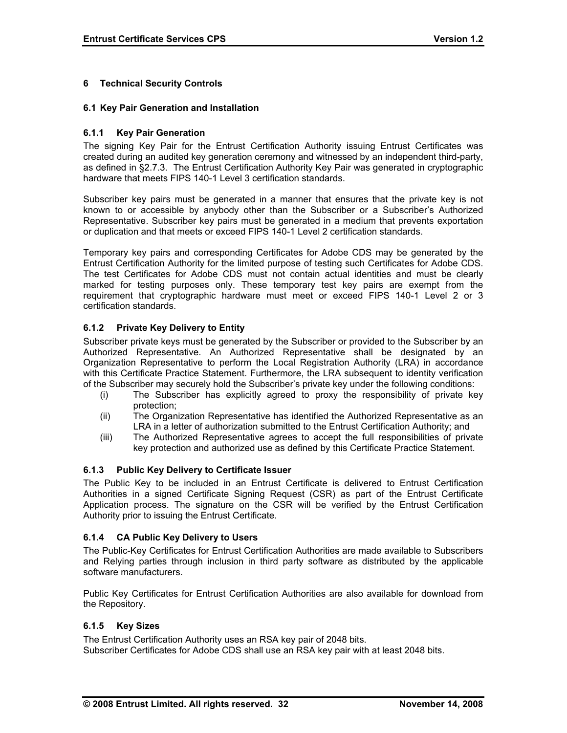# 6 Technical Security Controls

## 6.1 Key Pair Generation and Installation

### 6.1.1 Key Pair Generation

The signing Key Pair for the Entrust Certification Authority issuing Entrust Certificates was created during an audited key generation ceremony and witnessed by an independent third-party, as defined in §2.7.3. The Entrust Certification Authority Key Pair was generated in cryptographic hardware that meets FIPS 140-1 Level 3 certification standards.

Subscriber key pairs must be generated in a manner that ensures that the private key is not known to or accessible by anybody other than the Subscriber or a Subscriber's Authorized Representative. Subscriber key pairs must be generated in a medium that prevents exportation or duplication and that meets or exceed FIPS 140-1 Level 2 certification standards.

Temporary key pairs and corresponding Certificates for Adobe CDS may be generated by the Entrust Certification Authority for the limited purpose of testing such Certificates for Adobe CDS. The test Certificates for Adobe CDS must not contain actual identities and must be clearly marked for testing purposes only. These temporary test key pairs are exempt from the requirement that cryptographic hardware must meet or exceed FIPS 140-1 Level 2 or 3 certification standards.

### 6.1.2 Private Key Delivery to Entity

Subscriber private keys must be generated by the Subscriber or provided to the Subscriber by an Authorized Representative. An Authorized Representative shall be designated by an Organization Representative to perform the Local Registration Authority (LRA) in accordance with this Certificate Practice Statement. Furthermore, the LRA subsequent to identity verification of the Subscriber may securely hold the Subscriber's private key under the following conditions:

(i) The Subscriber has explicitly agreed to proxy the responsibility of private key protection;

(ii) The Organization Representative has identified the Authorized Representative as an LRA in a letter of authorization submitted to the Entrust Certification Authority; and

(iii) The Authorized Representative agrees to accept the full responsibilities of private key protection and authorized use as defined by this Certificate Practice Statement.

### 6.1.3 Public Key Delivery to Certificate Issuer

The Public Key to be included in an Entrust Certificate is delivered to Entrust Certification Authorities in a signed Certificate Signing Request (CSR) as part of the Entrust Certificate Application process. The signature on the CSR will be verified by the Entrust Certification Authority prior to issuing the Entrust Certificate.

### 6.1.4 CA Public Key Delivery to Users

The Public-Key Certificates for Entrust Certification Authorities are made available to Subscribers and Relying parties through inclusion in third party software as distributed by the applicable software manufacturers.

Public Key Certificates for Entrust Certification Authorities are also available for download from the Repository.

### 6.1.5 Key Sizes

The Entrust Certification Authority uses an RSA key pair of 2048 bits.
Subscriber Certificates for Adobe CDS shall use an RSA key pair with at least 2048 bits.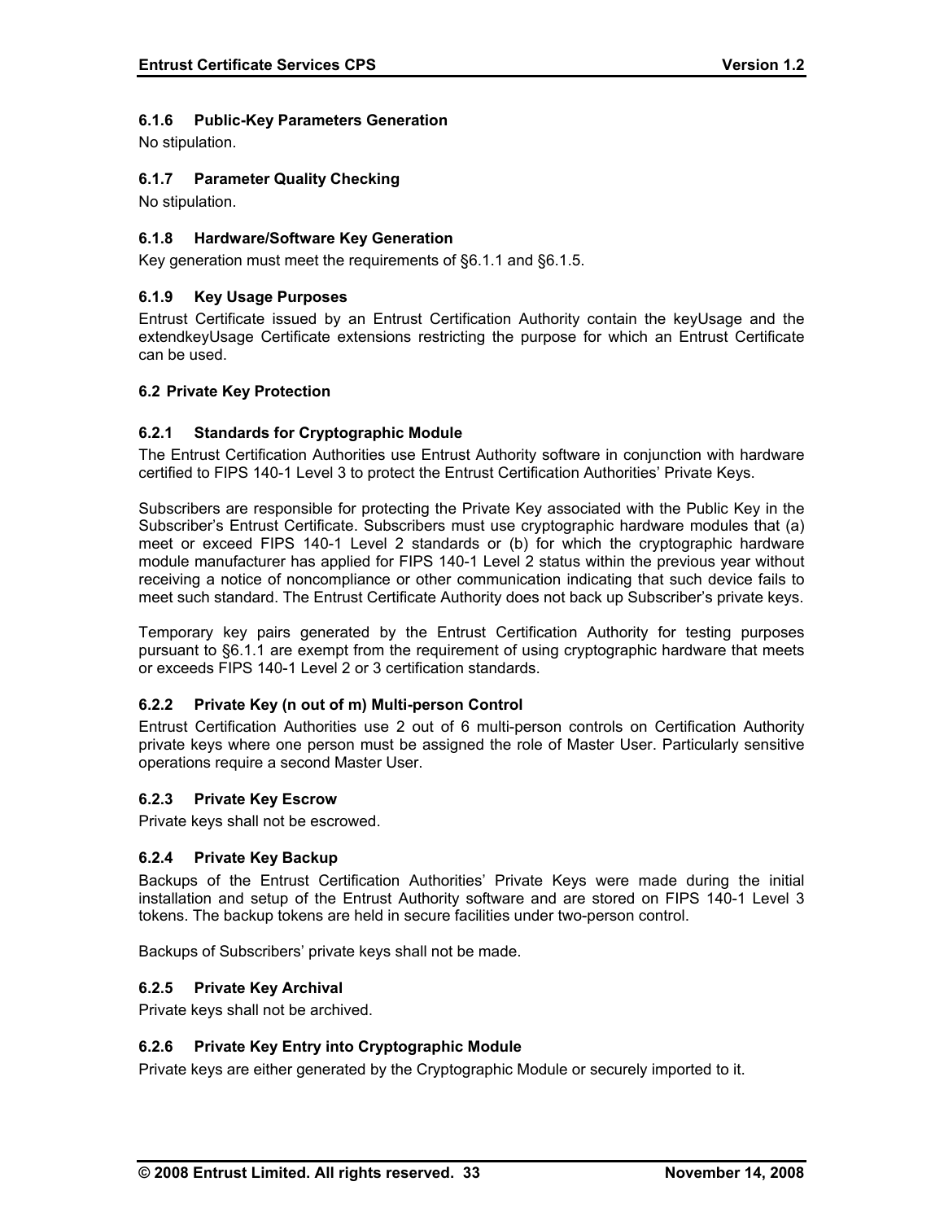### 6.1.6 Public-Key Parameters Generation

No stipulation.

### 6.1.7 Parameter Quality Checking

No stipulation.

### 6.1.8 Hardware/Software Key Generation

Key generation must meet the requirements of §6.1.1 and §6.1.5.

### 6.1.9 Key Usage Purposes

Entrust Certificate issued by an Entrust Certification Authority contain the keyUsage and the extendkeyUsage Certificate extensions restricting the purpose for which an Entrust Certificate can be used.

## 6.2 Private Key Protection

### 6.2.1 Standards for Cryptographic Module

The Entrust Certification Authorities use Entrust Authority software in conjunction with hardware certified to FIPS 140-1 Level 3 to protect the Entrust Certification Authorities' Private Keys.

Subscribers are responsible for protecting the Private Key associated with the Public Key in the Subscriber's Entrust Certificate. Subscribers must use cryptographic hardware modules that (a) meet or exceed FIPS 140-1 Level 2 standards or (b) for which the cryptographic hardware module manufacturer has applied for FIPS 140-1 Level 2 status within the previous year without receiving a notice of noncompliance or other communication indicating that such device fails to meet such standard. The Entrust Certificate Authority does not back up Subscriber's private keys.

Temporary key pairs generated by the Entrust Certification Authority for testing purposes pursuant to §6.1.1 are exempt from the requirement of using cryptographic hardware that meets or exceeds FIPS 140-1 Level 2 or 3 certification standards.

### 6.2.2 Private Key (n out of m) Multi-person Control

Entrust Certification Authorities use 2 out of 6 multi-person controls on Certification Authority private keys where one person must be assigned the role of Master User. Particularly sensitive operations require a second Master User.

### 6.2.3 Private Key Escrow

Private keys shall not be escrowed.

### 6.2.4 Private Key Backup

Backups of the Entrust Certification Authorities' Private Keys were made during the initial installation and setup of the Entrust Authority software and are stored on FIPS 140-1 Level 3 tokens. The backup tokens are held in secure facilities under two-person control.

Backups of Subscribers' private keys shall not be made.

### 6.2.5 Private Key Archival

Private keys shall not be archived.

### 6.2.6 Private Key Entry into Cryptographic Module

Private keys are either generated by the Cryptographic Module or securely imported to it.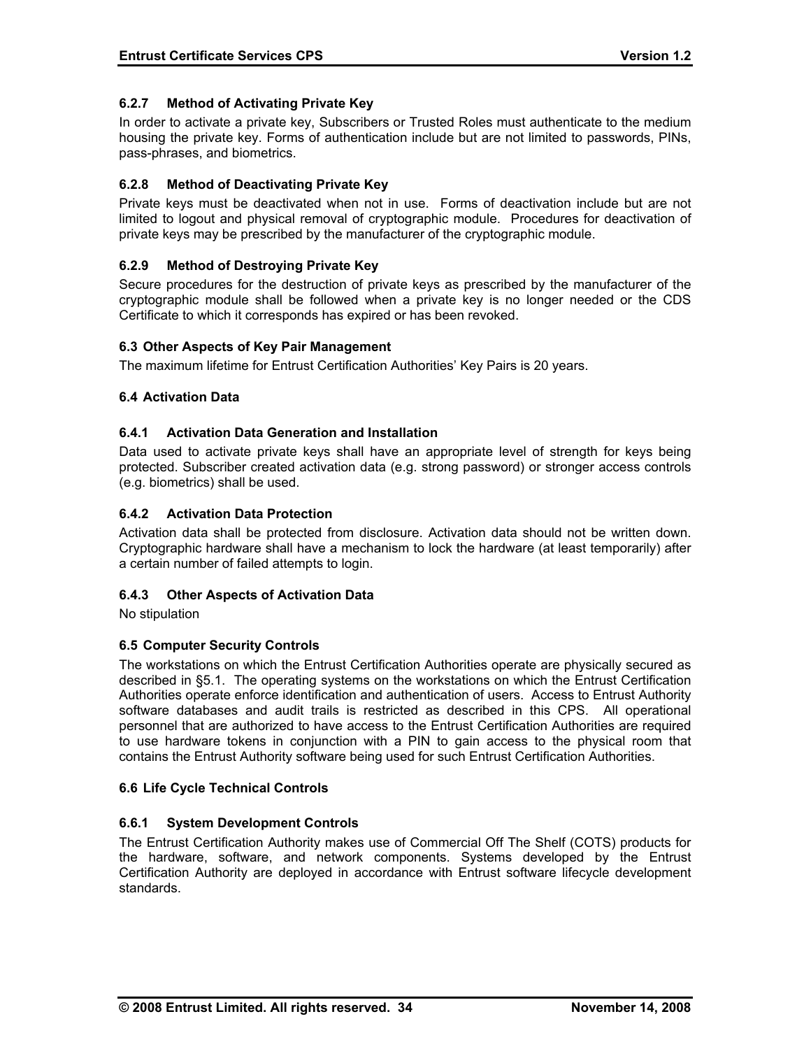#### 6.2.7 Method of Activating Private Key

In order to activate a private key, Subscribers or Trusted Roles must authenticate to the medium housing the private key. Forms of authentication include but are not limited to passwords, PINs, pass-phrases, and biometrics.

#### 6.2.8 Method of Deactivating Private Key

Private keys must be deactivated when not in use. Forms of deactivation include but are not limited to logout and physical removal of cryptographic module. Procedures for deactivation of private keys may be prescribed by the manufacturer of the cryptographic module.

#### 6.2.9 Method of Destroying Private Key

Secure procedures for the destruction of private keys as prescribed by the manufacturer of the cryptographic module shall be followed when a private key is no longer needed or the CDS Certificate to which it corresponds has expired or has been revoked.

### 6.3 Other Aspects of Key Pair Management

The maximum lifetime for Entrust Certification Authorities' Key Pairs is 20 years.

### 6.4 Activation Data

#### 6.4.1 Activation Data Generation and Installation

Data used to activate private keys shall have an appropriate level of strength for keys being protected. Subscriber created activation data (e.g. strong password) or stronger access controls (e.g. biometrics) shall be used.

#### 6.4.2 Activation Data Protection

Activation data shall be protected from disclosure. Activation data should not be written down. Cryptographic hardware shall have a mechanism to lock the hardware (at least temporarily) after a certain number of failed attempts to login.

#### 6.4.3 Other Aspects of Activation Data

No stipulation

### 6.5 Computer Security Controls

The workstations on which the Entrust Certification Authorities operate are physically secured as described in §5.1. The operating systems on the workstations on which the Entrust Certification Authorities operate enforce identification and authentication of users. Access to Entrust Authority software databases and audit trails is restricted as described in this CPS. All operational personnel that are authorized to have access to the Entrust Certification Authorities are required to use hardware tokens in conjunction with a PIN to gain access to the physical room that contains the Entrust Authority software being used for such Entrust Certification Authorities.

### 6.6 Life Cycle Technical Controls

#### 6.6.1 System Development Controls

The Entrust Certification Authority makes use of Commercial Off The Shelf (COTS) products for the hardware, software, and network components. Systems developed by the Entrust Certification Authority are deployed in accordance with Entrust software lifecycle development standards.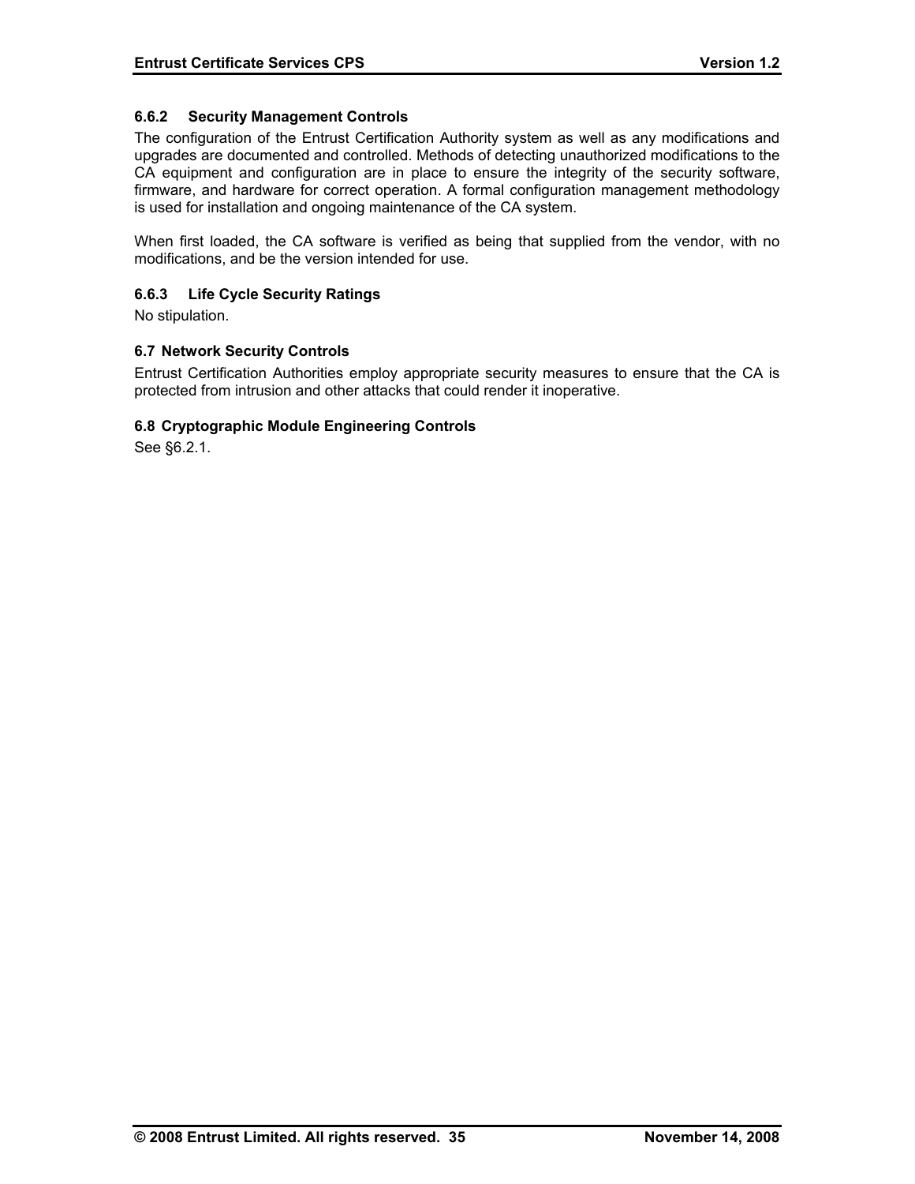#### 6.6.2 Security Management Controls

The configuration of the Entrust Certification Authority system as well as any modifications and upgrades are documented and controlled. Methods of detecting unauthorized modifications to the CA equipment and configuration are in place to ensure the integrity of the security software, firmware, and hardware for correct operation. A formal configuration management methodology is used for installation and ongoing maintenance of the CA system.

When first loaded, the CA software is verified as being that supplied from the vendor, with no modifications, and be the version intended for use.

#### 6.6.3 Life Cycle Security Ratings

No stipulation.

### 6.7 Network Security Controls

Entrust Certification Authorities employ appropriate security measures to ensure that the CA is protected from intrusion and other attacks that could render it inoperative.

### 6.8 Cryptographic Module Engineering Controls

See §6.2.1.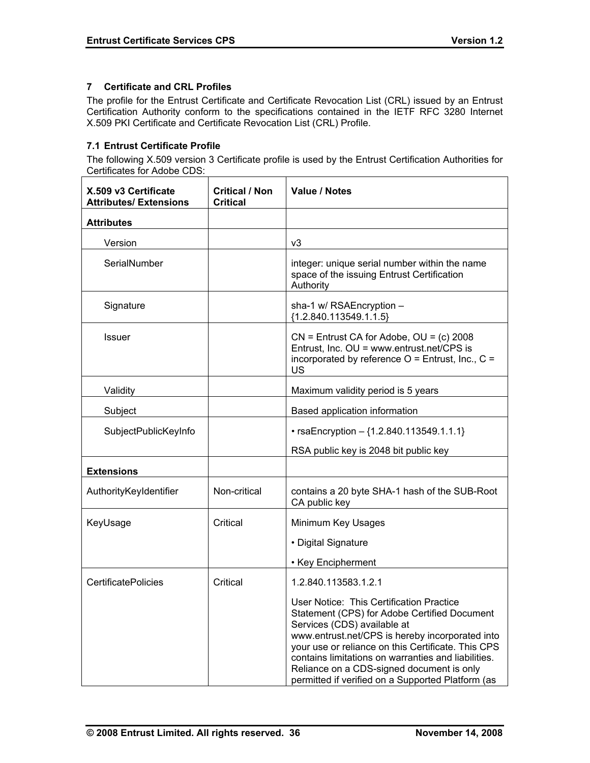## 7 Certificate and CRL Profiles

The profile for the Entrust Certificate and Certificate Revocation List (CRL) issued by an Entrust Certification Authority conform to the specifications contained in the IETF RFC 3280 Internet X.509 PKI Certificate and Certificate Revocation List (CRL) Profile.

### 7.1 Entrust Certificate Profile

The following X.509 version 3 Certificate profile is used by the Entrust Certification Authorities for Certificates for Adobe CDS:

| X.509 v3 Certificate Attributes/ Extensions | Critical / Non Critical | Value / Notes |
|---|---|---|
| **Attributes** | | |
| Version | | v3 |
| SerialNumber | | integer: unique serial number within the name space of the issuing Entrust Certification Authority |
| Signature | | sha-1 w/ RSAEncryption – {1.2.840.113549.1.1.5} |
| Issuer | | CN = Entrust CA for Adobe, OU = (c) 2008 Entrust, Inc. OU = www.entrust.net/CPS is incorporated by reference O = Entrust, Inc., C = US |
| Validity | | Maximum validity period is 5 years |
| Subject | | Based application information |
| SubjectPublicKeyInfo | | • rsaEncryption – {1.2.840.113549.1.1.1}<br><br>RSA public key is 2048 bit public key |
| **Extensions** | | |
| AuthorityKeyIdentifier | Non-critical | contains a 20 byte SHA-1 hash of the SUB-Root CA public key |
| KeyUsage | Critical | Minimum Key Usages<br><br>• Digital Signature<br><br>• Key Encipherment |
| CertificatePolicies | Critical | 1.2.840.113583.1.2.1<br><br>User Notice: This Certification Practice Statement (CPS) for Adobe Certified Document Services (CDS) available at www.entrust.net/CPS is hereby incorporated into your use or reliance on this Certificate. This CPS contains limitations on warranties and liabilities. Reliance on a CDS-signed document is only permitted if verified on a Supported Platform (as |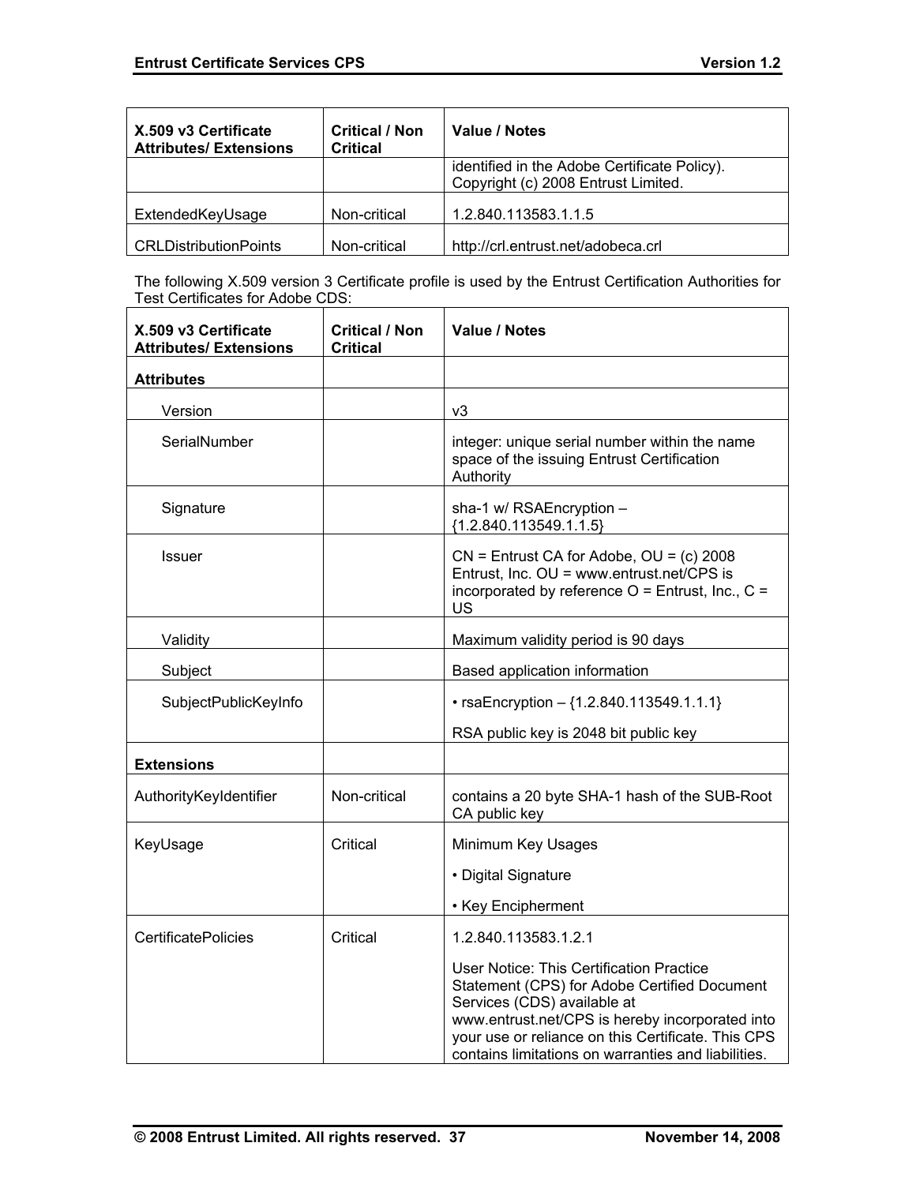| X.509 v3 Certificate Attributes/ Extensions | Critical / Non Critical | Value / Notes |
|---|---|---|
| | | identified in the Adobe Certificate Policy). Copyright (c) 2008 Entrust Limited. |
| ExtendedKeyUsage | Non-critical | 1.2.840.113583.1.1.5 |
| CRLDistributionPoints | Non-critical | http://crl.entrust.net/adobeca.crl |

The following X.509 version 3 Certificate profile is used by the Entrust Certification Authorities for Test Certificates for Adobe CDS:

| X.509 v3 Certificate Attributes/ Extensions | Critical / Non Critical | Value / Notes |
|---|---|---|
| **Attributes** | | |
| Version | | v3 |
| SerialNumber | | integer: unique serial number within the name space of the issuing Entrust Certification Authority |
| Signature | | sha-1 w/ RSAEncryption – {1.2.840.113549.1.1.5} |
| Issuer | | CN = Entrust CA for Adobe, OU = (c) 2008 Entrust, Inc. OU = www.entrust.net/CPS is incorporated by reference O = Entrust, Inc., C = US |
| Validity | | Maximum validity period is 90 days |
| Subject | | Based application information |
| SubjectPublicKeyInfo | | • rsaEncryption – {1.2.840.113549.1.1.1}<br><br>RSA public key is 2048 bit public key |
| **Extensions** | | |
| AuthorityKeyIdentifier | Non-critical | contains a 20 byte SHA-1 hash of the SUB-Root CA public key |
| KeyUsage | Critical | Minimum Key Usages<br><br>• Digital Signature<br><br>• Key Encipherment |
| CertificatePolicies | Critical | 1.2.840.113583.1.2.1<br><br>User Notice: This Certification Practice Statement (CPS) for Adobe Certified Document Services (CDS) available at www.entrust.net/CPS is hereby incorporated into your use or reliance on this Certificate. This CPS contains limitations on warranties and liabilities. |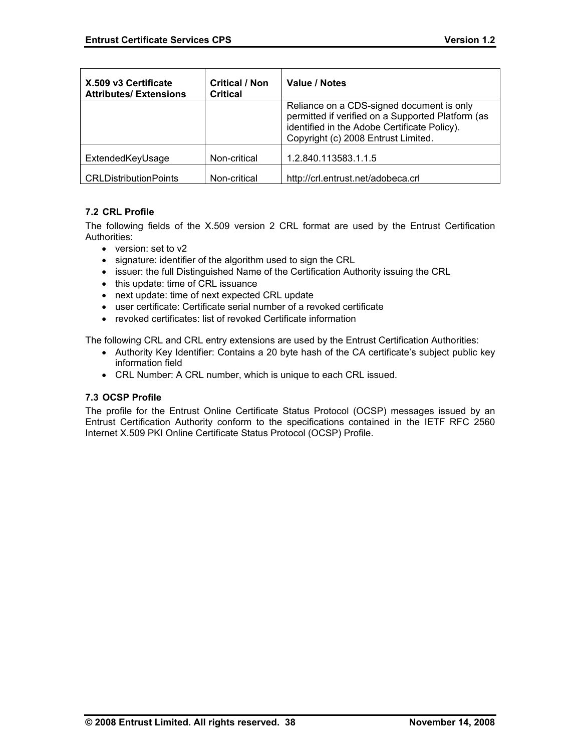| X.509 v3 Certificate Attributes/ Extensions | Critical / Non Critical | Value / Notes |
|---|---|---|
| | | Reliance on a CDS-signed document is only permitted if verified on a Supported Platform (as identified in the Adobe Certificate Policy). Copyright (c) 2008 Entrust Limited. |
| ExtendedKeyUsage | Non-critical | 1.2.840.113583.1.1.5 |
| CRLDistributionPoints | Non-critical | http://crl.entrust.net/adobeca.crl |

### 7.2 CRL Profile

The following fields of the X.509 version 2 CRL format are used by the Entrust Certification Authorities:

- version: set to v2
- signature: identifier of the algorithm used to sign the CRL
- issuer: the full Distinguished Name of the Certification Authority issuing the CRL
- this update: time of CRL issuance
- next update: time of next expected CRL update
- user certificate: Certificate serial number of a revoked certificate
- revoked certificates: list of revoked Certificate information

The following CRL and CRL entry extensions are used by the Entrust Certification Authorities:

- Authority Key Identifier: Contains a 20 byte hash of the CA certificate's subject public key information field
- CRL Number: A CRL number, which is unique to each CRL issued.

### 7.3 OCSP Profile

The profile for the Entrust Online Certificate Status Protocol (OCSP) messages issued by an Entrust Certification Authority conform to the specifications contained in the IETF RFC 2560 Internet X.509 PKI Online Certificate Status Protocol (OCSP) Profile.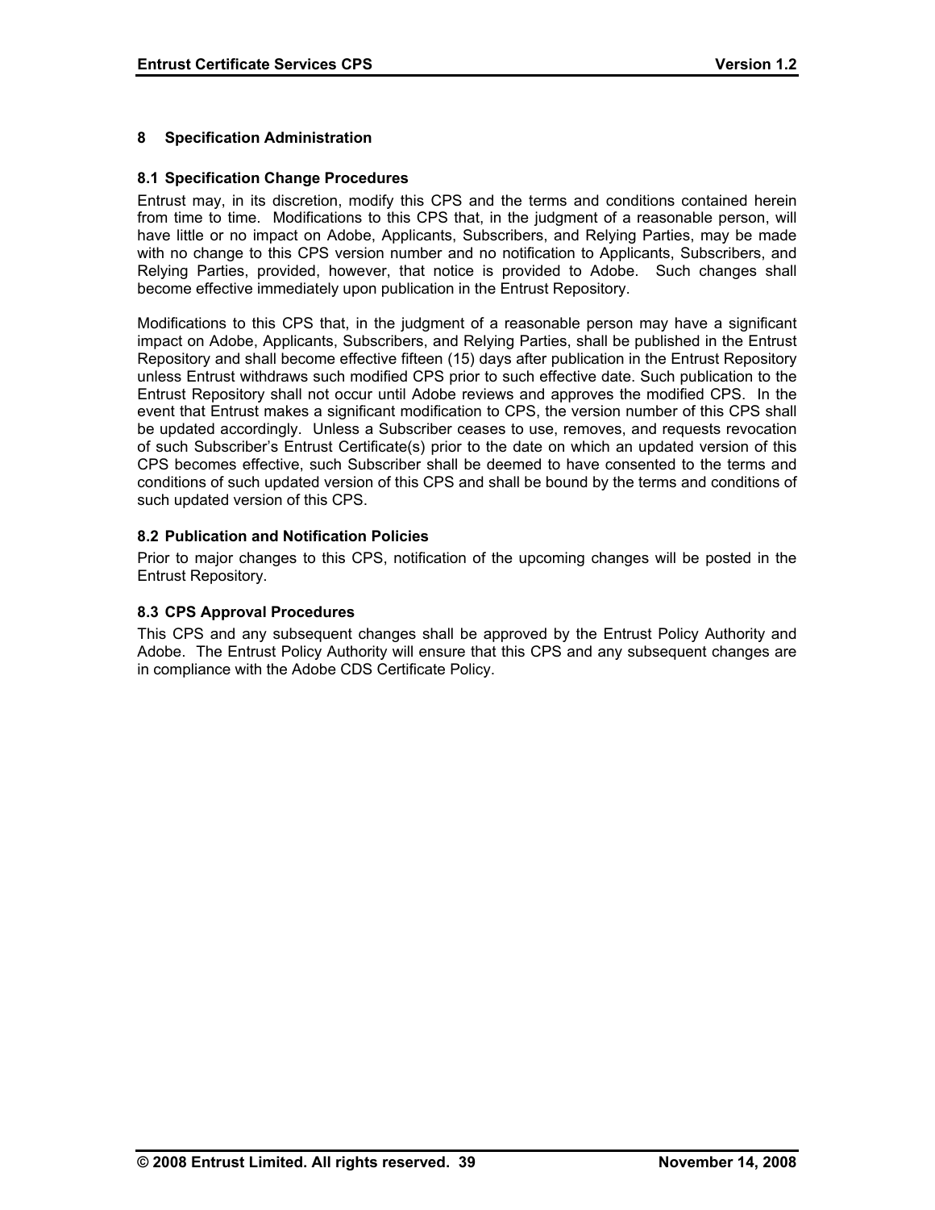# 8 Specification Administration

## 8.1 Specification Change Procedures

Entrust may, in its discretion, modify this CPS and the terms and conditions contained herein from time to time. Modifications to this CPS that, in the judgment of a reasonable person, will have little or no impact on Adobe, Applicants, Subscribers, and Relying Parties, may be made with no change to this CPS version number and no notification to Applicants, Subscribers, and Relying Parties, provided, however, that notice is provided to Adobe. Such changes shall become effective immediately upon publication in the Entrust Repository.

Modifications to this CPS that, in the judgment of a reasonable person may have a significant impact on Adobe, Applicants, Subscribers, and Relying Parties, shall be published in the Entrust Repository and shall become effective fifteen (15) days after publication in the Entrust Repository unless Entrust withdraws such modified CPS prior to such effective date. Such publication to the Entrust Repository shall not occur until Adobe reviews and approves the modified CPS. In the event that Entrust makes a significant modification to CPS, the version number of this CPS shall be updated accordingly. Unless a Subscriber ceases to use, removes, and requests revocation of such Subscriber's Entrust Certificate(s) prior to the date on which an updated version of this CPS becomes effective, such Subscriber shall be deemed to have consented to the terms and conditions of such updated version of this CPS and shall be bound by the terms and conditions of such updated version of this CPS.

## 8.2 Publication and Notification Policies

Prior to major changes to this CPS, notification of the upcoming changes will be posted in the Entrust Repository.

## 8.3 CPS Approval Procedures

This CPS and any subsequent changes shall be approved by the Entrust Policy Authority and Adobe. The Entrust Policy Authority will ensure that this CPS and any subsequent changes are in compliance with the Adobe CDS Certificate Policy.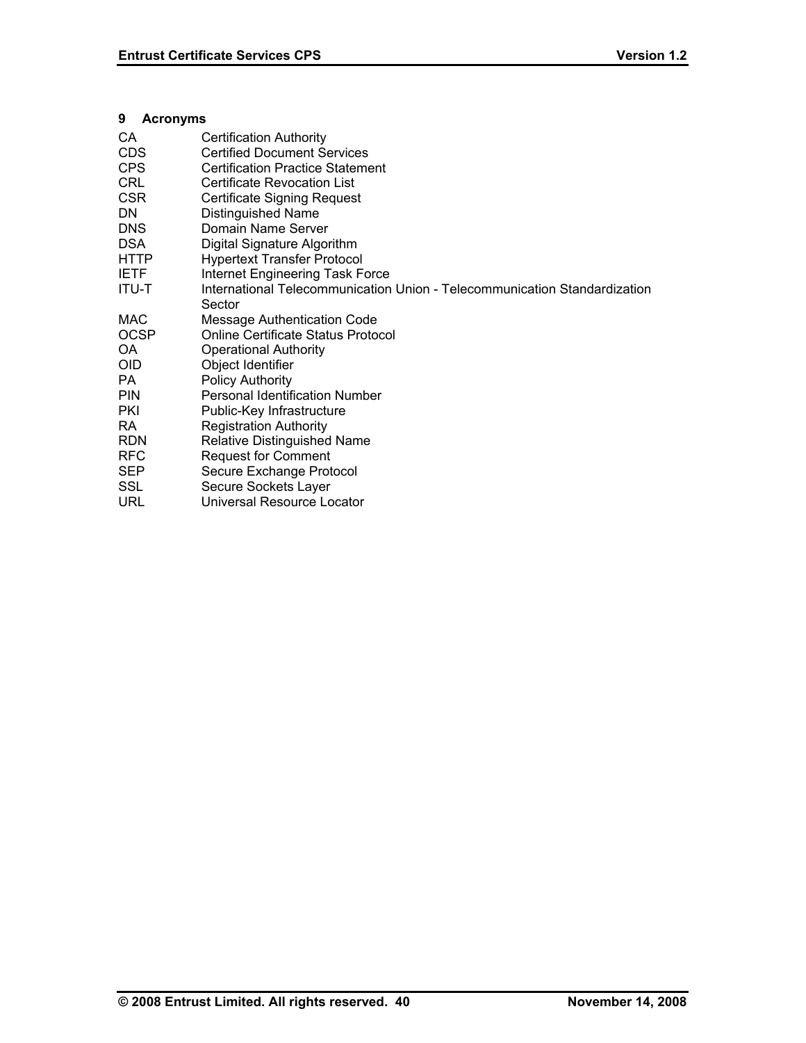# 9 Acronyms

| | |
|---|---|
| CA | Certification Authority |
| CDS | Certified Document Services |
| CPS | Certification Practice Statement |
| CRL | Certificate Revocation List |
| CSR | Certificate Signing Request |
| DN | Distinguished Name |
| DNS | Domain Name Server |
| DSA | Digital Signature Algorithm |
| HTTP | Hypertext Transfer Protocol |
| IETF | Internet Engineering Task Force |
| ITU-T | International Telecommunication Union - Telecommunication Standardization Sector |
| MAC | Message Authentication Code |
| OCSP | Online Certificate Status Protocol |
| OA | Operational Authority |
| OID | Object Identifier |
| PA | Policy Authority |
| PIN | Personal Identification Number |
| PKI | Public-Key Infrastructure |
| RA | Registration Authority |
| RDN | Relative Distinguished Name |
| RFC | Request for Comment |
| SEP | Secure Exchange Protocol |
| SSL | Secure Sockets Layer |
| URL | Universal Resource Locator |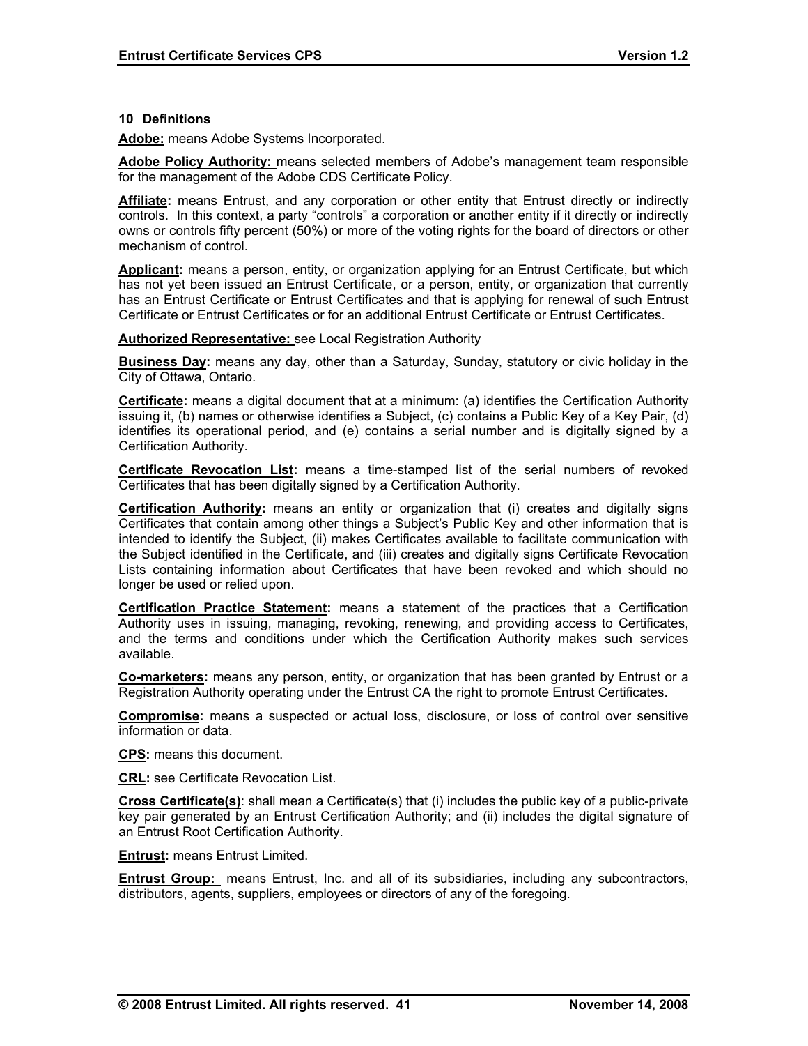## 10 Definitions

**Adobe:** means Adobe Systems Incorporated.

**Adobe Policy Authority:** means selected members of Adobe's management team responsible for the management of the Adobe CDS Certificate Policy.

**Affiliate:** means Entrust, and any corporation or other entity that Entrust directly or indirectly controls. In this context, a party "controls" a corporation or another entity if it directly or indirectly owns or controls fifty percent (50%) or more of the voting rights for the board of directors or other mechanism of control.

**Applicant:** means a person, entity, or organization applying for an Entrust Certificate, but which has not yet been issued an Entrust Certificate, or a person, entity, or organization that currently has an Entrust Certificate or Entrust Certificates and that is applying for renewal of such Entrust Certificate or Entrust Certificates or for an additional Entrust Certificate or Entrust Certificates.

**Authorized Representative:** see Local Registration Authority

**Business Day:** means any day, other than a Saturday, Sunday, statutory or civic holiday in the City of Ottawa, Ontario.

**Certificate:** means a digital document that at a minimum: (a) identifies the Certification Authority issuing it, (b) names or otherwise identifies a Subject, (c) contains a Public Key of a Key Pair, (d) identifies its operational period, and (e) contains a serial number and is digitally signed by a Certification Authority.

**Certificate Revocation List:** means a time-stamped list of the serial numbers of revoked Certificates that has been digitally signed by a Certification Authority.

**Certification Authority:** means an entity or organization that (i) creates and digitally signs Certificates that contain among other things a Subject's Public Key and other information that is intended to identify the Subject, (ii) makes Certificates available to facilitate communication with the Subject identified in the Certificate, and (iii) creates and digitally signs Certificate Revocation Lists containing information about Certificates that have been revoked and which should no longer be used or relied upon.

**Certification Practice Statement:** means a statement of the practices that a Certification Authority uses in issuing, managing, revoking, renewing, and providing access to Certificates, and the terms and conditions under which the Certification Authority makes such services available.

**Co-marketers:** means any person, entity, or organization that has been granted by Entrust or a Registration Authority operating under the Entrust CA the right to promote Entrust Certificates.

**Compromise:** means a suspected or actual loss, disclosure, or loss of control over sensitive information or data.

**CPS:** means this document.

**CRL:** see Certificate Revocation List.

**Cross Certificate(s)**: shall mean a Certificate(s) that (i) includes the public key of a public-private key pair generated by an Entrust Certification Authority; and (ii) includes the digital signature of an Entrust Root Certification Authority.

**Entrust:** means Entrust Limited.

**Entrust Group:** means Entrust, Inc. and all of its subsidiaries, including any subcontractors, distributors, agents, suppliers, employees or directors of any of the foregoing.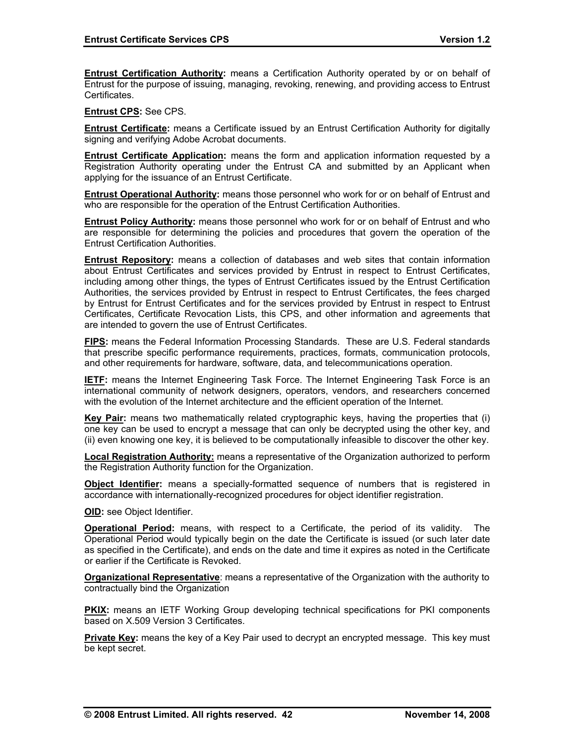**Entrust Certification Authority:** means a Certification Authority operated by or on behalf of Entrust for the purpose of issuing, managing, revoking, renewing, and providing access to Entrust Certificates.

**Entrust CPS:** See CPS.

**Entrust Certificate:** means a Certificate issued by an Entrust Certification Authority for digitally signing and verifying Adobe Acrobat documents.

**Entrust Certificate Application:** means the form and application information requested by a Registration Authority operating under the Entrust CA and submitted by an Applicant when applying for the issuance of an Entrust Certificate.

**Entrust Operational Authority:** means those personnel who work for or on behalf of Entrust and who are responsible for the operation of the Entrust Certification Authorities.

**Entrust Policy Authority:** means those personnel who work for or on behalf of Entrust and who are responsible for determining the policies and procedures that govern the operation of the Entrust Certification Authorities.

**Entrust Repository:** means a collection of databases and web sites that contain information about Entrust Certificates and services provided by Entrust in respect to Entrust Certificates, including among other things, the types of Entrust Certificates issued by the Entrust Certification Authorities, the services provided by Entrust in respect to Entrust Certificates, the fees charged by Entrust for Entrust Certificates and for the services provided by Entrust in respect to Entrust Certificates, Certificate Revocation Lists, this CPS, and other information and agreements that are intended to govern the use of Entrust Certificates.

**FIPS:** means the Federal Information Processing Standards. These are U.S. Federal standards that prescribe specific performance requirements, practices, formats, communication protocols, and other requirements for hardware, software, data, and telecommunications operation.

**IETF:** means the Internet Engineering Task Force. The Internet Engineering Task Force is an international community of network designers, operators, vendors, and researchers concerned with the evolution of the Internet architecture and the efficient operation of the Internet.

**Key Pair:** means two mathematically related cryptographic keys, having the properties that (i) one key can be used to encrypt a message that can only be decrypted using the other key, and (ii) even knowing one key, it is believed to be computationally infeasible to discover the other key.

**Local Registration Authority:** means a representative of the Organization authorized to perform the Registration Authority function for the Organization.

**Object Identifier:** means a specially-formatted sequence of numbers that is registered in accordance with internationally-recognized procedures for object identifier registration.

**OID:** see Object Identifier.

**Operational Period:** means, with respect to a Certificate, the period of its validity. The Operational Period would typically begin on the date the Certificate is issued (or such later date as specified in the Certificate), and ends on the date and time it expires as noted in the Certificate or earlier if the Certificate is Revoked.

**Organizational Representative**: means a representative of the Organization with the authority to contractually bind the Organization

**PKIX:** means an IETF Working Group developing technical specifications for PKI components based on X.509 Version 3 Certificates.

**Private Key:** means the key of a Key Pair used to decrypt an encrypted message. This key must be kept secret.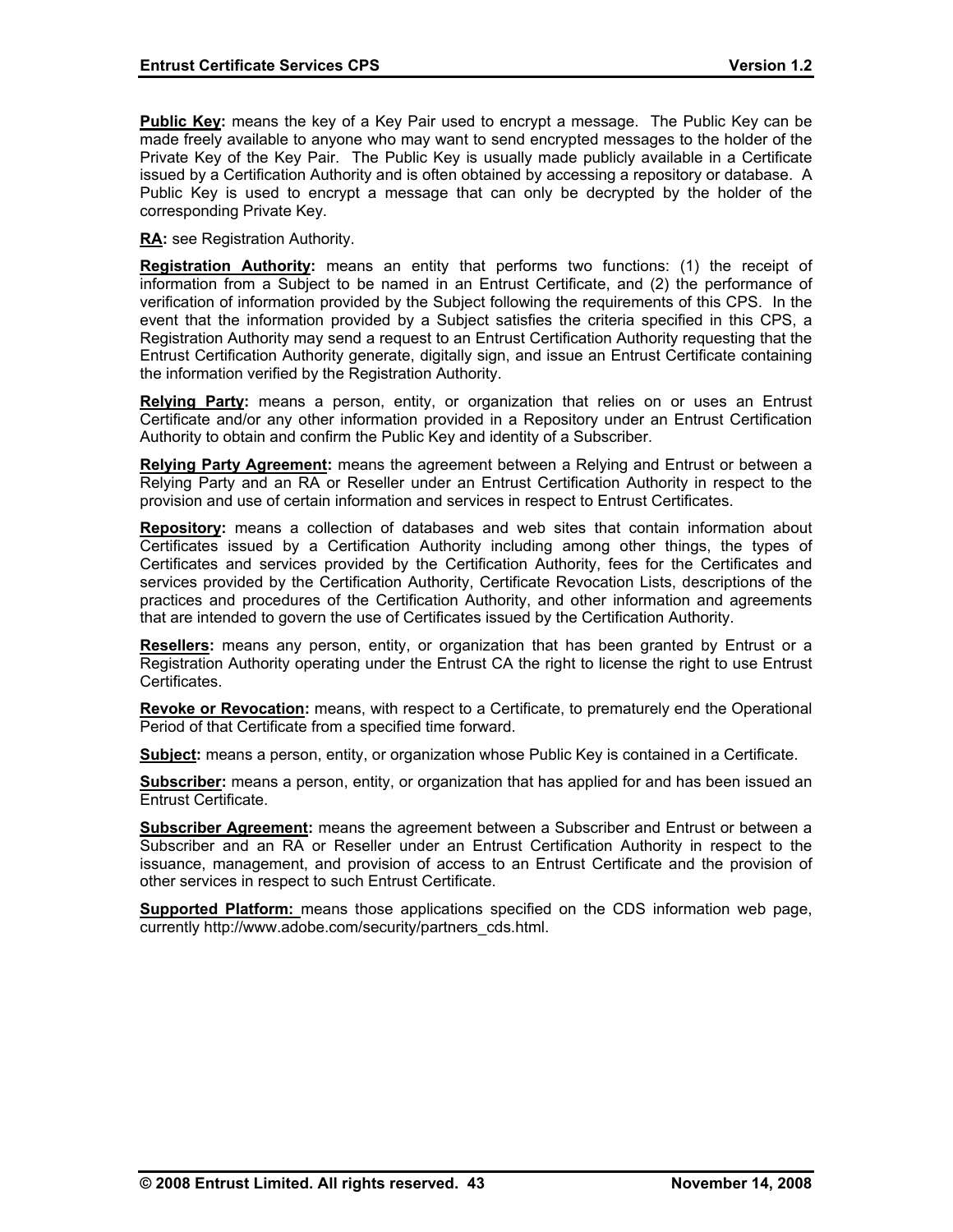**Public Key:** means the key of a Key Pair used to encrypt a message. The Public Key can be made freely available to anyone who may want to send encrypted messages to the holder of the Private Key of the Key Pair. The Public Key is usually made publicly available in a Certificate issued by a Certification Authority and is often obtained by accessing a repository or database. A Public Key is used to encrypt a message that can only be decrypted by the holder of the corresponding Private Key.

**RA:** see Registration Authority.

**Registration Authority:** means an entity that performs two functions: (1) the receipt of information from a Subject to be named in an Entrust Certificate, and (2) the performance of verification of information provided by the Subject following the requirements of this CPS. In the event that the information provided by a Subject satisfies the criteria specified in this CPS, a Registration Authority may send a request to an Entrust Certification Authority requesting that the Entrust Certification Authority generate, digitally sign, and issue an Entrust Certificate containing the information verified by the Registration Authority.

**Relying Party:** means a person, entity, or organization that relies on or uses an Entrust Certificate and/or any other information provided in a Repository under an Entrust Certification Authority to obtain and confirm the Public Key and identity of a Subscriber.

**Relying Party Agreement:** means the agreement between a Relying and Entrust or between a Relying Party and an RA or Reseller under an Entrust Certification Authority in respect to the provision and use of certain information and services in respect to Entrust Certificates.

**Repository:** means a collection of databases and web sites that contain information about Certificates issued by a Certification Authority including among other things, the types of Certificates and services provided by the Certification Authority, fees for the Certificates and services provided by the Certification Authority, Certificate Revocation Lists, descriptions of the practices and procedures of the Certification Authority, and other information and agreements that are intended to govern the use of Certificates issued by the Certification Authority.

**Resellers:** means any person, entity, or organization that has been granted by Entrust or a Registration Authority operating under the Entrust CA the right to license the right to use Entrust Certificates.

**Revoke or Revocation:** means, with respect to a Certificate, to prematurely end the Operational Period of that Certificate from a specified time forward.

**Subject:** means a person, entity, or organization whose Public Key is contained in a Certificate.

**Subscriber:** means a person, entity, or organization that has applied for and has been issued an Entrust Certificate.

**Subscriber Agreement:** means the agreement between a Subscriber and Entrust or between a Subscriber and an RA or Reseller under an Entrust Certification Authority in respect to the issuance, management, and provision of access to an Entrust Certificate and the provision of other services in respect to such Entrust Certificate.

**Supported Platform:** means those applications specified on the CDS information web page, currently http://www.adobe.com/security/partners_cds.html.